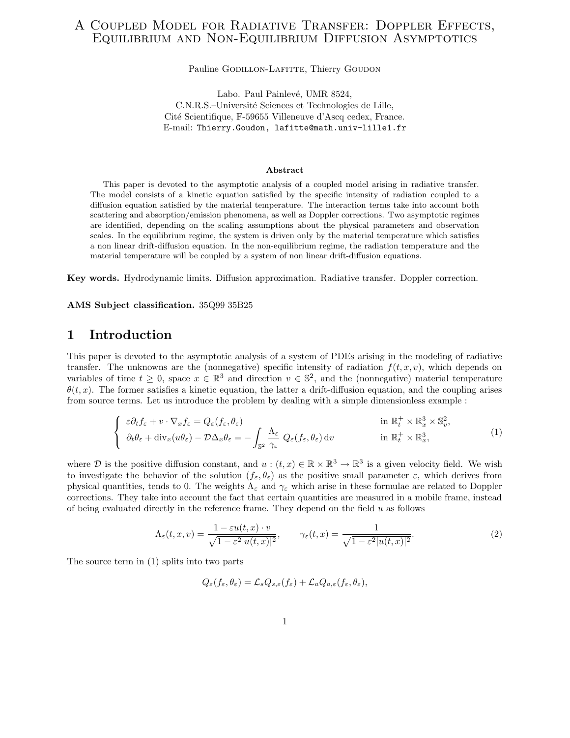# A Coupled Model for Radiative Transfer: Doppler Effects, Equilibrium and Non-Equilibrium Diffusion Asymptotics

Pauline Godillon-Lafitte, Thierry Goudon

Labo. Paul Painlevé, UMR 8524,
C.N.R.S.–Université Sciences et Technologies de Lille,
Cité Scientifique, F-59655 Villeneuve d'Ascq cedex, France.
E-mail: Thierry.Goudon, lafitte@math.univ-lille1.fr

### Abstract

This paper is devoted to the asymptotic analysis of a coupled model arising in radiative transfer. The model consists of a kinetic equation satisfied by the specific intensity of radiation coupled to a diffusion equation satisfied by the material temperature. The interaction terms take into account both scattering and absorption/emission phenomena, as well as Doppler corrections. Two asymptotic regimes are identified, depending on the scaling assumptions about the physical parameters and observation scales. In the equilibrium regime, the system is driven only by the material temperature which satisfies a non linear drift-diffusion equation. In the non-equilibrium regime, the radiation temperature and the material temperature will be coupled by a system of non linear drift-diffusion equations.

**Key words.** Hydrodynamic limits. Diffusion approximation. Radiative transfer. Doppler correction.

**AMS Subject classification.** 35Q99 35B25

## 1 Introduction

This paper is devoted to the asymptotic analysis of a system of PDEs arising in the modeling of radiative transfer. The unknowns are the (nonnegative) specific intensity of radiation $f(t, x, v)$, which depends on variables of time $t \geq 0$, space $x \in \mathbb{R}^3$ and direction $v \in \mathbb{S}^2$, and the (nonnegative) material temperature $\theta(t, x)$. The former satisfies a kinetic equation, the latter a drift-diffusion equation, and the coupling arises from source terms. Let us introduce the problem by dealing with a simple dimensionless example :

$$
\begin{cases}
\varepsilon \partial_t f_\varepsilon + v \cdot \nabla_x f_\varepsilon = Q_\varepsilon(f_\varepsilon, \theta_\varepsilon) & \text{in } \mathbb{R}_t^+ \times \mathbb{R}_x^3 \times \mathbb{S}_v^2, \\
\partial_t \theta_\varepsilon + \operatorname{div}_x(u\theta_\varepsilon) - \mathcal{D}\Delta_x \theta_\varepsilon = -\displaystyle\int_{\mathbb{S}^2} \frac{\Lambda_\varepsilon}{\gamma_\varepsilon}\, Q_\varepsilon(f_\varepsilon, \theta_\varepsilon)\,\mathrm{d}v & \text{in } \mathbb{R}_t^+ \times \mathbb{R}_x^3,
\end{cases}
\tag{1}
$$

where $\mathcal{D}$ is the positive diffusion constant, and $u : (t, x) \in \mathbb{R} \times \mathbb{R}^3 \to \mathbb{R}^3$ is a given velocity field. We wish to investigate the behavior of the solution $(f_\varepsilon, \theta_\varepsilon)$ as the positive small parameter $\varepsilon$, which derives from physical quantities, tends to 0. The weights $\Lambda_\varepsilon$ and $\gamma_\varepsilon$ which arise in these formulae are related to Doppler corrections. They take into account the fact that certain quantities are measured in a mobile frame, instead of being evaluated directly in the reference frame. They depend on the field $u$ as follows

$$
\Lambda_\varepsilon(t, x, v) = \frac{1 - \varepsilon u(t, x) \cdot v}{\sqrt{1 - \varepsilon^2 |u(t, x)|^2}}, \qquad \gamma_\varepsilon(t, x) = \frac{1}{\sqrt{1 - \varepsilon^2 |u(t, x)|^2}}.
\tag{2}
$$

The source term in (1) splits into two parts

$$
Q_\varepsilon(f_\varepsilon, \theta_\varepsilon) = \mathcal{L}_s Q_{s,\varepsilon}(f_\varepsilon) + \mathcal{L}_a Q_{a,\varepsilon}(f_\varepsilon, \theta_\varepsilon),
$$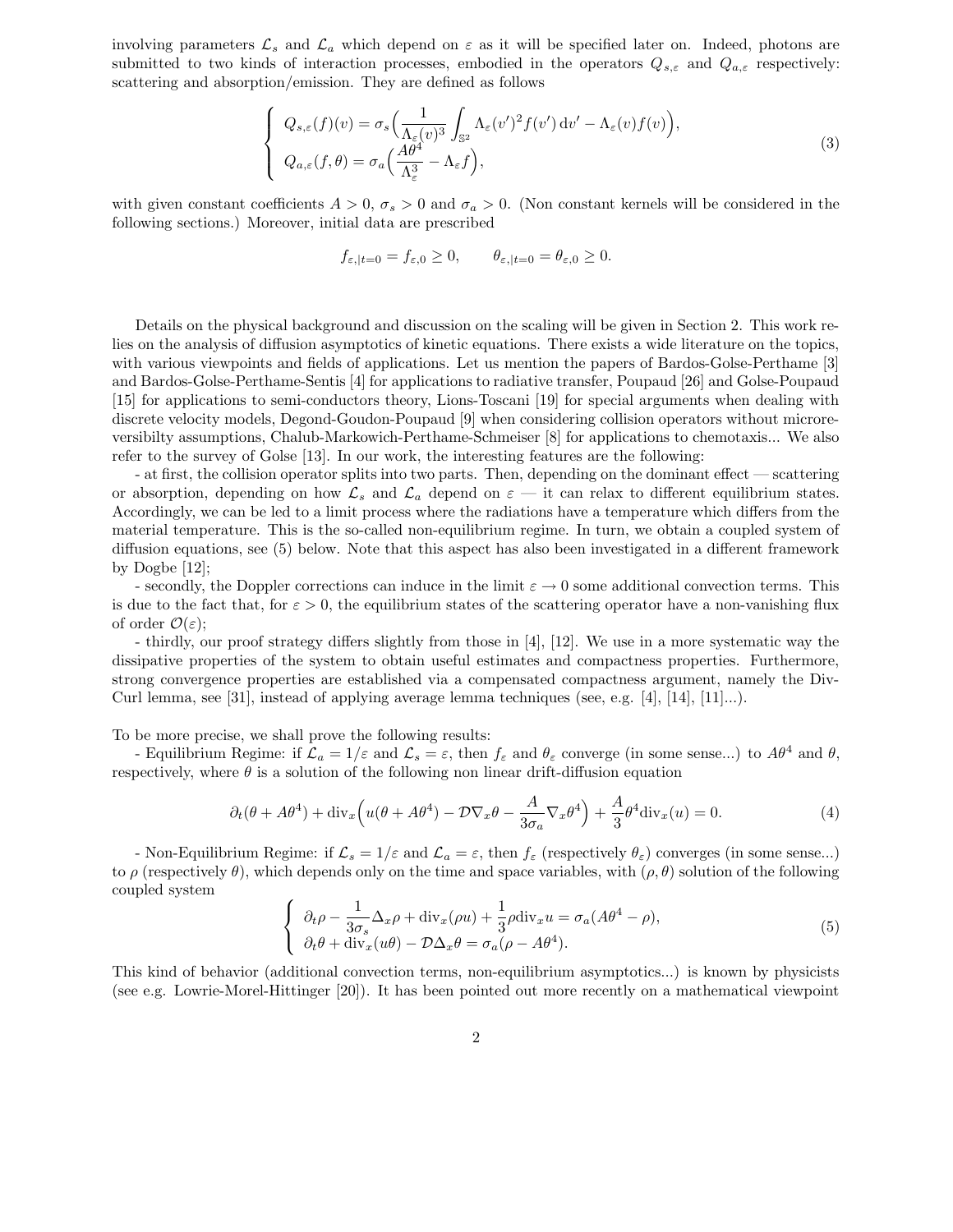involving parameters $\mathcal{L}_s$ and $\mathcal{L}_a$ which depend on $\varepsilon$ as it will be specified later on. Indeed, photons are submitted to two kinds of interaction processes, embodied in the operators $Q_{s,\varepsilon}$ and $Q_{a,\varepsilon}$ respectively: scattering and absorption/emission. They are defined as follows

$$
\begin{cases}
Q_{s,\varepsilon}(f)(v) = \sigma_s\Big(\dfrac{1}{\Lambda_\varepsilon(v)^3}\displaystyle\int_{\mathbb{S}^2}\Lambda_\varepsilon(v')^2 f(v')\,\mathrm{d}v' - \Lambda_\varepsilon(v)f(v)\Big),\\[2mm]
Q_{a,\varepsilon}(f,\theta) = \sigma_a\Big(\dfrac{A\theta^4}{\Lambda_\varepsilon^3} - \Lambda_\varepsilon f\Big),
\end{cases}
\tag{3}
$$

with given constant coefficients $A > 0$, $\sigma_s > 0$ and $\sigma_a > 0$. (Non constant kernels will be considered in the following sections.) Moreover, initial data are prescribed

$$
f_{\varepsilon,|t=0} = f_{\varepsilon,0} \geq 0, \qquad \theta_{\varepsilon,|t=0} = \theta_{\varepsilon,0} \geq 0.
$$

Details on the physical background and discussion on the scaling will be given in Section 2. This work relies on the analysis of diffusion asymptotics of kinetic equations. There exists a wide literature on the topics, with various viewpoints and fields of applications. Let us mention the papers of Bardos-Golse-Perthame [3] and Bardos-Golse-Perthame-Sentis [4] for applications to radiative transfer, Poupaud [26] and Golse-Poupaud [15] for applications to semi-conductors theory, Lions-Toscani [19] for special arguments when dealing with discrete velocity models, Degond-Goudon-Poupaud [9] when considering collision operators without microreversibilty assumptions, Chalub-Markowich-Perthame-Schmeiser [8] for applications to chemotaxis... We also refer to the survey of Golse [13]. In our work, the interesting features are the following:

- at first, the collision operator splits into two parts. Then, depending on the dominant effect — scattering or absorption, depending on how $\mathcal{L}_s$ and $\mathcal{L}_a$ depend on $\varepsilon$ — it can relax to different equilibrium states. Accordingly, we can be led to a limit process where the radiations have a temperature which differs from the material temperature. This is the so-called non-equilibrium regime. In turn, we obtain a coupled system of diffusion equations, see (5) below. Note that this aspect has also been investigated in a different framework by Dogbe [12];

- secondly, the Doppler corrections can induce in the limit $\varepsilon \to 0$ some additional convection terms. This is due to the fact that, for $\varepsilon > 0$, the equilibrium states of the scattering operator have a non-vanishing flux of order $\mathcal{O}(\varepsilon)$;

- thirdly, our proof strategy differs slightly from those in [4], [12]. We use in a more systematic way the dissipative properties of the system to obtain useful estimates and compactness properties. Furthermore, strong convergence properties are established via a compensated compactness argument, namely the Div-Curl lemma, see [31], instead of applying average lemma techniques (see, e.g. [4], [14], [11]...).

To be more precise, we shall prove the following results:

- Equilibrium Regime: if $\mathcal{L}_a = 1/\varepsilon$ and $\mathcal{L}_s = \varepsilon$, then $f_\varepsilon$ and $\theta_\varepsilon$ converge (in some sense...) to $A\theta^4$ and $\theta$, respectively, where $\theta$ is a solution of the following non linear drift-diffusion equation

$$
\partial_t(\theta + A\theta^4) + \mathrm{div}_x\Big(u(\theta + A\theta^4) - \mathcal{D}\nabla_x\theta - \frac{A}{3\sigma_a}\nabla_x\theta^4\Big) + \frac{A}{3}\theta^4\mathrm{div}_x(u) = 0.
\tag{4}
$$

- Non-Equilibrium Regime: if $\mathcal{L}_s = 1/\varepsilon$ and $\mathcal{L}_a = \varepsilon$, then $f_\varepsilon$ (respectively $\theta_\varepsilon$) converges (in some sense...) to $\rho$ (respectively $\theta$), which depends only on the time and space variables, with $(\rho, \theta)$ solution of the following coupled system

$$
\begin{cases}
\partial_t\rho - \dfrac{1}{3\sigma_s}\Delta_x\rho + \mathrm{div}_x(\rho u) + \dfrac{1}{3}\rho\,\mathrm{div}_x u = \sigma_a(A\theta^4 - \rho),\\[2mm]
\partial_t\theta + \mathrm{div}_x(u\theta) - \mathcal{D}\Delta_x\theta = \sigma_a(\rho - A\theta^4).
\end{cases}
\tag{5}
$$

This kind of behavior (additional convection terms, non-equilibrium asymptotics...) is known by physicists (see e.g. Lowrie-Morel-Hittinger [20]). It has been pointed out more recently on a mathematical viewpoint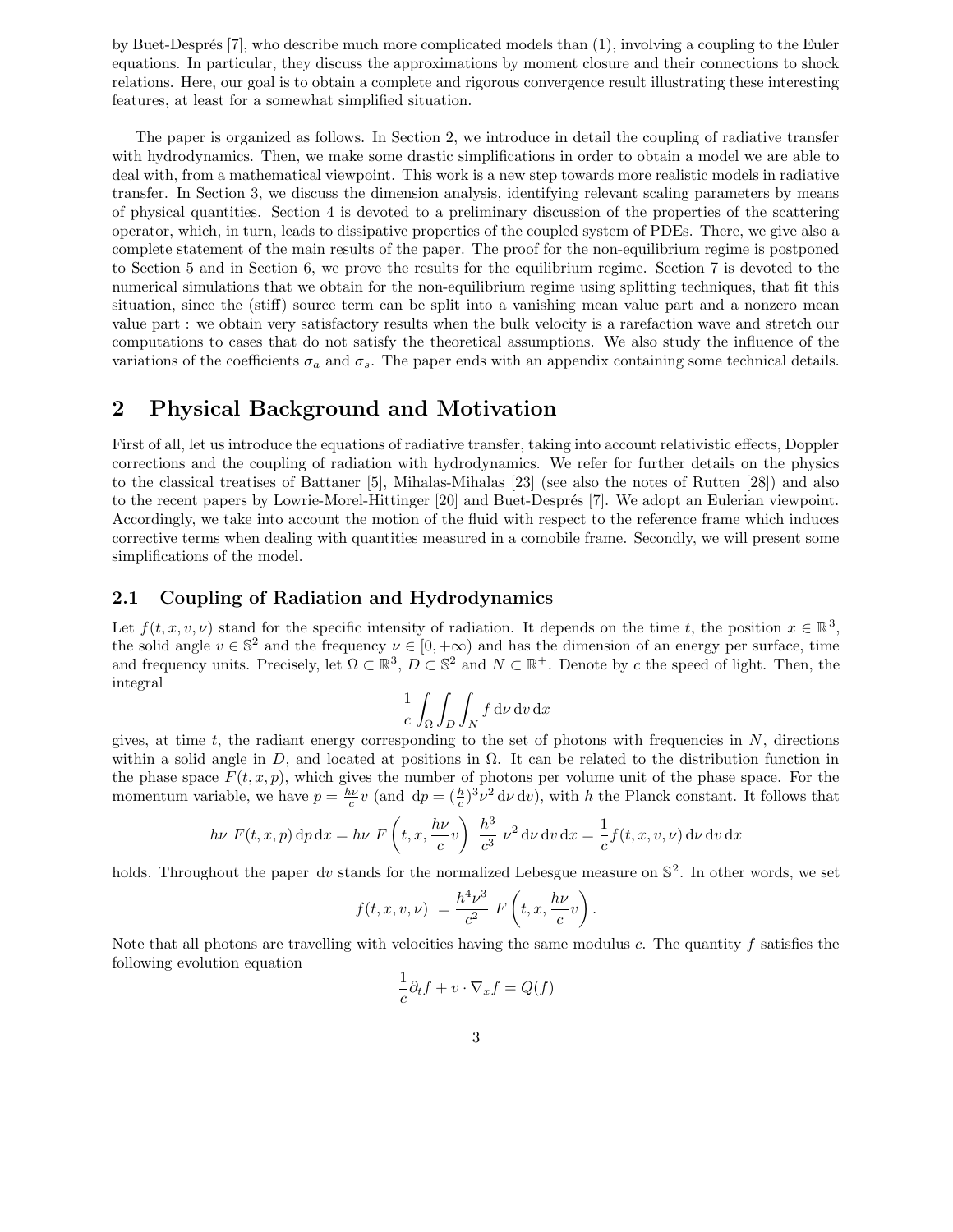by Buet-Després [7], who describe much more complicated models than (1), involving a coupling to the Euler equations. In particular, they discuss the approximations by moment closure and their connections to shock relations. Here, our goal is to obtain a complete and rigorous convergence result illustrating these interesting features, at least for a somewhat simplified situation.

The paper is organized as follows. In Section 2, we introduce in detail the coupling of radiative transfer with hydrodynamics. Then, we make some drastic simplifications in order to obtain a model we are able to deal with, from a mathematical viewpoint. This work is a new step towards more realistic models in radiative transfer. In Section 3, we discuss the dimension analysis, identifying relevant scaling parameters by means of physical quantities. Section 4 is devoted to a preliminary discussion of the properties of the scattering operator, which, in turn, leads to dissipative properties of the coupled system of PDEs. There, we give also a complete statement of the main results of the paper. The proof for the non-equilibrium regime is postponed to Section 5 and in Section 6, we prove the results for the equilibrium regime. Section 7 is devoted to the numerical simulations that we obtain for the non-equilibrium regime using splitting techniques, that fit this situation, since the (stiff) source term can be split into a vanishing mean value part and a nonzero mean value part : we obtain very satisfactory results when the bulk velocity is a rarefaction wave and stretch our computations to cases that do not satisfy the theoretical assumptions. We also study the influence of the variations of the coefficients $\sigma_a$ and $\sigma_s$. The paper ends with an appendix containing some technical details.

# 2 Physical Background and Motivation

First of all, let us introduce the equations of radiative transfer, taking into account relativistic effects, Doppler corrections and the coupling of radiation with hydrodynamics. We refer for further details on the physics to the classical treatises of Battaner [5], Mihalas-Mihalas [23] (see also the notes of Rutten [28]) and also to the recent papers by Lowrie-Morel-Hittinger [20] and Buet-Després [7]. We adopt an Eulerian viewpoint. Accordingly, we take into account the motion of the fluid with respect to the reference frame which induces corrective terms when dealing with quantities measured in a comobile frame. Secondly, we will present some simplifications of the model.

## 2.1 Coupling of Radiation and Hydrodynamics

Let $f(t, x, v, \nu)$ stand for the specific intensity of radiation. It depends on the time $t$, the position $x \in \mathbb{R}^3$, the solid angle $v \in \mathbb{S}^2$ and the frequency $\nu \in [0, +\infty)$ and has the dimension of an energy per surface, time and frequency units. Precisely, let $\Omega \subset \mathbb{R}^3$, $D \subset \mathbb{S}^2$ and $N \subset \mathbb{R}^+$. Denote by $c$ the speed of light. Then, the integral

$$\frac{1}{c} \int_\Omega \int_D \int_N f \, \mathrm{d}\nu \, \mathrm{d}v \, \mathrm{d}x$$

gives, at time $t$, the radiant energy corresponding to the set of photons with frequencies in $N$, directions within a solid angle in $D$, and located at positions in $\Omega$. It can be related to the distribution function in the phase space $F(t, x, p)$, which gives the number of photons per volume unit of the phase space. For the momentum variable, we have $p = \frac{h\nu}{c} v$ (and $\mathrm{d}p = (\frac{h}{c})^3 \nu^2 \, \mathrm{d}\nu \, \mathrm{d}v$), with $h$ the Planck constant. It follows that

$$h\nu \; F(t, x, p) \, \mathrm{d}p \, \mathrm{d}x = h\nu \; F\left(t, x, \frac{h\nu}{c} v\right) \; \frac{h^3}{c^3} \; \nu^2 \, \mathrm{d}\nu \, \mathrm{d}v \, \mathrm{d}x = \frac{1}{c} f(t, x, v, \nu) \, \mathrm{d}\nu \, \mathrm{d}v \, \mathrm{d}x$$

holds. Throughout the paper $\mathrm{d}v$ stands for the normalized Lebesgue measure on $\mathbb{S}^2$. In other words, we set

$$f(t, x, v, \nu) \; = \frac{h^4 \nu^3}{c^2} \; F\left(t, x, \frac{h\nu}{c} v\right).$$

Note that all photons are travelling with velocities having the same modulus $c$. The quantity $f$ satisfies the following evolution equation

$$\frac{1}{c} \partial_t f + v \cdot \nabla_x f = Q(f)$$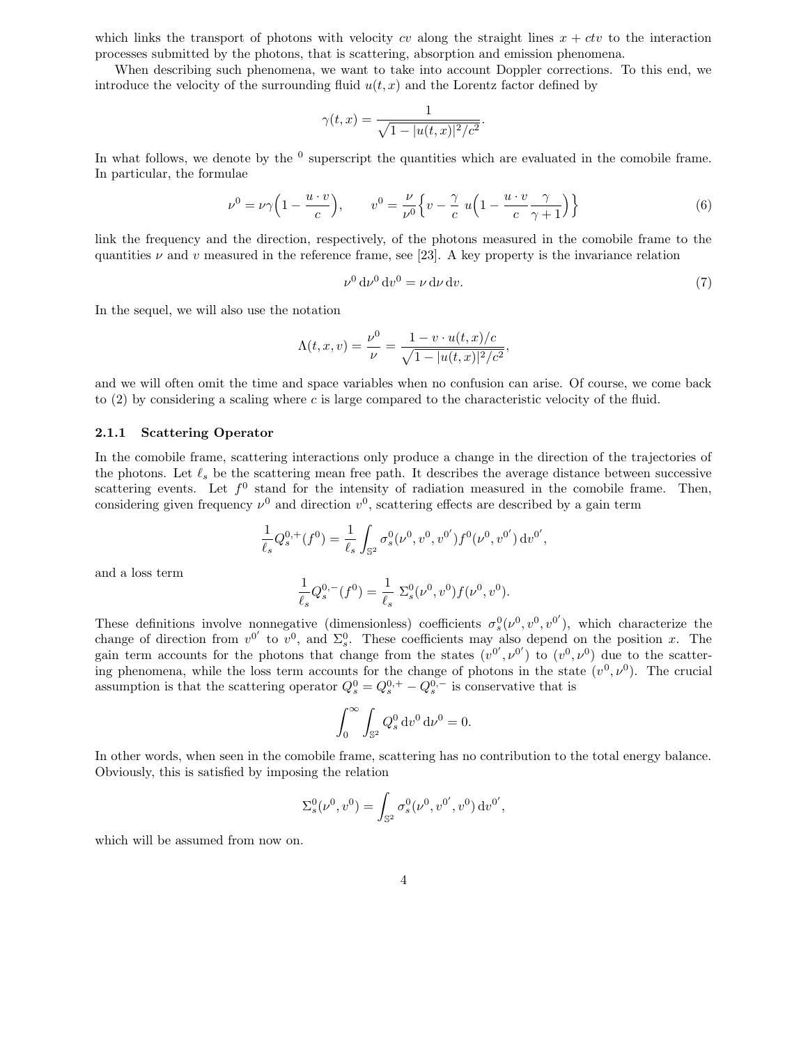which links the transport of photons with velocity $cv$ along the straight lines $x + ctv$ to the interaction processes submitted by the photons, that is scattering, absorption and emission phenomena.

When describing such phenomena, we want to take into account Doppler corrections. To this end, we introduce the velocity of the surrounding fluid $u(t,x)$ and the Lorentz factor defined by

$$\gamma(t,x) = \frac{1}{\sqrt{1 - |u(t,x)|^2/c^2}}.$$

In what follows, we denote by the $^0$ superscript the quantities which are evaluated in the comobile frame. In particular, the formulae

$$\nu^0 = \nu\gamma\Big(1 - \frac{u\cdot v}{c}\Big), \qquad v^0 = \frac{\nu}{\nu^0}\Big\{v - \frac{\gamma}{c}\ u\Big(1 - \frac{u\cdot v}{c}\frac{\gamma}{\gamma+1}\Big)\Big\} \tag{6}$$

link the frequency and the direction, respectively, of the photons measured in the comobile frame to the quantities $\nu$ and $v$ measured in the reference frame, see [23]. A key property is the invariance relation

$$\nu^0\,\mathrm{d}\nu^0\,\mathrm{d}v^0 = \nu\,\mathrm{d}\nu\,\mathrm{d}v. \tag{7}$$

In the sequel, we will also use the notation

$$\Lambda(t,x,v) = \frac{\nu^0}{\nu} = \frac{1 - v\cdot u(t,x)/c}{\sqrt{1 - |u(t,x)|^2/c^2}},$$

and we will often omit the time and space variables when no confusion can arise. Of course, we come back to (2) by considering a scaling where $c$ is large compared to the characteristic velocity of the fluid.

### 2.1.1 Scattering Operator

In the comobile frame, scattering interactions only produce a change in the direction of the trajectories of the photons. Let $\ell_s$ be the scattering mean free path. It describes the average distance between successive scattering events. Let $f^0$ stand for the intensity of radiation measured in the comobile frame. Then, considering given frequency $\nu^0$ and direction $v^0$, scattering effects are described by a gain term

$$\frac{1}{\ell_s}Q_s^{0,+}(f^0) = \frac{1}{\ell_s}\int_{\mathbb{S}^2}\sigma_s^0(\nu^0,v^0,v^{0'})f^0(\nu^0,v^{0'})\,\mathrm{d}v^{0'},$$

and a loss term

$$\frac{1}{\ell_s}Q_s^{0,-}(f^0) = \frac{1}{\ell_s}\ \Sigma_s^0(\nu^0,v^0)f(\nu^0,v^0).$$

These definitions involve nonnegative (dimensionless) coefficients $\sigma_s^0(\nu^0,v^0,v^{0'})$, which characterize the change of direction from $v^{0'}$ to $v^0$, and $\Sigma_s^0$. These coefficients may also depend on the position $x$. The gain term accounts for the photons that change from the states $(v^{0'},\nu^{0'})$ to $(v^0,\nu^0)$ due to the scattering phenomena, while the loss term accounts for the change of photons in the state $(v^0,\nu^0)$. The crucial assumption is that the scattering operator $Q_s^0 = Q_s^{0,+} - Q_s^{0,-}$ is conservative that is

$$\int_0^\infty\int_{\mathbb{S}^2} Q_s^0\,\mathrm{d}v^0\,\mathrm{d}\nu^0 = 0.$$

In other words, when seen in the comobile frame, scattering has no contribution to the total energy balance. Obviously, this is satisfied by imposing the relation

$$\Sigma_s^0(\nu^0,v^0) = \int_{\mathbb{S}^2}\sigma_s^0(\nu^0,v^{0'},v^0)\,\mathrm{d}v^{0'},$$

which will be assumed from now on.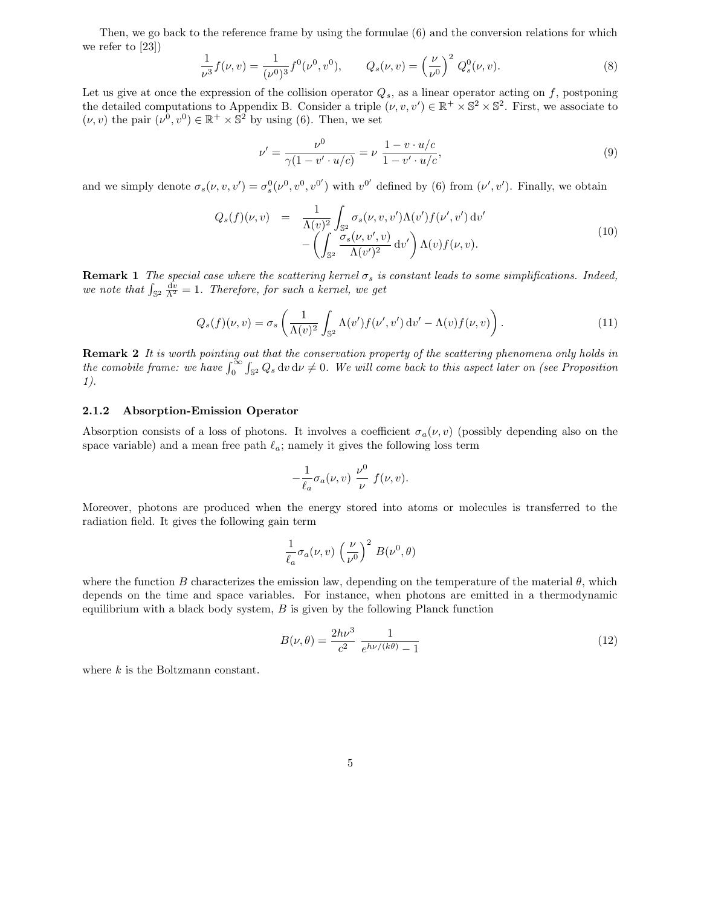Then, we go back to the reference frame by using the formulae (6) and the conversion relations for which we refer to [23])

$$\frac{1}{\nu^3} f(\nu, v) = \frac{1}{(\nu^0)^3} f^0(\nu^0, v^0), \qquad Q_s(\nu, v) = \left(\frac{\nu}{\nu^0}\right)^2 Q_s^0(\nu, v). \tag{8}$$

Let us give at once the expression of the collision operator $Q_s$, as a linear operator acting on $f$, postponing the detailed computations to Appendix B. Consider a triple $(\nu, v, v') \in \mathbb{R}^+ \times \mathbb{S}^2 \times \mathbb{S}^2$. First, we associate to $(\nu, v)$ the pair $(\nu^0, v^0) \in \mathbb{R}^+ \times \mathbb{S}^2$ by using (6). Then, we set

$$\nu' = \frac{\nu^0}{\gamma(1 - v' \cdot u/c)} = \nu \, \frac{1 - v \cdot u/c}{1 - v' \cdot u/c}, \tag{9}$$

and we simply denote $\sigma_s(\nu, v, v') = \sigma_s^0(\nu^0, v^0, v^{0'})$ with $v^{0'}$ defined by (6) from $(\nu', v')$. Finally, we obtain

$$\begin{aligned} Q_s(f)(\nu, v) \quad &= \quad \frac{1}{\Lambda(v)^2} \int_{\mathbb{S}^2} \sigma_s(\nu, v, v') \Lambda(v') f(\nu', v') \, \mathrm{d}v' \\ &\quad - \left( \int_{\mathbb{S}^2} \frac{\sigma_s(\nu, v', v)}{\Lambda(v')^2} \, \mathrm{d}v' \right) \Lambda(v) f(\nu, v). \end{aligned} \tag{10}$$

**Remark 1** *The special case where the scattering kernel $\sigma_s$ is constant leads to some simplifications. Indeed, we note that $\int_{\mathbb{S}^2} \frac{\mathrm{d}v}{\Lambda^2} = 1$. Therefore, for such a kernel, we get*

$$Q_s(f)(\nu, v) = \sigma_s \left( \frac{1}{\Lambda(v)^2} \int_{\mathbb{S}^2} \Lambda(v') f(\nu', v') \, \mathrm{d}v' - \Lambda(v) f(\nu, v) \right). \tag{11}$$

**Remark 2** *It is worth pointing out that the conservation property of the scattering phenomena only holds in the comobile frame: we have $\int_0^\infty \int_{\mathbb{S}^2} Q_s \, \mathrm{d}v \, \mathrm{d}\nu \neq 0$. We will come back to this aspect later on (see Proposition 1).*

### 2.1.2 Absorption-Emission Operator

Absorption consists of a loss of photons. It involves a coefficient $\sigma_a(\nu, v)$ (possibly depending also on the space variable) and a mean free path $\ell_a$; namely it gives the following loss term

$$-\frac{1}{\ell_a} \sigma_a(\nu, v) \, \frac{\nu^0}{\nu} \, f(\nu, v).$$

Moreover, photons are produced when the energy stored into atoms or molecules is transferred to the radiation field. It gives the following gain term

$$\frac{1}{\ell_a} \sigma_a(\nu, v) \left(\frac{\nu}{\nu^0}\right)^2 B(\nu^0, \theta)$$

where the function $B$ characterizes the emission law, depending on the temperature of the material $\theta$, which depends on the time and space variables. For instance, when photons are emitted in a thermodynamic equilibrium with a black body system, $B$ is given by the following Planck function

$$B(\nu, \theta) = \frac{2h\nu^3}{c^2} \, \frac{1}{e^{h\nu/(k\theta)} - 1} \tag{12}$$

where $k$ is the Boltzmann constant.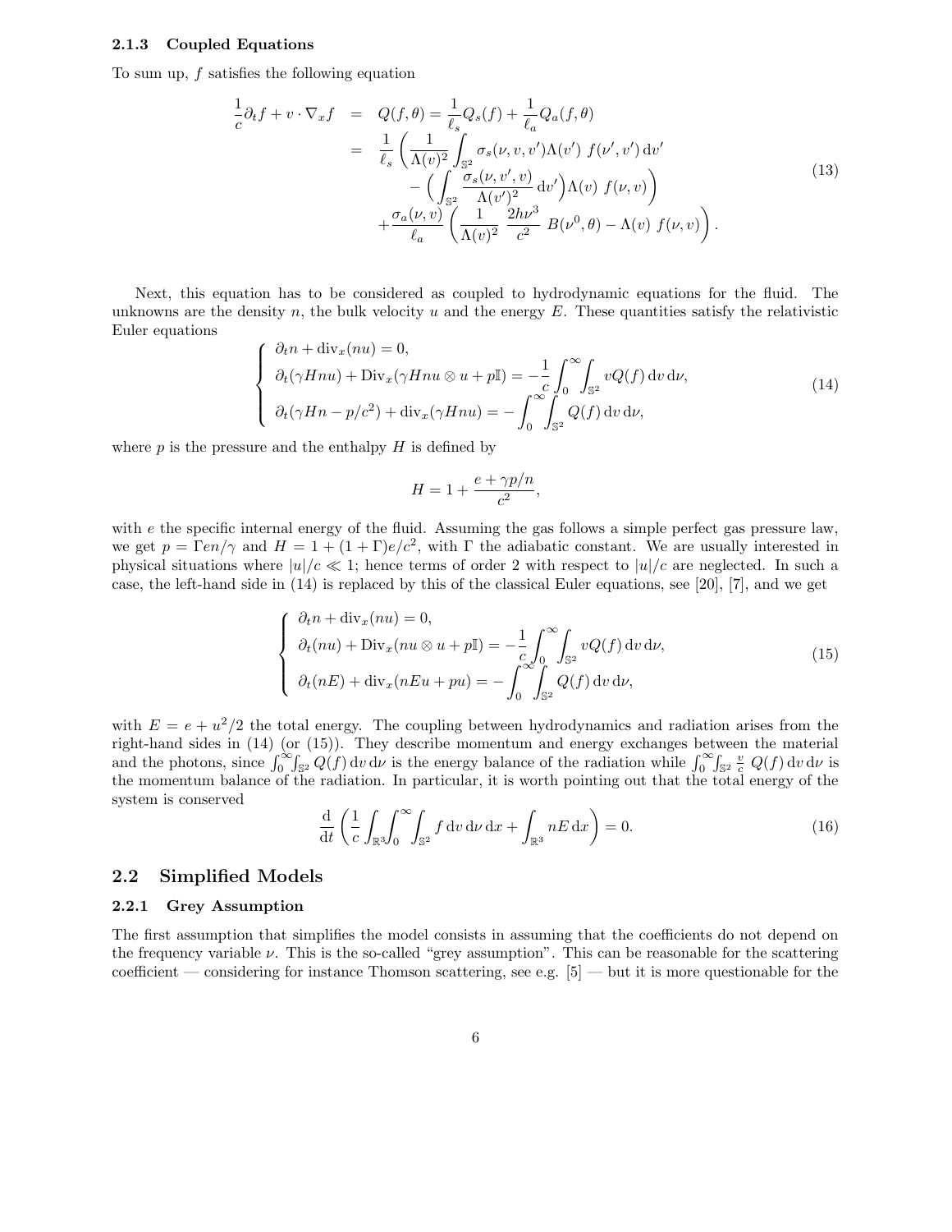### 2.1.3 Coupled Equations

To sum up, $f$ satisfies the following equation

$$
\begin{aligned}
\frac{1}{c}\partial_t f + v\cdot\nabla_x f &= Q(f,\theta) = \frac{1}{\ell_s}Q_s(f) + \frac{1}{\ell_a}Q_a(f,\theta) \\
&= \frac{1}{\ell_s}\left(\frac{1}{\Lambda(v)^2}\int_{\mathbb{S}^2}\sigma_s(\nu,v,v')\Lambda(v')\ f(\nu',v')\,\mathrm{d}v' \right.\\
&\qquad \left. -\Big(\int_{\mathbb{S}^2}\frac{\sigma_s(\nu,v',v)}{\Lambda(v')^2}\,\mathrm{d}v'\Big)\Lambda(v)\ f(\nu,v)\right) \\
&\qquad + \frac{\sigma_a(\nu,v)}{\ell_a}\left(\frac{1}{\Lambda(v)^2}\ \frac{2h\nu^3}{c^2}\ B(\nu^0,\theta) - \Lambda(v)\ f(\nu,v)\right).
\end{aligned}
\tag{13}
$$

Next, this equation has to be considered as coupled to hydrodynamic equations for the fluid. The unknowns are the density $n$, the bulk velocity $u$ and the energy $E$. These quantities satisfy the relativistic Euler equations

$$
\left\{
\begin{array}{l}
\partial_t n + \mathrm{div}_x(nu) = 0,\\
\partial_t(\gamma H n u) + \mathrm{Div}_x(\gamma H n u\otimes u + p\mathbb{I}) = -\dfrac{1}{c}\displaystyle\int_0^\infty\int_{\mathbb{S}^2} vQ(f)\,\mathrm{d}v\,\mathrm{d}\nu,\\
\partial_t(\gamma H n - p/c^2) + \mathrm{div}_x(\gamma H n u) = -\displaystyle\int_0^\infty\int_{\mathbb{S}^2} Q(f)\,\mathrm{d}v\,\mathrm{d}\nu,
\end{array}
\right.
\tag{14}
$$

where $p$ is the pressure and the enthalpy $H$ is defined by

$$
H = 1 + \frac{e + \gamma p/n}{c^2},
$$

with $e$ the specific internal energy of the fluid. Assuming the gas follows a simple perfect gas pressure law, we get $p = \Gamma e n/\gamma$ and $H = 1 + (1+\Gamma)e/c^2$, with $\Gamma$ the adiabatic constant. We are usually interested in physical situations where $|u|/c \ll 1$; hence terms of order 2 with respect to $|u|/c$ are neglected. In such a case, the left-hand side in (14) is replaced by this of the classical Euler equations, see [20], [7], and we get

$$
\left\{
\begin{array}{l}
\partial_t n + \mathrm{div}_x(nu) = 0,\\
\partial_t(nu) + \mathrm{Div}_x(nu\otimes u + p\mathbb{I}) = -\dfrac{1}{c}\displaystyle\int_0^\infty\int_{\mathbb{S}^2} vQ(f)\,\mathrm{d}v\,\mathrm{d}\nu,\\
\partial_t(nE) + \mathrm{div}_x(nEu + pu) = -\displaystyle\int_0^\infty\int_{\mathbb{S}^2} Q(f)\,\mathrm{d}v\,\mathrm{d}\nu,
\end{array}
\right.
\tag{15}
$$

with $E = e + u^2/2$ the total energy. The coupling between hydrodynamics and radiation arises from the right-hand sides in (14) (or (15)). They describe momentum and energy exchanges between the material and the photons, since $\int_0^\infty\int_{\mathbb{S}^2} Q(f)\,\mathrm{d}v\,\mathrm{d}\nu$ is the energy balance of the radiation while $\int_0^\infty\int_{\mathbb{S}^2}\frac{v}{c}\ Q(f)\,\mathrm{d}v\,\mathrm{d}\nu$ is the momentum balance of the radiation. In particular, it is worth pointing out that the total energy of the system is conserved

$$
\frac{\mathrm{d}}{\mathrm{d}t}\left(\frac{1}{c}\int_{\mathbb{R}^3}\int_0^\infty\int_{\mathbb{S}^2} f\,\mathrm{d}v\,\mathrm{d}\nu\,\mathrm{d}x + \int_{\mathbb{R}^3} nE\,\mathrm{d}x\right) = 0.
\tag{16}
$$

## 2.2 Simplified Models

### 2.2.1 Grey Assumption

The first assumption that simplifies the model consists in assuming that the coefficients do not depend on the frequency variable $\nu$. This is the so-called "grey assumption". This can be reasonable for the scattering coefficient — considering for instance Thomson scattering, see e.g. [5] — but it is more questionable for the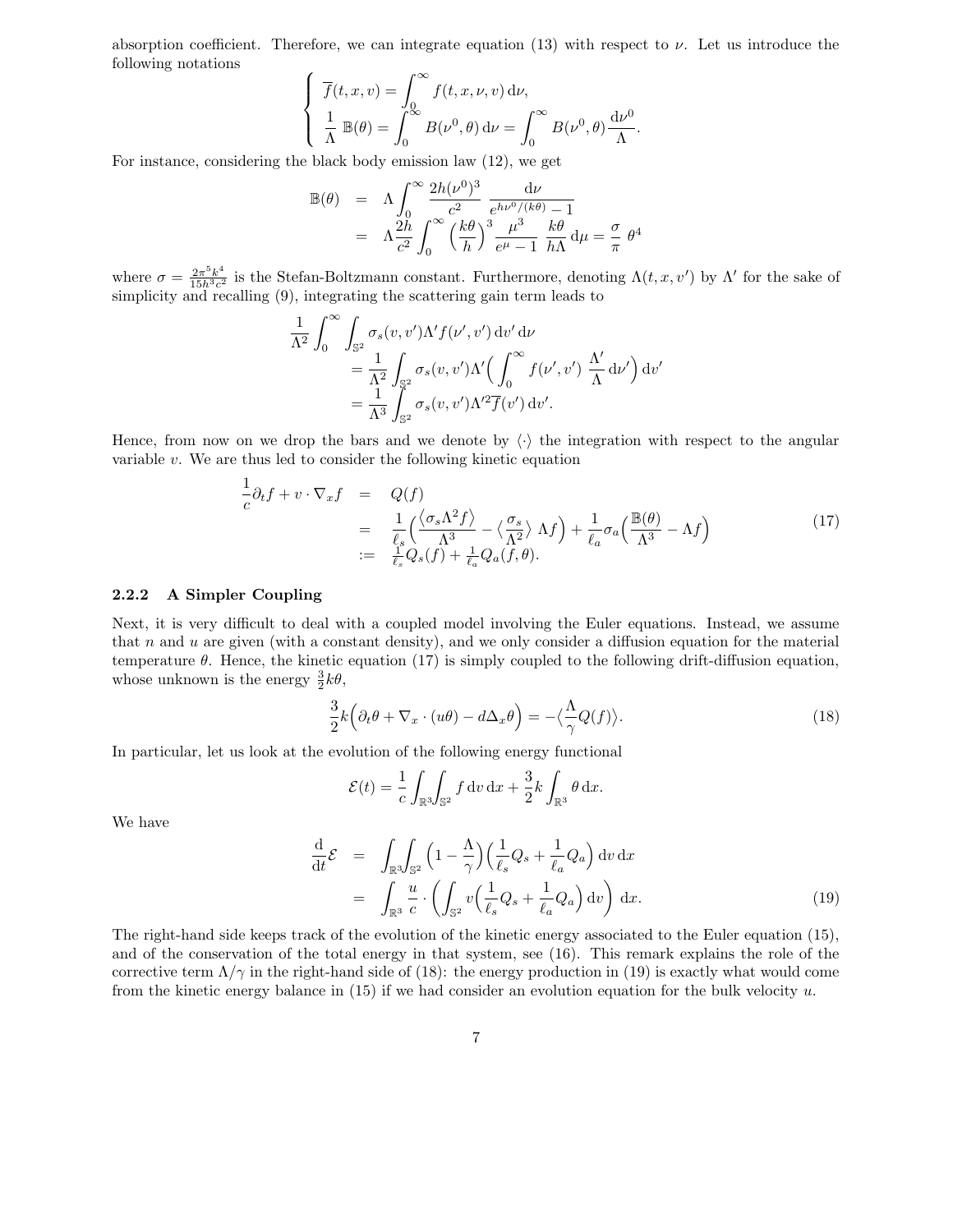absorption coefficient. Therefore, we can integrate equation (13) with respect to $\nu$. Let us introduce the following notations

$$
\left\{
\begin{array}{l}
\overline{f}(t,x,v) = \displaystyle\int_0^\infty f(t,x,\nu,v)\,\mathrm{d}\nu, \\
\displaystyle\frac{1}{\Lambda}\,\mathbb{B}(\theta) = \int_0^\infty B(\nu^0,\theta)\,\mathrm{d}\nu = \int_0^\infty B(\nu^0,\theta)\frac{\mathrm{d}\nu^0}{\Lambda}.
\end{array}
\right.
$$

For instance, considering the black body emission law (12), we get

$$
\begin{array}{rcl}
\mathbb{B}(\theta) & = & \Lambda \displaystyle\int_0^\infty \frac{2h(\nu^0)^3}{c^2}\ \frac{\mathrm{d}\nu}{e^{h\nu^0/(k\theta)}-1} \\
& = & \Lambda \displaystyle\frac{2h}{c^2}\int_0^\infty \Big(\frac{k\theta}{h}\Big)^3 \frac{\mu^3}{e^\mu - 1}\ \frac{k\theta}{h\Lambda}\,\mathrm{d}\mu = \frac{\sigma}{\pi}\ \theta^4
\end{array}
$$

where $\sigma = \frac{2\pi^5 k^4}{15h^3c^2}$ is the Stefan-Boltzmann constant. Furthermore, denoting $\Lambda(t,x,v')$ by $\Lambda'$ for the sake of simplicity and recalling (9), integrating the scattering gain term leads to

$$
\begin{array}{l}
\displaystyle\frac{1}{\Lambda^2}\int_0^\infty \int_{\mathbb{S}^2} \sigma_s(v,v')\Lambda' f(\nu',v')\,\mathrm{d}v'\,\mathrm{d}\nu \\
\qquad = \displaystyle\frac{1}{\Lambda^2}\int_{\mathbb{S}^2} \sigma_s(v,v')\Lambda'\Big(\int_0^\infty f(\nu',v')\ \frac{\Lambda'}{\Lambda}\,\mathrm{d}\nu'\Big)\,\mathrm{d}v' \\
\qquad = \displaystyle\frac{1}{\Lambda^3}\int_{\mathbb{S}^2} \sigma_s(v,v')\Lambda'^2\overline{f}(v')\,\mathrm{d}v'.
\end{array}
$$

Hence, from now on we drop the bars and we denote by $\langle\cdot\rangle$ the integration with respect to the angular variable $v$. We are thus led to consider the following kinetic equation

$$
\begin{array}{rcl}
\displaystyle\frac{1}{c}\partial_t f + v\cdot\nabla_x f & = & Q(f) \\
& = & \displaystyle\frac{1}{\ell_s}\Big(\frac{\langle\sigma_s\Lambda^2 f\rangle}{\Lambda^3} - \big\langle\frac{\sigma_s}{\Lambda^2}\big\rangle\ \Lambda f\Big) + \frac{1}{\ell_a}\sigma_a\Big(\frac{\mathbb{B}(\theta)}{\Lambda^3} - \Lambda f\Big) \\
& := & \frac{1}{\ell_s}Q_s(f) + \frac{1}{\ell_a}Q_a(f,\theta).
\end{array}
\tag{17}
$$

### 2.2.2 A Simpler Coupling

Next, it is very difficult to deal with a coupled model involving the Euler equations. Instead, we assume that $n$ and $u$ are given (with a constant density), and we only consider a diffusion equation for the material temperature $\theta$. Hence, the kinetic equation (17) is simply coupled to the following drift-diffusion equation, whose unknown is the energy $\frac{3}{2}k\theta$,

$$
\frac{3}{2}k\Big(\partial_t\theta + \nabla_x\cdot(u\theta) - d\Delta_x\theta\Big) = -\big\langle\frac{\Lambda}{\gamma}Q(f)\big\rangle.
\tag{18}
$$

In particular, let us look at the evolution of the following energy functional

$$
\mathcal{E}(t) = \frac{1}{c}\int_{\mathbb{R}^3}\!\!\int_{\mathbb{S}^2} f\,\mathrm{d}v\,\mathrm{d}x + \frac{3}{2}k\int_{\mathbb{R}^3}\theta\,\mathrm{d}x.
$$

We have

$$
\begin{array}{rcl}
\displaystyle\frac{\mathrm{d}}{\mathrm{d}t}\mathcal{E} & = & \displaystyle\int_{\mathbb{R}^3}\!\!\int_{\mathbb{S}^2}\Big(1-\frac{\Lambda}{\gamma}\Big)\Big(\frac{1}{\ell_s}Q_s + \frac{1}{\ell_a}Q_a\Big)\,\mathrm{d}v\,\mathrm{d}x \\
& = & \displaystyle\int_{\mathbb{R}^3}\frac{u}{c}\cdot\Big(\int_{\mathbb{S}^2} v\Big(\frac{1}{\ell_s}Q_s + \frac{1}{\ell_a}Q_a\Big)\,\mathrm{d}v\Big)\ \mathrm{d}x.
\end{array}
\tag{19}
$$

The right-hand side keeps track of the evolution of the kinetic energy associated to the Euler equation (15), and of the conservation of the total energy in that system, see (16). This remark explains the role of the corrective term $\Lambda/\gamma$ in the right-hand side of (18): the energy production in (19) is exactly what would come from the kinetic energy balance in (15) if we had consider an evolution equation for the bulk velocity $u$.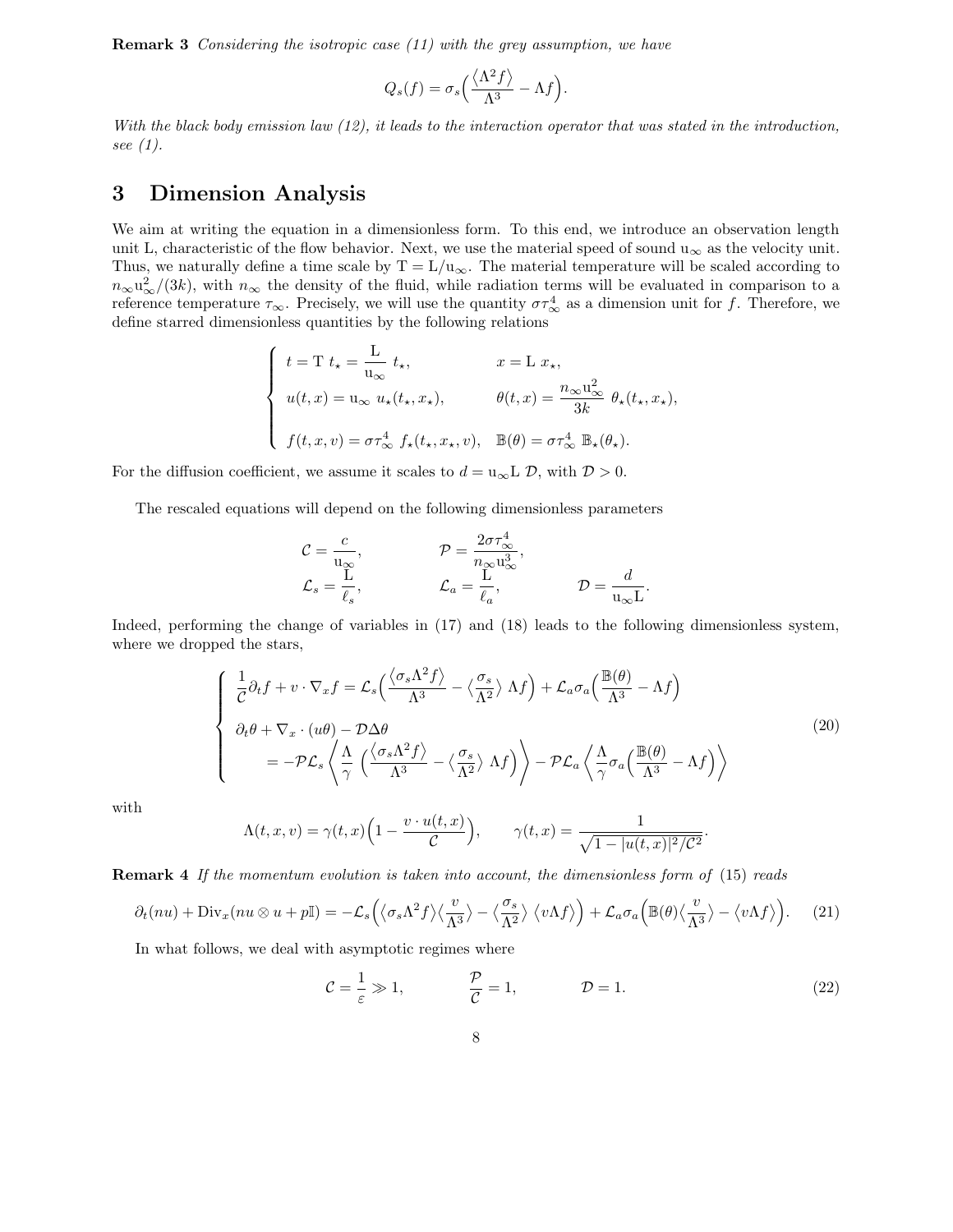**Remark 3** *Considering the isotropic case (11) with the grey assumption, we have*

$$Q_s(f) = \sigma_s\Big(\frac{\langle \Lambda^2 f\rangle}{\Lambda^3} - \Lambda f\Big).$$

*With the black body emission law (12), it leads to the interaction operator that was stated in the introduction, see (1).*

# 3 Dimension Analysis

We aim at writing the equation in a dimensionless form. To this end, we introduce an observation length unit L, characteristic of the flow behavior. Next, we use the material speed of sound $u_\infty$ as the velocity unit. Thus, we naturally define a time scale by $T = L/u_\infty$. The material temperature will be scaled according to $n_\infty u_\infty^2/(3k)$, with $n_\infty$ the density of the fluid, while radiation terms will be evaluated in comparison to a reference temperature $\tau_\infty$. Precisely, we will use the quantity $\sigma\tau_\infty^4$ as a dimension unit for $f$. Therefore, we define starred dimensionless quantities by the following relations

$$\left\{\begin{array}{ll} t = \mathrm{T}\ t_\star = \dfrac{\mathrm{L}}{\mathrm{u}_\infty}\ t_\star, & x = \mathrm{L}\ x_\star, \\[2mm] u(t,x) = \mathrm{u}_\infty\ u_\star(t_\star, x_\star), & \theta(t,x) = \dfrac{n_\infty \mathrm{u}_\infty^2}{3k}\ \theta_\star(t_\star, x_\star), \\[2mm] f(t,x,v) = \sigma\tau_\infty^4\ f_\star(t_\star, x_\star, v), & \mathbb{B}(\theta) = \sigma\tau_\infty^4\ \mathbb{B}_\star(\theta_\star). \end{array}\right.$$

For the diffusion coefficient, we assume it scales to $d = u_\infty L\ \mathcal{D}$, with $\mathcal{D} > 0$.

The rescaled equations will depend on the following dimensionless parameters

$$\begin{array}{lll} \mathcal{C} = \dfrac{c}{\mathrm{u}_\infty}, & \mathcal{P} = \dfrac{2\sigma\tau_\infty^4}{n_\infty \mathrm{u}_\infty^3}, & \\[2mm] \mathcal{L}_s = \dfrac{\mathrm{L}}{\ell_s}, & \mathcal{L}_a = \dfrac{\mathrm{L}}{\ell_a}, & \mathcal{D} = \dfrac{d}{\mathrm{u}_\infty \mathrm{L}}. \end{array}$$

Indeed, performing the change of variables in (17) and (18) leads to the following dimensionless system, where we dropped the stars,

$$\left\{\begin{array}{l} \dfrac{1}{\mathcal{C}}\partial_t f + v\cdot\nabla_x f = \mathcal{L}_s\Big(\dfrac{\langle \sigma_s \Lambda^2 f\rangle}{\Lambda^3} - \Big\langle \dfrac{\sigma_s}{\Lambda^2}\Big\rangle\,\Lambda f\Big) + \mathcal{L}_a\sigma_a\Big(\dfrac{\mathbb{B}(\theta)}{\Lambda^3} - \Lambda f\Big) \\[3mm] \partial_t\theta + \nabla_x\cdot(u\theta) - \mathcal{D}\Delta\theta \\[2mm] \qquad = -\mathcal{P}\mathcal{L}_s\left\langle \dfrac{\Lambda}{\gamma}\,\Big(\dfrac{\langle\sigma_s\Lambda^2 f\rangle}{\Lambda^3} - \Big\langle\dfrac{\sigma_s}{\Lambda^2}\Big\rangle\,\Lambda f\Big)\right\rangle - \mathcal{P}\mathcal{L}_a\left\langle \dfrac{\Lambda}{\gamma}\sigma_a\Big(\dfrac{\mathbb{B}(\theta)}{\Lambda^3} - \Lambda f\Big)\right\rangle \end{array}\right. \tag{20}$$

with

$$\Lambda(t,x,v) = \gamma(t,x)\Big(1 - \frac{v\cdot u(t,x)}{\mathcal{C}}\Big), \qquad \gamma(t,x) = \frac{1}{\sqrt{1 - |u(t,x)|^2/\mathcal{C}^2}}.$$

**Remark 4** *If the momentum evolution is taken into account, the dimensionless form of* (15) *reads*

$$\partial_t(nu) + \mathrm{Div}_x(nu\otimes u + p\mathbb{I}) = -\mathcal{L}_s\Big(\big\langle\sigma_s\Lambda^2 f\big\rangle\Big\langle\frac{v}{\Lambda^3}\Big\rangle - \Big\langle\frac{\sigma_s}{\Lambda^2}\Big\rangle\,\big\langle v\Lambda f\big\rangle\Big) + \mathcal{L}_a\sigma_a\Big(\mathbb{B}(\theta)\Big\langle\frac{v}{\Lambda^3}\Big\rangle - \big\langle v\Lambda f\big\rangle\Big). \tag{21}$$

In what follows, we deal with asymptotic regimes where

$$\mathcal{C} = \frac{1}{\varepsilon} \gg 1, \qquad \frac{\mathcal{P}}{\mathcal{C}} = 1, \qquad \mathcal{D} = 1. \tag{22}$$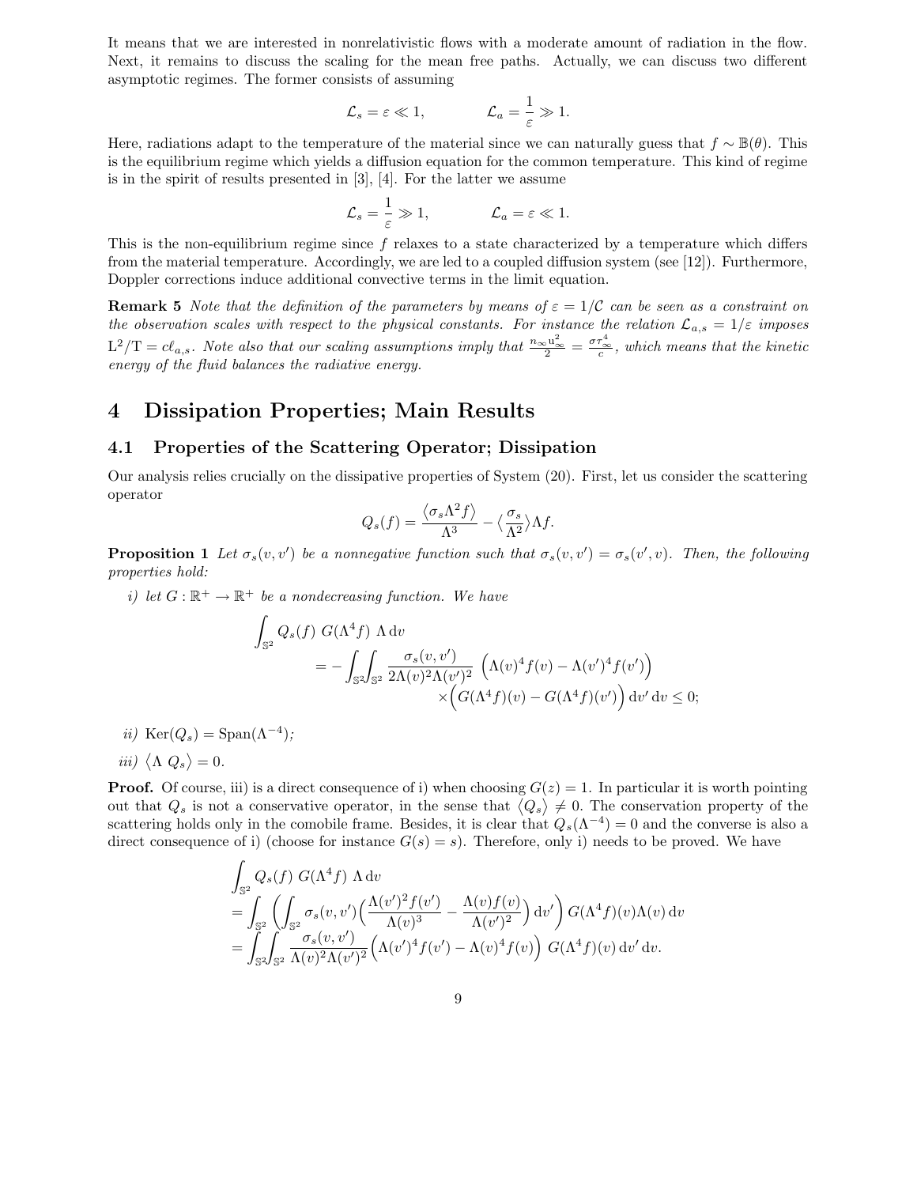It means that we are interested in nonrelativistic flows with a moderate amount of radiation in the flow. Next, it remains to discuss the scaling for the mean free paths. Actually, we can discuss two different asymptotic regimes. The former consists of assuming

$$\mathcal{L}_s = \varepsilon \ll 1, \qquad \mathcal{L}_a = \frac{1}{\varepsilon} \gg 1.$$

Here, radiations adapt to the temperature of the material since we can naturally guess that $f \sim \mathbb{B}(\theta)$. This is the equilibrium regime which yields a diffusion equation for the common temperature. This kind of regime is in the spirit of results presented in [3], [4]. For the latter we assume

$$\mathcal{L}_s = \frac{1}{\varepsilon} \gg 1, \qquad \mathcal{L}_a = \varepsilon \ll 1.$$

This is the non-equilibrium regime since $f$ relaxes to a state characterized by a temperature which differs from the material temperature. Accordingly, we are led to a coupled diffusion system (see [12]). Furthermore, Doppler corrections induce additional convective terms in the limit equation.

**Remark 5** *Note that the definition of the parameters by means of $\varepsilon = 1/\mathcal{C}$ can be seen as a constraint on the observation scales with respect to the physical constants. For instance the relation $\mathcal{L}_{a,s} = 1/\varepsilon$ imposes $\mathrm{L}^2/\mathrm{T} = c\ell_{a,s}$. Note also that our scaling assumptions imply that $\frac{n_\infty \mathrm{u}_\infty^2}{2} = \frac{\sigma \tau_\infty^4}{c}$, which means that the kinetic energy of the fluid balances the radiative energy.*

# 4 Dissipation Properties; Main Results

## 4.1 Properties of the Scattering Operator; Dissipation

Our analysis relies crucially on the dissipative properties of System (20). First, let us consider the scattering operator

$$Q_s(f) = \frac{\langle \sigma_s \Lambda^2 f \rangle}{\Lambda^3} - \Big\langle \frac{\sigma_s}{\Lambda^2} \Big\rangle \Lambda f.$$

**Proposition 1** *Let $\sigma_s(v, v')$ be a nonnegative function such that $\sigma_s(v, v') = \sigma_s(v', v)$. Then, the following properties hold:*

*i) let $G : \mathbb{R}^+ \to \mathbb{R}^+$ be a nondecreasing function. We have*

$$\begin{aligned}
&\int_{\mathbb{S}^2} Q_s(f)\ G(\Lambda^4 f)\ \Lambda \, \mathrm{d}v \\
&\qquad = -\int_{\mathbb{S}^2}\!\!\int_{\mathbb{S}^2} \frac{\sigma_s(v, v')}{2\Lambda(v)^2 \Lambda(v')^2} \Big( \Lambda(v)^4 f(v) - \Lambda(v')^4 f(v') \Big) \\
&\qquad\qquad \times \Big( G(\Lambda^4 f)(v) - G(\Lambda^4 f)(v') \Big) \, \mathrm{d}v' \, \mathrm{d}v \le 0;
\end{aligned}$$

*ii)* $\mathrm{Ker}(Q_s) = \mathrm{Span}(\Lambda^{-4})$*;*

*iii)* $\langle \Lambda \ Q_s \rangle = 0$.

**Proof.** Of course, iii) is a direct consequence of i) when choosing $G(z) = 1$. In particular it is worth pointing out that $Q_s$ is not a conservative operator, in the sense that $\langle Q_s \rangle \neq 0$. The conservation property of the scattering holds only in the comobile frame. Besides, it is clear that $Q_s(\Lambda^{-4}) = 0$ and the converse is also a direct consequence of i) (choose for instance $G(s) = s$). Therefore, only i) needs to be proved. We have

$$\begin{aligned}
&\int_{\mathbb{S}^2} Q_s(f)\ G(\Lambda^4 f)\ \Lambda \, \mathrm{d}v \\
&= \int_{\mathbb{S}^2} \left( \int_{\mathbb{S}^2} \sigma_s(v, v') \Big( \frac{\Lambda(v')^2 f(v')}{\Lambda(v)^3} - \frac{\Lambda(v) f(v)}{\Lambda(v')^2} \Big) \, \mathrm{d}v' \right) G(\Lambda^4 f)(v) \Lambda(v) \, \mathrm{d}v \\
&= \int_{\mathbb{S}^2}\!\!\int_{\mathbb{S}^2} \frac{\sigma_s(v, v')}{\Lambda(v)^2 \Lambda(v')^2} \Big( \Lambda(v')^4 f(v') - \Lambda(v)^4 f(v) \Big)\ G(\Lambda^4 f)(v) \, \mathrm{d}v' \, \mathrm{d}v.
\end{aligned}$$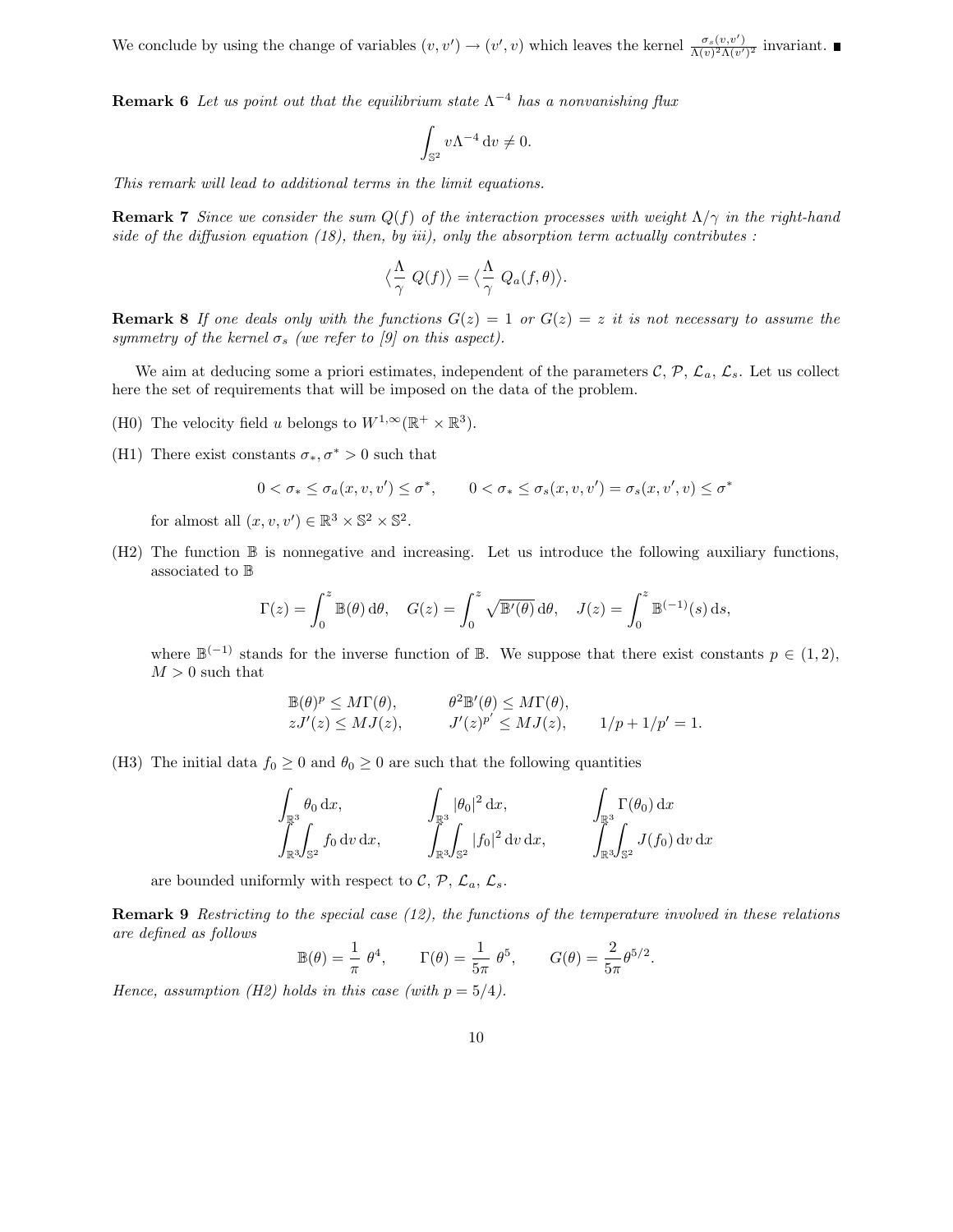We conclude by using the change of variables $(v, v') \to (v', v)$ which leaves the kernel $\frac{\sigma_s(v,v')}{\Lambda(v)^2\Lambda(v')^2}$ invariant. ∎

**Remark 6** *Let us point out that the equilibrium state $\Lambda^{-4}$ has a nonvanishing flux*

$$\int_{\mathbb{S}^2} v\Lambda^{-4}\,\mathrm{d}v \neq 0.$$

*This remark will lead to additional terms in the limit equations.*

**Remark 7** *Since we consider the sum $Q(f)$ of the interaction processes with weight $\Lambda/\gamma$ in the right-hand side of the diffusion equation (18), then, by iii), only the absorption term actually contributes :*

$$\big\langle \frac{\Lambda}{\gamma}\; Q(f)\big\rangle = \big\langle \frac{\Lambda}{\gamma}\; Q_a(f,\theta)\big\rangle.$$

**Remark 8** *If one deals only with the functions $G(z) = 1$ or $G(z) = z$ it is not necessary to assume the symmetry of the kernel $\sigma_s$ (we refer to [9] on this aspect).*

We aim at deducing some a priori estimates, independent of the parameters $\mathcal{C}$, $\mathcal{P}$, $\mathcal{L}_a$, $\mathcal{L}_s$. Let us collect here the set of requirements that will be imposed on the data of the problem.

(H0) The velocity field $u$ belongs to $W^{1,\infty}(\mathbb{R}^+ \times \mathbb{R}^3)$.

(H1) There exist constants $\sigma_*, \sigma^* > 0$ such that

$$0 < \sigma_* \leq \sigma_a(x, v, v') \leq \sigma^*, \qquad 0 < \sigma_* \leq \sigma_s(x, v, v') = \sigma_s(x, v', v) \leq \sigma^*$$

for almost all $(x, v, v') \in \mathbb{R}^3 \times \mathbb{S}^2 \times \mathbb{S}^2$.

(H2) The function $\mathbb{B}$ is nonnegative and increasing. Let us introduce the following auxiliary functions, associated to $\mathbb{B}$

$$\Gamma(z) = \int_0^z \mathbb{B}(\theta)\,\mathrm{d}\theta, \quad G(z) = \int_0^z \sqrt{\mathbb{B}'(\theta)}\,\mathrm{d}\theta, \quad J(z) = \int_0^z \mathbb{B}^{(-1)}(s)\,\mathrm{d}s,$$

where $\mathbb{B}^{(-1)}$ stands for the inverse function of $\mathbb{B}$. We suppose that there exist constants $p \in (1, 2)$, $M > 0$ such that

$$\begin{array}{lll} \mathbb{B}(\theta)^p \leq M\Gamma(\theta), & \theta^2\mathbb{B}'(\theta) \leq M\Gamma(\theta), & \\ zJ'(z) \leq MJ(z), & J'(z)^{p'} \leq MJ(z), & 1/p + 1/p' = 1. \end{array}$$

(H3) The initial data $f_0 \geq 0$ and $\theta_0 \geq 0$ are such that the following quantities

$$\begin{array}{lll} \displaystyle\int_{\mathbb{R}^3} \theta_0\,\mathrm{d}x, & \displaystyle\int_{\mathbb{R}^3} |\theta_0|^2\,\mathrm{d}x, & \displaystyle\int_{\mathbb{R}^3} \Gamma(\theta_0)\,\mathrm{d}x \\ \displaystyle\int_{\mathbb{R}^3}\int_{\mathbb{S}^2} f_0\,\mathrm{d}v\,\mathrm{d}x, & \displaystyle\int_{\mathbb{R}^3}\int_{\mathbb{S}^2} |f_0|^2\,\mathrm{d}v\,\mathrm{d}x, & \displaystyle\int_{\mathbb{R}^3}\int_{\mathbb{S}^2} J(f_0)\,\mathrm{d}v\,\mathrm{d}x \end{array}$$

are bounded uniformly with respect to $\mathcal{C}$, $\mathcal{P}$, $\mathcal{L}_a$, $\mathcal{L}_s$.

**Remark 9** *Restricting to the special case (12), the functions of the temperature involved in these relations are defined as follows*

$$\mathbb{B}(\theta) = \frac{1}{\pi}\;\theta^4, \qquad \Gamma(\theta) = \frac{1}{5\pi}\;\theta^5, \qquad G(\theta) = \frac{2}{5\pi}\theta^{5/2}.$$

*Hence, assumption (H2) holds in this case (with $p = 5/4$).*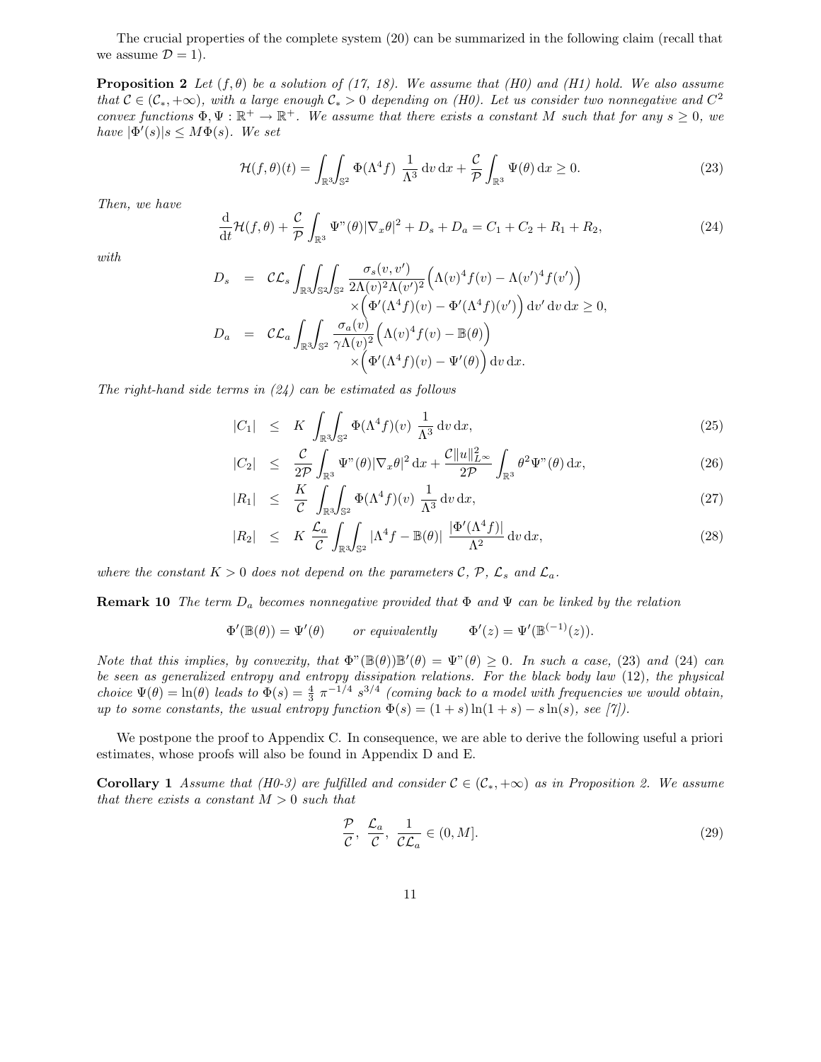The crucial properties of the complete system (20) can be summarized in the following claim (recall that we assume $\mathcal{D} = 1$).

**Proposition 2** *Let $(f, \theta)$ be a solution of (17, 18). We assume that (H0) and (H1) hold. We also assume that $\mathcal{C} \in (\mathcal{C}_*, +\infty)$, with a large enough $\mathcal{C}_* > 0$ depending on (H0). Let us consider two nonnegative and $C^2$ convex functions $\Phi, \Psi : \mathbb{R}^+ \to \mathbb{R}^+$. We assume that there exists a constant $M$ such that for any $s \geq 0$, we have $|\Phi'(s)|s \leq M\Phi(s)$. We set*

$$\mathcal{H}(f,\theta)(t) = \int_{\mathbb{R}^3}\int_{\mathbb{S}^2} \Phi(\Lambda^4 f) \ \frac{1}{\Lambda^3} \, \mathrm{d}v \, \mathrm{d}x + \frac{\mathcal{C}}{\mathcal{P}} \int_{\mathbb{R}^3} \Psi(\theta) \, \mathrm{d}x \geq 0. \tag{23}$$

*Then, we have*

$$\frac{\mathrm{d}}{\mathrm{d}t}\mathcal{H}(f,\theta) + \frac{\mathcal{C}}{\mathcal{P}} \int_{\mathbb{R}^3} \Psi''(\theta)|\nabla_x \theta|^2 + D_s + D_a = C_1 + C_2 + R_1 + R_2, \tag{24}$$

*with*

$$\begin{aligned}
D_s &= \mathcal{C}\mathcal{L}_s \int_{\mathbb{R}^3}\int_{\mathbb{S}^2}\int_{\mathbb{S}^2} \frac{\sigma_s(v,v')}{2\Lambda(v)^2\Lambda(v')^2} \Big(\Lambda(v)^4 f(v) - \Lambda(v')^4 f(v')\Big) \\
&\qquad \times \Big(\Phi'(\Lambda^4 f)(v) - \Phi'(\Lambda^4 f)(v')\Big) \, \mathrm{d}v' \, \mathrm{d}v \, \mathrm{d}x \geq 0, \\
D_a &= \mathcal{C}\mathcal{L}_a \int_{\mathbb{R}^3}\int_{\mathbb{S}^2} \frac{\sigma_a(v)}{\gamma \Lambda(v)^2} \Big(\Lambda(v)^4 f(v) - \mathbb{B}(\theta)\Big) \\
&\qquad \times \Big(\Phi'(\Lambda^4 f)(v) - \Psi'(\theta)\Big) \, \mathrm{d}v \, \mathrm{d}x.
\end{aligned}$$

*The right-hand side terms in (24) can be estimated as follows*

$$|C_1| \leq K \int_{\mathbb{R}^3}\int_{\mathbb{S}^2} \Phi(\Lambda^4 f)(v) \ \frac{1}{\Lambda^3} \, \mathrm{d}v \, \mathrm{d}x, \tag{25}$$

$$|C_2| \leq \frac{\mathcal{C}}{2\mathcal{P}} \int_{\mathbb{R}^3} \Psi''(\theta) |\nabla_x \theta|^2 \, \mathrm{d}x + \frac{\mathcal{C}\|u\|_{L^\infty}^2}{2\mathcal{P}} \int_{\mathbb{R}^3} \theta^2 \Psi''(\theta) \, \mathrm{d}x, \tag{26}$$

$$|R_1| \leq \frac{K}{\mathcal{C}} \int_{\mathbb{R}^3}\int_{\mathbb{S}^2} \Phi(\Lambda^4 f)(v) \ \frac{1}{\Lambda^3} \, \mathrm{d}v \, \mathrm{d}x, \tag{27}$$

$$|R_2| \leq K \ \frac{\mathcal{L}_a}{\mathcal{C}} \int_{\mathbb{R}^3}\int_{\mathbb{S}^2} |\Lambda^4 f - \mathbb{B}(\theta)| \ \frac{|\Phi'(\Lambda^4 f)|}{\Lambda^2} \, \mathrm{d}v \, \mathrm{d}x, \tag{28}$$

*where the constant $K > 0$ does not depend on the parameters $\mathcal{C}$, $\mathcal{P}$, $\mathcal{L}_s$ and $\mathcal{L}_a$.*

**Remark 10** *The term $D_a$ becomes nonnegative provided that $\Phi$ and $\Psi$ can be linked by the relation*

$$\Phi'(\mathbb{B}(\theta)) = \Psi'(\theta) \qquad \text{or equivalently} \qquad \Phi'(z) = \Psi'(\mathbb{B}^{(-1)}(z)).$$

*Note that this implies, by convexity, that $\Phi''(\mathbb{B}(\theta))\mathbb{B}'(\theta) = \Psi''(\theta) \geq 0$. In such a case, (23) and (24) can be seen as generalized entropy and entropy dissipation relations. For the black body law (12), the physical choice $\Psi(\theta) = \ln(\theta)$ leads to $\Phi(s) = \frac{4}{3} \ \pi^{-1/4} \ s^{3/4}$ (coming back to a model with frequencies we would obtain, up to some constants, the usual entropy function $\Phi(s) = (1+s)\ln(1+s) - s\ln(s)$, see [7]).*

We postpone the proof to Appendix C. In consequence, we are able to derive the following useful a priori estimates, whose proofs will also be found in Appendix D and E.

**Corollary 1** *Assume that (H0-3) are fulfilled and consider $\mathcal{C} \in (\mathcal{C}_*, +\infty)$ as in Proposition 2. We assume that there exists a constant $M > 0$ such that*

$$\frac{\mathcal{P}}{\mathcal{C}}, \ \frac{\mathcal{L}_a}{\mathcal{C}}, \ \frac{1}{\mathcal{C}\mathcal{L}_a} \in (0, M]. \tag{29}$$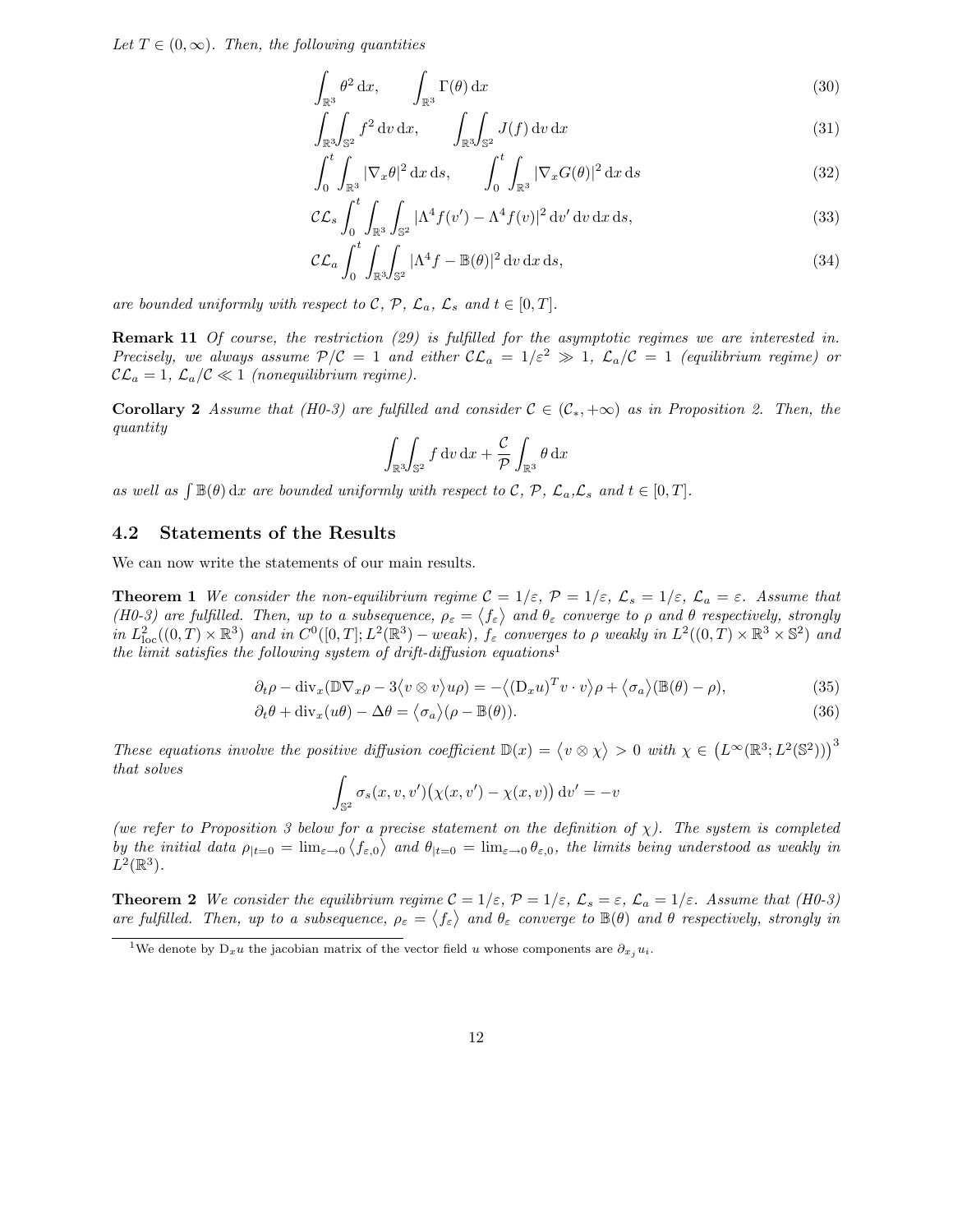*Let $T \in (0, \infty)$. Then, the following quantities*

$$\int_{\mathbb{R}^3} \theta^2 \, \mathrm{d}x, \qquad \int_{\mathbb{R}^3} \Gamma(\theta) \, \mathrm{d}x \tag{30}$$

$$\int_{\mathbb{R}^3}\int_{\mathbb{S}^2} f^2 \, \mathrm{d}v \, \mathrm{d}x, \qquad \int_{\mathbb{R}^3}\int_{\mathbb{S}^2} J(f) \, \mathrm{d}v \, \mathrm{d}x \tag{31}$$

$$\int_0^t \int_{\mathbb{R}^3} |\nabla_x \theta|^2 \, \mathrm{d}x \, \mathrm{d}s, \qquad \int_0^t \int_{\mathbb{R}^3} |\nabla_x G(\theta)|^2 \, \mathrm{d}x \, \mathrm{d}s \tag{32}$$

$$\mathcal{C}\mathcal{L}_s \int_0^t \int_{\mathbb{R}^3} \int_{\mathbb{S}^2} |\Lambda^4 f(v') - \Lambda^4 f(v)|^2 \, \mathrm{d}v' \, \mathrm{d}v \, \mathrm{d}x \, \mathrm{d}s, \tag{33}$$

$$\mathcal{C}\mathcal{L}_a \int_0^t \int_{\mathbb{R}^3}\int_{\mathbb{S}^2} |\Lambda^4 f - \mathbb{B}(\theta)|^2 \, \mathrm{d}v \, \mathrm{d}x \, \mathrm{d}s, \tag{34}$$

*are bounded uniformly with respect to $\mathcal{C}$, $\mathcal{P}$, $\mathcal{L}_a$, $\mathcal{L}_s$ and $t \in [0, T]$.*

**Remark 11** *Of course, the restriction (29) is fulfilled for the asymptotic regimes we are interested in. Precisely, we always assume $\mathcal{P}/\mathcal{C} = 1$ and either $\mathcal{C}\mathcal{L}_a = 1/\varepsilon^2 \gg 1$, $\mathcal{L}_a/\mathcal{C} = 1$ (equilibrium regime) or $\mathcal{C}\mathcal{L}_a = 1$, $\mathcal{L}_a/\mathcal{C} \ll 1$ (nonequilibrium regime).*

**Corollary 2** *Assume that (H0-3) are fulfilled and consider $\mathcal{C} \in (\mathcal{C}_*, +\infty)$ as in Proposition 2. Then, the quantity*

$$\int_{\mathbb{R}^3}\int_{\mathbb{S}^2} f \, \mathrm{d}v \, \mathrm{d}x + \frac{\mathcal{C}}{\mathcal{P}} \int_{\mathbb{R}^3} \theta \, \mathrm{d}x$$

*as well as $\int \mathbb{B}(\theta) \, \mathrm{d}x$ are bounded uniformly with respect to $\mathcal{C}$, $\mathcal{P}$, $\mathcal{L}_a$,$\mathcal{L}_s$ and $t \in [0, T]$.*

## 4.2 Statements of the Results

We can now write the statements of our main results.

**Theorem 1** *We consider the non-equilibrium regime $\mathcal{C} = 1/\varepsilon$, $\mathcal{P} = 1/\varepsilon$, $\mathcal{L}_s = 1/\varepsilon$, $\mathcal{L}_a = \varepsilon$. Assume that (H0-3) are fulfilled. Then, up to a subsequence, $\rho_\varepsilon = \langle f_\varepsilon \rangle$ and $\theta_\varepsilon$ converge to $\rho$ and $\theta$ respectively, strongly in $L^2_{\mathrm{loc}}((0,T) \times \mathbb{R}^3)$ and in $C^0([0,T]; L^2(\mathbb{R}^3) - weak)$, $f_\varepsilon$ converges to $\rho$ weakly in $L^2((0,T) \times \mathbb{R}^3 \times \mathbb{S}^2)$ and the limit satisfies the following system of drift-diffusion equations*[1]

$$\partial_t \rho - \mathrm{div}_x(\mathbb{D}\nabla_x \rho - 3\langle v \otimes v \rangle u \rho) = -\langle (\mathrm{D}_x u)^T v \cdot v \rangle \rho + \langle \sigma_a \rangle (\mathbb{B}(\theta) - \rho), \tag{35}$$

$$\partial_t \theta + \mathrm{div}_x(u\theta) - \Delta\theta = \langle \sigma_a \rangle (\rho - \mathbb{B}(\theta)). \tag{36}$$

*These equations involve the positive diffusion coefficient $\mathbb{D}(x) = \langle v \otimes \chi \rangle > 0$ with $\chi \in \left(L^\infty(\mathbb{R}^3; L^2(\mathbb{S}^2))\right)^3$ that solves*

$$\int_{\mathbb{S}^2} \sigma_s(x, v, v') \big(\chi(x, v') - \chi(x, v)\big) \, \mathrm{d}v' = -v$$

*(we refer to Proposition 3 below for a precise statement on the definition of $\chi$). The system is completed by the initial data $\rho_{|t=0} = \lim_{\varepsilon \to 0} \langle f_{\varepsilon,0} \rangle$ and $\theta_{|t=0} = \lim_{\varepsilon \to 0} \theta_{\varepsilon,0}$, the limits being understood as weakly in $L^2(\mathbb{R}^3)$.*

**Theorem 2** *We consider the equilibrium regime $\mathcal{C} = 1/\varepsilon$, $\mathcal{P} = 1/\varepsilon$, $\mathcal{L}_s = \varepsilon$, $\mathcal{L}_a = 1/\varepsilon$. Assume that (H0-3) are fulfilled. Then, up to a subsequence, $\rho_\varepsilon = \langle f_\varepsilon \rangle$ and $\theta_\varepsilon$ converge to $\mathbb{B}(\theta)$ and $\theta$ respectively, strongly in*

[1] We denote by $\mathrm{D}_x u$ the jacobian matrix of the vector field $u$ whose components are $\partial_{x_j} u_i$.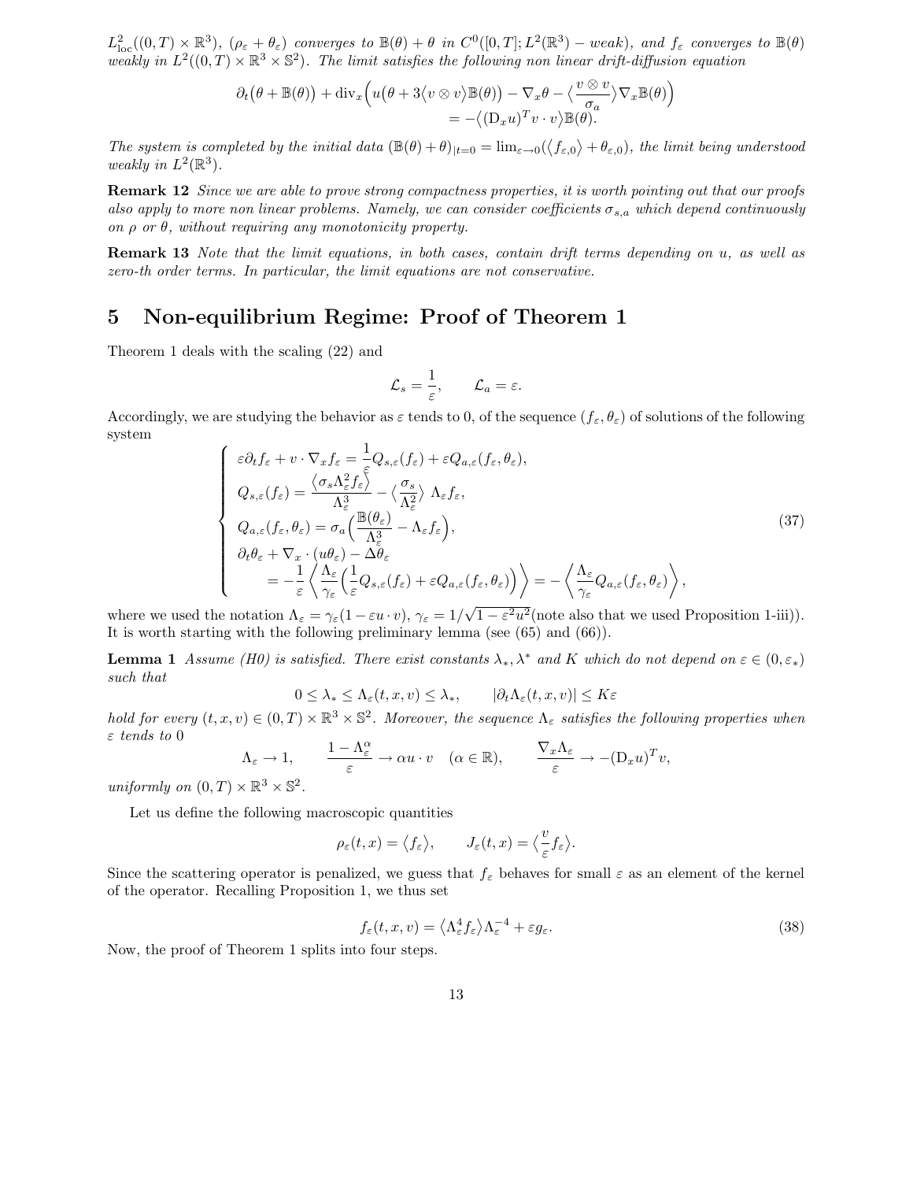$L^2_{\rm loc}((0,T)\times\mathbb{R}^3)$, $(\rho_\varepsilon+\theta_\varepsilon)$ *converges to* $\mathbb{B}(\theta)+\theta$ *in* $C^0([0,T];L^2(\mathbb{R}^3)-weak)$, *and* $f_\varepsilon$ *converges to* $\mathbb{B}(\theta)$ *weakly in* $L^2((0,T)\times\mathbb{R}^3\times\mathbb{S}^2)$. *The limit satisfies the following non linear drift-diffusion equation*

$$\partial_t\big(\theta+\mathbb{B}(\theta)\big)+\mathrm{div}_x\Big(u\big(\theta+3\big\langle v\otimes v\big\rangle\mathbb{B}(\theta)\big)-\nabla_x\theta-\big\langle\frac{v\otimes v}{\sigma_a}\big\rangle\nabla_x\mathbb{B}(\theta)\Big)$$
$$=-\big\langle(\mathrm{D}_xu)^Tv\cdot v\big\rangle\mathbb{B}(\theta).$$

*The system is completed by the initial data* $(\mathbb{B}(\theta)+\theta)_{|t=0}=\lim_{\varepsilon\to0}(\big\langle f_{\varepsilon,0}\big\rangle+\theta_{\varepsilon,0})$, *the limit being understood weakly in* $L^2(\mathbb{R}^3)$.

**Remark 12** *Since we are able to prove strong compactness properties, it is worth pointing out that our proofs also apply to more non linear problems. Namely, we can consider coefficients* $\sigma_{s,a}$ *which depend continuously on* $\rho$ *or* $\theta$*, without requiring any monotonicity property.*

**Remark 13** *Note that the limit equations, in both cases, contain drift terms depending on* $u$*, as well as zero-th order terms. In particular, the limit equations are not conservative.*

## 5 Non-equilibrium Regime: Proof of Theorem 1

Theorem 1 deals with the scaling (22) and

$$\mathcal{L}_s=\frac{1}{\varepsilon},\qquad \mathcal{L}_a=\varepsilon.$$

Accordingly, we are studying the behavior as $\varepsilon$ tends to 0, of the sequence $(f_\varepsilon,\theta_\varepsilon)$ of solutions of the following system

$$\left\{\begin{array}{l}
\varepsilon\partial_tf_\varepsilon+v\cdot\nabla_xf_\varepsilon=\dfrac{1}{\varepsilon}Q_{s,\varepsilon}(f_\varepsilon)+\varepsilon Q_{a,\varepsilon}(f_\varepsilon,\theta_\varepsilon),\\
Q_{s,\varepsilon}(f_\varepsilon)=\dfrac{\big\langle\sigma_s\Lambda_\varepsilon^2f_\varepsilon\big\rangle}{\Lambda_\varepsilon^3}-\big\langle\dfrac{\sigma_s}{\Lambda_\varepsilon^2}\big\rangle\ \Lambda_\varepsilon f_\varepsilon,\\
Q_{a,\varepsilon}(f_\varepsilon,\theta_\varepsilon)=\sigma_a\Big(\dfrac{\mathbb{B}(\theta_\varepsilon)}{\Lambda_\varepsilon^3}-\Lambda_\varepsilon f_\varepsilon\Big),\\
\partial_t\theta_\varepsilon+\nabla_x\cdot(u\theta_\varepsilon)-\Delta\theta_\varepsilon\\
\qquad=-\dfrac{1}{\varepsilon}\Big\langle\dfrac{\Lambda_\varepsilon}{\gamma_\varepsilon}\Big(\dfrac{1}{\varepsilon}Q_{s,\varepsilon}(f_\varepsilon)+\varepsilon Q_{a,\varepsilon}(f_\varepsilon,\theta_\varepsilon)\Big)\Big\rangle=-\Big\langle\dfrac{\Lambda_\varepsilon}{\gamma_\varepsilon}Q_{a,\varepsilon}(f_\varepsilon,\theta_\varepsilon)\Big\rangle,
\end{array}\right.\tag{37}$$

where we used the notation $\Lambda_\varepsilon=\gamma_\varepsilon(1-\varepsilon u\cdot v)$, $\gamma_\varepsilon=1/\sqrt{1-\varepsilon^2u^2}$(note also that we used Proposition 1-iii)). It is worth starting with the following preliminary lemma (see (65) and (66)).

**Lemma 1** *Assume (H0) is satisfied. There exist constants* $\lambda_*,\lambda^*$ *and* $K$ *which do not depend on* $\varepsilon\in(0,\varepsilon_*)$ *such that*

$$0\le\lambda_*\le\Lambda_\varepsilon(t,x,v)\le\lambda_*,\qquad|\partial_t\Lambda_\varepsilon(t,x,v)|\le K\varepsilon$$

*hold for every* $(t,x,v)\in(0,T)\times\mathbb{R}^3\times\mathbb{S}^2$. *Moreover, the sequence* $\Lambda_\varepsilon$ *satisfies the following properties when* $\varepsilon$ *tends to* 0

$$\Lambda_\varepsilon\to1,\qquad\frac{1-\Lambda_\varepsilon^\alpha}{\varepsilon}\to\alpha u\cdot v\quad(\alpha\in\mathbb{R}),\qquad\frac{\nabla_x\Lambda_\varepsilon}{\varepsilon}\to-(\mathrm{D}_xu)^Tv,$$

*uniformly on* $(0,T)\times\mathbb{R}^3\times\mathbb{S}^2$.

Let us define the following macroscopic quantities

$$\rho_\varepsilon(t,x)=\big\langle f_\varepsilon\big\rangle,\qquad J_\varepsilon(t,x)=\big\langle\frac{v}{\varepsilon}f_\varepsilon\big\rangle.$$

Since the scattering operator is penalized, we guess that $f_\varepsilon$ behaves for small $\varepsilon$ as an element of the kernel of the operator. Recalling Proposition 1, we thus set

$$f_\varepsilon(t,x,v)=\big\langle\Lambda_\varepsilon^4f_\varepsilon\big\rangle\Lambda_\varepsilon^{-4}+\varepsilon g_\varepsilon.\tag{38}$$

Now, the proof of Theorem 1 splits into four steps.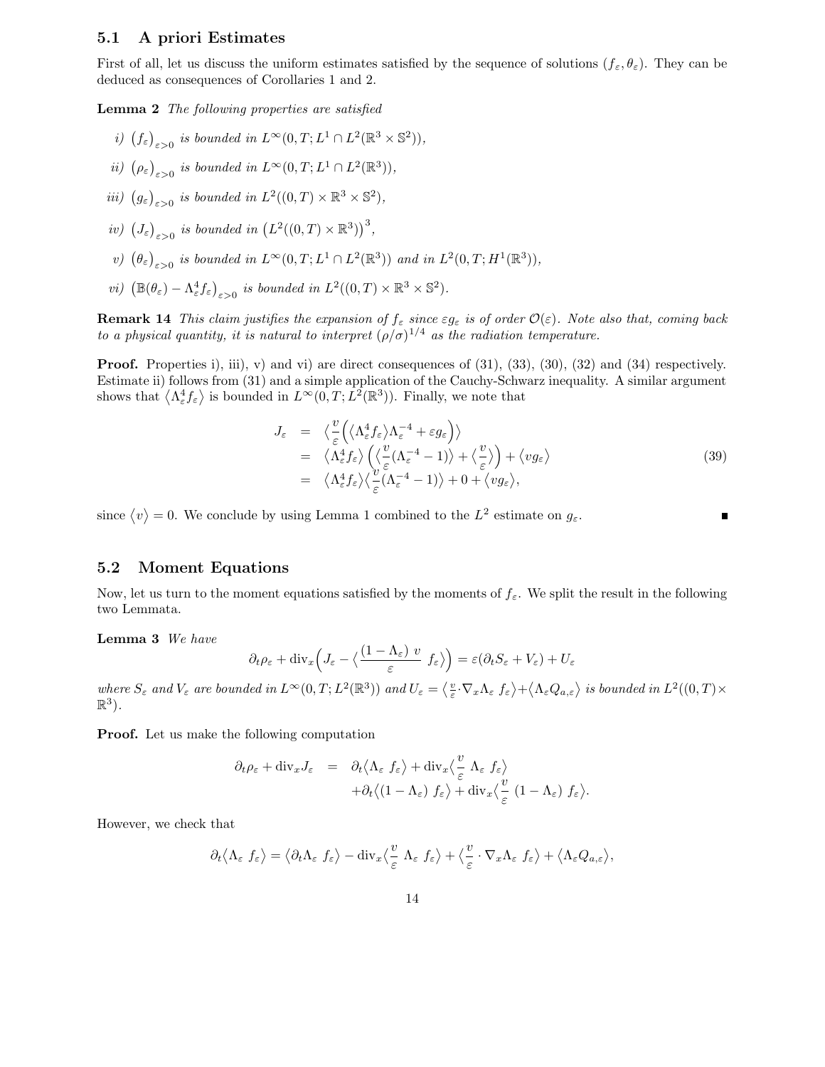### 5.1 A priori Estimates

First of all, let us discuss the uniform estimates satisfied by the sequence of solutions $(f_\varepsilon, \theta_\varepsilon)$. They can be deduced as consequences of Corollaries 1 and 2.

**Lemma 2** *The following properties are satisfied*

*i)* $\big(f_\varepsilon\big)_{\varepsilon>0}$ *is bounded in* $L^\infty(0,T; L^1\cap L^2(\mathbb{R}^3\times\mathbb{S}^2))$,

*ii)* $\big(\rho_\varepsilon\big)_{\varepsilon>0}$ *is bounded in* $L^\infty(0,T; L^1\cap L^2(\mathbb{R}^3))$,

*iii)* $\big(g_\varepsilon\big)_{\varepsilon>0}$ *is bounded in* $L^2((0,T)\times\mathbb{R}^3\times\mathbb{S}^2)$,

*iv)* $\big(J_\varepsilon\big)_{\varepsilon>0}$ *is bounded in* $\big(L^2((0,T)\times\mathbb{R}^3)\big)^3$,

*v)* $\big(\theta_\varepsilon\big)_{\varepsilon>0}$ *is bounded in* $L^\infty(0,T; L^1\cap L^2(\mathbb{R}^3))$ *and in* $L^2(0,T; H^1(\mathbb{R}^3))$,

*vi)* $\big(\mathbb{B}(\theta_\varepsilon) - \Lambda_\varepsilon^4 f_\varepsilon\big)_{\varepsilon>0}$ *is bounded in* $L^2((0,T)\times\mathbb{R}^3\times\mathbb{S}^2)$.

**Remark 14** *This claim justifies the expansion of* $f_\varepsilon$ *since* $\varepsilon g_\varepsilon$ *is of order* $\mathcal{O}(\varepsilon)$*. Note also that, coming back to a physical quantity, it is natural to interpret* $(\rho/\sigma)^{1/4}$ *as the radiation temperature.*

**Proof.** Properties i), iii), v) and vi) are direct consequences of (31), (33), (30), (32) and (34) respectively. Estimate ii) follows from (31) and a simple application of the Cauchy-Schwarz inequality. A similar argument shows that $\langle\Lambda_\varepsilon^4 f_\varepsilon\rangle$ is bounded in $L^\infty(0,T; L^2(\mathbb{R}^3))$. Finally, we note that

$$
\begin{aligned}
J_\varepsilon &= \Big\langle \frac{v}{\varepsilon}\Big(\langle\Lambda_\varepsilon^4 f_\varepsilon\rangle\Lambda_\varepsilon^{-4} + \varepsilon g_\varepsilon\Big)\Big\rangle \\
&= \langle\Lambda_\varepsilon^4 f_\varepsilon\rangle\Big(\Big\langle\frac{v}{\varepsilon}(\Lambda_\varepsilon^{-4}-1)\Big\rangle + \Big\langle\frac{v}{\varepsilon}\Big\rangle\Big) + \langle v g_\varepsilon\rangle \\
&= \langle\Lambda_\varepsilon^4 f_\varepsilon\rangle\Big\langle\frac{v}{\varepsilon}(\Lambda_\varepsilon^{-4}-1)\Big\rangle + 0 + \langle v g_\varepsilon\rangle,
\end{aligned}
\tag{39}
$$

since $\langle v\rangle = 0$. We conclude by using Lemma 1 combined to the $L^2$ estimate on $g_\varepsilon$. ∎

### 5.2 Moment Equations

Now, let us turn to the moment equations satisfied by the moments of $f_\varepsilon$. We split the result in the following two Lemmata.

**Lemma 3** *We have*

$$
\partial_t\rho_\varepsilon + \mathrm{div}_x\Big(J_\varepsilon - \Big\langle\frac{(1-\Lambda_\varepsilon)\ v}{\varepsilon}\ f_\varepsilon\Big\rangle\Big) = \varepsilon(\partial_t S_\varepsilon + V_\varepsilon) + U_\varepsilon
$$

*where* $S_\varepsilon$ *and* $V_\varepsilon$ *are bounded in* $L^\infty(0,T; L^2(\mathbb{R}^3))$ *and* $U_\varepsilon = \big\langle\frac{v}{\varepsilon}\cdot\nabla_x\Lambda_\varepsilon\ f_\varepsilon\big\rangle + \big\langle\Lambda_\varepsilon Q_{a,\varepsilon}\big\rangle$ *is bounded in* $L^2((0,T)\times\mathbb{R}^3)$.

**Proof.** Let us make the following computation

$$
\begin{aligned}
\partial_t\rho_\varepsilon + \mathrm{div}_x J_\varepsilon &= \partial_t\langle\Lambda_\varepsilon\ f_\varepsilon\rangle + \mathrm{div}_x\Big\langle\frac{v}{\varepsilon}\ \Lambda_\varepsilon\ f_\varepsilon\Big\rangle \\
&\quad + \partial_t\langle(1-\Lambda_\varepsilon)\ f_\varepsilon\rangle + \mathrm{div}_x\Big\langle\frac{v}{\varepsilon}\ (1-\Lambda_\varepsilon)\ f_\varepsilon\Big\rangle.
\end{aligned}
$$

However, we check that

$$
\partial_t\langle\Lambda_\varepsilon\ f_\varepsilon\rangle = \langle\partial_t\Lambda_\varepsilon\ f_\varepsilon\rangle - \mathrm{div}_x\Big\langle\frac{v}{\varepsilon}\ \Lambda_\varepsilon\ f_\varepsilon\Big\rangle + \Big\langle\frac{v}{\varepsilon}\cdot\nabla_x\Lambda_\varepsilon\ f_\varepsilon\Big\rangle + \langle\Lambda_\varepsilon Q_{a,\varepsilon}\rangle,
$$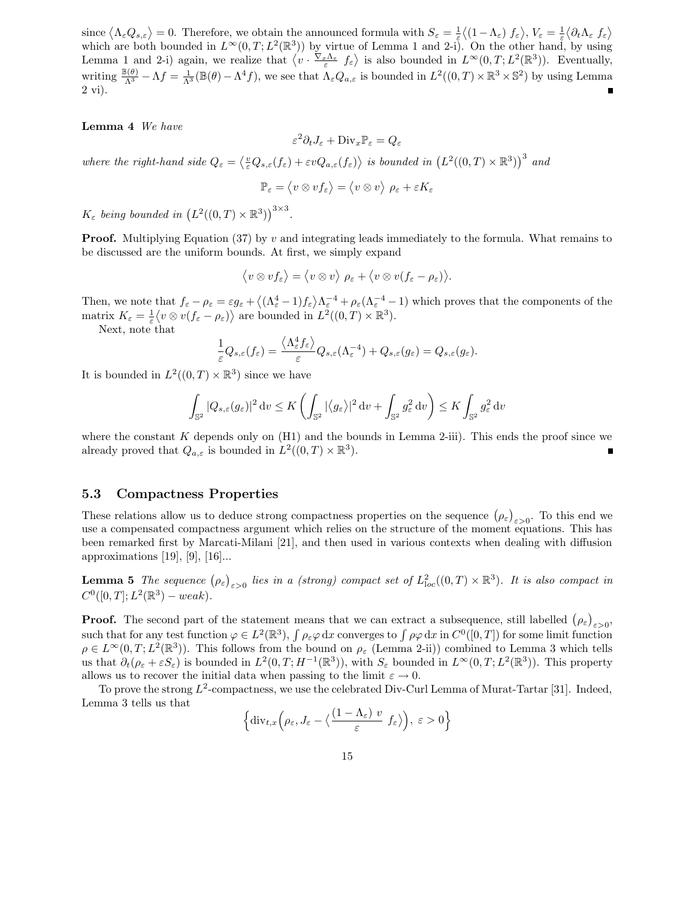since $\langle \Lambda_\varepsilon Q_{s,\varepsilon} \rangle = 0$. Therefore, we obtain the announced formula with $S_\varepsilon = \frac{1}{\varepsilon}\langle (1-\Lambda_\varepsilon)\, f_\varepsilon \rangle$, $V_\varepsilon = \frac{1}{\varepsilon}\langle \partial_t \Lambda_\varepsilon\, f_\varepsilon \rangle$ which are both bounded in $L^\infty(0,T;L^2(\mathbb{R}^3))$ by virtue of Lemma 1 and 2-i). On the other hand, by using Lemma 1 and 2-i) again, we realize that $\langle v \cdot \frac{\nabla_x \Lambda_\varepsilon}{\varepsilon}\, f_\varepsilon \rangle$ is also bounded in $L^\infty(0,T;L^2(\mathbb{R}^3))$. Eventually, writing $\frac{\mathbb{B}(\theta)}{\Lambda^3} - \Lambda f = \frac{1}{\Lambda^3}(\mathbb{B}(\theta) - \Lambda^4 f)$, we see that $\Lambda_\varepsilon Q_{a,\varepsilon}$ is bounded in $L^2((0,T)\times\mathbb{R}^3\times\mathbb{S}^2)$ by using Lemma 2 vi). ∎

**Lemma 4** *We have*

$$\varepsilon^2 \partial_t J_\varepsilon + \mathrm{Div}_x \mathbb{P}_\varepsilon = Q_\varepsilon$$

*where the right-hand side $Q_\varepsilon = \langle \frac{v}{\varepsilon} Q_{s,\varepsilon}(f_\varepsilon) + \varepsilon v Q_{a,\varepsilon}(f_\varepsilon) \rangle$ is bounded in $\left(L^2((0,T)\times\mathbb{R}^3)\right)^3$ and*

$$\mathbb{P}_\varepsilon = \langle v \otimes v f_\varepsilon \rangle = \langle v \otimes v \rangle\ \rho_\varepsilon + \varepsilon K_\varepsilon$$

*$K_\varepsilon$ being bounded in $\left(L^2((0,T)\times\mathbb{R}^3)\right)^{3\times 3}$.*

**Proof.** Multiplying Equation (37) by $v$ and integrating leads immediately to the formula. What remains to be discussed are the uniform bounds. At first, we simply expand

$$\langle v \otimes v f_\varepsilon \rangle = \langle v \otimes v \rangle\ \rho_\varepsilon + \langle v \otimes v (f_\varepsilon - \rho_\varepsilon) \rangle.$$

Then, we note that $f_\varepsilon - \rho_\varepsilon = \varepsilon g_\varepsilon + \langle (\Lambda_\varepsilon^4 - 1) f_\varepsilon \rangle \Lambda_\varepsilon^{-4} + \rho_\varepsilon(\Lambda_\varepsilon^{-4} - 1)$ which proves that the components of the matrix $K_\varepsilon = \frac{1}{\varepsilon}\langle v \otimes v (f_\varepsilon - \rho_\varepsilon) \rangle$ are bounded in $L^2((0,T)\times\mathbb{R}^3)$.

Next, note that

$$\frac{1}{\varepsilon} Q_{s,\varepsilon}(f_\varepsilon) = \frac{\langle \Lambda_\varepsilon^4 f_\varepsilon \rangle}{\varepsilon} Q_{s,\varepsilon}(\Lambda_\varepsilon^{-4}) + Q_{s,\varepsilon}(g_\varepsilon) = Q_{s,\varepsilon}(g_\varepsilon).$$

It is bounded in $L^2((0,T)\times\mathbb{R}^3)$ since we have

$$\int_{\mathbb{S}^2} |Q_{s,\varepsilon}(g_\varepsilon)|^2 \,\mathrm{d}v \le K \left( \int_{\mathbb{S}^2} |\langle g_\varepsilon \rangle|^2 \,\mathrm{d}v + \int_{\mathbb{S}^2} g_\varepsilon^2 \,\mathrm{d}v \right) \le K \int_{\mathbb{S}^2} g_\varepsilon^2 \,\mathrm{d}v$$

where the constant $K$ depends only on (H1) and the bounds in Lemma 2-iii). This ends the proof since we already proved that $Q_{a,\varepsilon}$ is bounded in $L^2((0,T)\times\mathbb{R}^3)$. ∎

### 5.3 Compactness Properties

These relations allow us to deduce strong compactness properties on the sequence $(\rho_\varepsilon)_{\varepsilon>0}$. To this end we use a compensated compactness argument which relies on the structure of the moment equations. This has been remarked first by Marcati-Milani [21], and then used in various contexts when dealing with diffusion approximations [19], [9], [16]...

**Lemma 5** *The sequence $(\rho_\varepsilon)_{\varepsilon>0}$ lies in a (strong) compact set of $L^2_{\mathrm{loc}}((0,T)\times\mathbb{R}^3)$. It is also compact in $C^0([0,T];L^2(\mathbb{R}^3)-weak)$.*

**Proof.** The second part of the statement means that we can extract a subsequence, still labelled $(\rho_\varepsilon)_{\varepsilon>0}$, such that for any test function $\varphi \in L^2(\mathbb{R}^3)$, $\int \rho_\varepsilon \varphi \,\mathrm{d}x$ converges to $\int \rho\varphi \,\mathrm{d}x$ in $C^0([0,T])$ for some limit function $\rho \in L^\infty(0,T;L^2(\mathbb{R}^3))$. This follows from the bound on $\rho_\varepsilon$ (Lemma 2-ii)) combined to Lemma 3 which tells us that $\partial_t(\rho_\varepsilon + \varepsilon S_\varepsilon)$ is bounded in $L^2(0,T;H^{-1}(\mathbb{R}^3))$, with $S_\varepsilon$ bounded in $L^\infty(0,T;L^2(\mathbb{R}^3))$. This property allows us to recover the initial data when passing to the limit $\varepsilon \to 0$.

To prove the strong $L^2$-compactness, we use the celebrated Div-Curl Lemma of Murat-Tartar [31]. Indeed, Lemma 3 tells us that

$$\left\{ \mathrm{div}_{t,x}\Big(\rho_\varepsilon, J_\varepsilon - \big\langle \frac{(1-\Lambda_\varepsilon)\ v}{\varepsilon}\ f_\varepsilon \big\rangle\Big),\ \varepsilon > 0 \right\}$$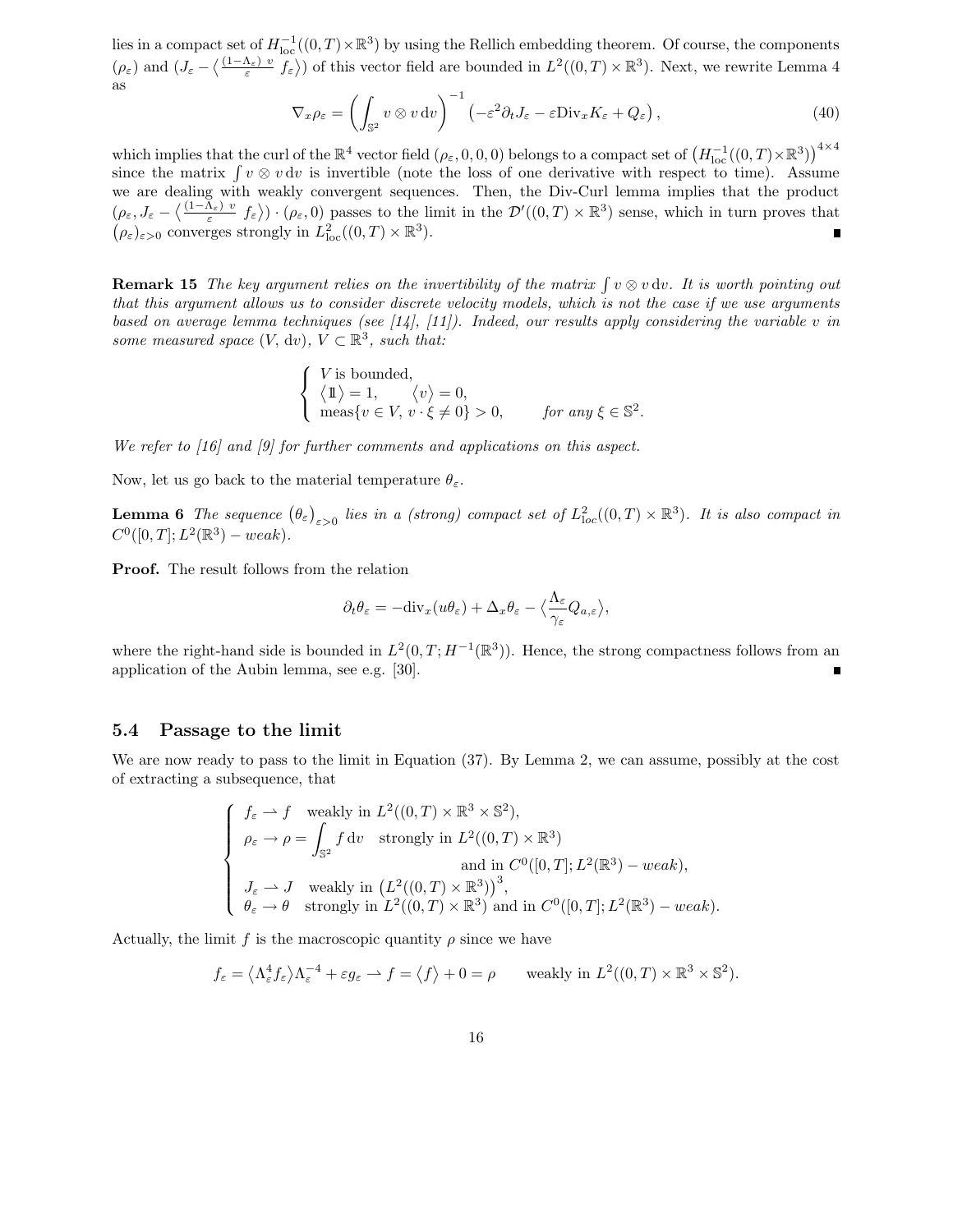lies in a compact set of $H^{-1}_{\rm loc}((0,T)\times\mathbb{R}^3)$ by using the Rellich embedding theorem. Of course, the components $(\rho_\varepsilon)$ and $(J_\varepsilon - \big\langle \frac{(1-\Lambda_\varepsilon)\ v}{\varepsilon}\ f_\varepsilon\big\rangle)$ of this vector field are bounded in $L^2((0,T)\times\mathbb{R}^3)$. Next, we rewrite Lemma 4 as

$$\nabla_x \rho_\varepsilon = \left(\int_{\mathbb{S}^2} v\otimes v\,{\rm d}v\right)^{-1}\left(-\varepsilon^2\partial_t J_\varepsilon - \varepsilon {\rm Div}_x K_\varepsilon + Q_\varepsilon\right), \tag{40}$$

which implies that the curl of the $\mathbb{R}^4$ vector field $(\rho_\varepsilon,0,0,0)$ belongs to a compact set of $\left(H^{-1}_{\rm loc}((0,T)\times\mathbb{R}^3)\right)^{4\times 4}$ since the matrix $\int v\otimes v\,{\rm d}v$ is invertible (note the loss of one derivative with respect to time). Assume we are dealing with weakly convergent sequences. Then, the Div-Curl lemma implies that the product $(\rho_\varepsilon, J_\varepsilon - \big\langle \frac{(1-\Lambda_\varepsilon)\ v}{\varepsilon}\ f_\varepsilon\big\rangle)\cdot(\rho_\varepsilon,0)$ passes to the limit in the $\mathcal{D}'((0,T)\times\mathbb{R}^3)$ sense, which in turn proves that $\left(\rho_\varepsilon\right)_{\varepsilon>0}$ converges strongly in $L^2_{\rm loc}((0,T)\times\mathbb{R}^3)$. ∎

**Remark 15** *The key argument relies on the invertibility of the matrix $\int v\otimes v\,{\rm d}v$. It is worth pointing out that this argument allows us to consider discrete velocity models, which is not the case if we use arguments based on average lemma techniques (see [14], [11]). Indeed, our results apply considering the variable $v$ in some measured space $(V,{\rm d}v)$, $V\subset\mathbb{R}^3$, such that:*

$$\begin{cases} V \text{ is bounded},\\ \langle 1\!\!1\rangle = 1, \qquad \langle v\rangle = 0,\\ {\rm meas}\{v\in V,\ v\cdot\xi\neq 0\} > 0, \qquad \textit{for any } \xi\in\mathbb{S}^2. \end{cases}$$

*We refer to [16] and [9] for further comments and applications on this aspect.*

Now, let us go back to the material temperature $\theta_\varepsilon$.

**Lemma 6** *The sequence $\left(\theta_\varepsilon\right)_{\varepsilon>0}$ lies in a (strong) compact set of $L^2_{\rm loc}((0,T)\times\mathbb{R}^3)$. It is also compact in $C^0([0,T];L^2(\mathbb{R}^3)-weak)$.*

**Proof.** The result follows from the relation

$$\partial_t\theta_\varepsilon = -{\rm div}_x(u\theta_\varepsilon) + \Delta_x\theta_\varepsilon - \big\langle \frac{\Lambda_\varepsilon}{\gamma_\varepsilon} Q_{a,\varepsilon}\big\rangle,$$

where the right-hand side is bounded in $L^2(0,T;H^{-1}(\mathbb{R}^3))$. Hence, the strong compactness follows from an application of the Aubin lemma, see e.g. [30]. ∎

### 5.4 Passage to the limit

We are now ready to pass to the limit in Equation (37). By Lemma 2, we can assume, possibly at the cost of extracting a subsequence, that

$$\begin{cases} f_\varepsilon \rightharpoonup f \quad \text{weakly in } L^2((0,T)\times\mathbb{R}^3\times\mathbb{S}^2),\\ \rho_\varepsilon \to \rho = \displaystyle\int_{\mathbb{S}^2} f\,{\rm d}v \quad \text{strongly in } L^2((0,T)\times\mathbb{R}^3)\\ \qquad\qquad\qquad\qquad\qquad \text{and in } C^0([0,T];L^2(\mathbb{R}^3)-weak),\\ J_\varepsilon \rightharpoonup J \quad \text{weakly in } \left(L^2((0,T)\times\mathbb{R}^3)\right)^3,\\ \theta_\varepsilon \to \theta \quad \text{strongly in } L^2((0,T)\times\mathbb{R}^3) \text{ and in } C^0([0,T];L^2(\mathbb{R}^3)-weak). \end{cases}$$

Actually, the limit $f$ is the macroscopic quantity $\rho$ since we have

$$f_\varepsilon = \langle\Lambda_\varepsilon^4 f_\varepsilon\rangle\Lambda_\varepsilon^{-4} + \varepsilon g_\varepsilon \rightharpoonup f = \langle f\rangle + 0 = \rho \qquad \text{weakly in } L^2((0,T)\times\mathbb{R}^3\times\mathbb{S}^2).$$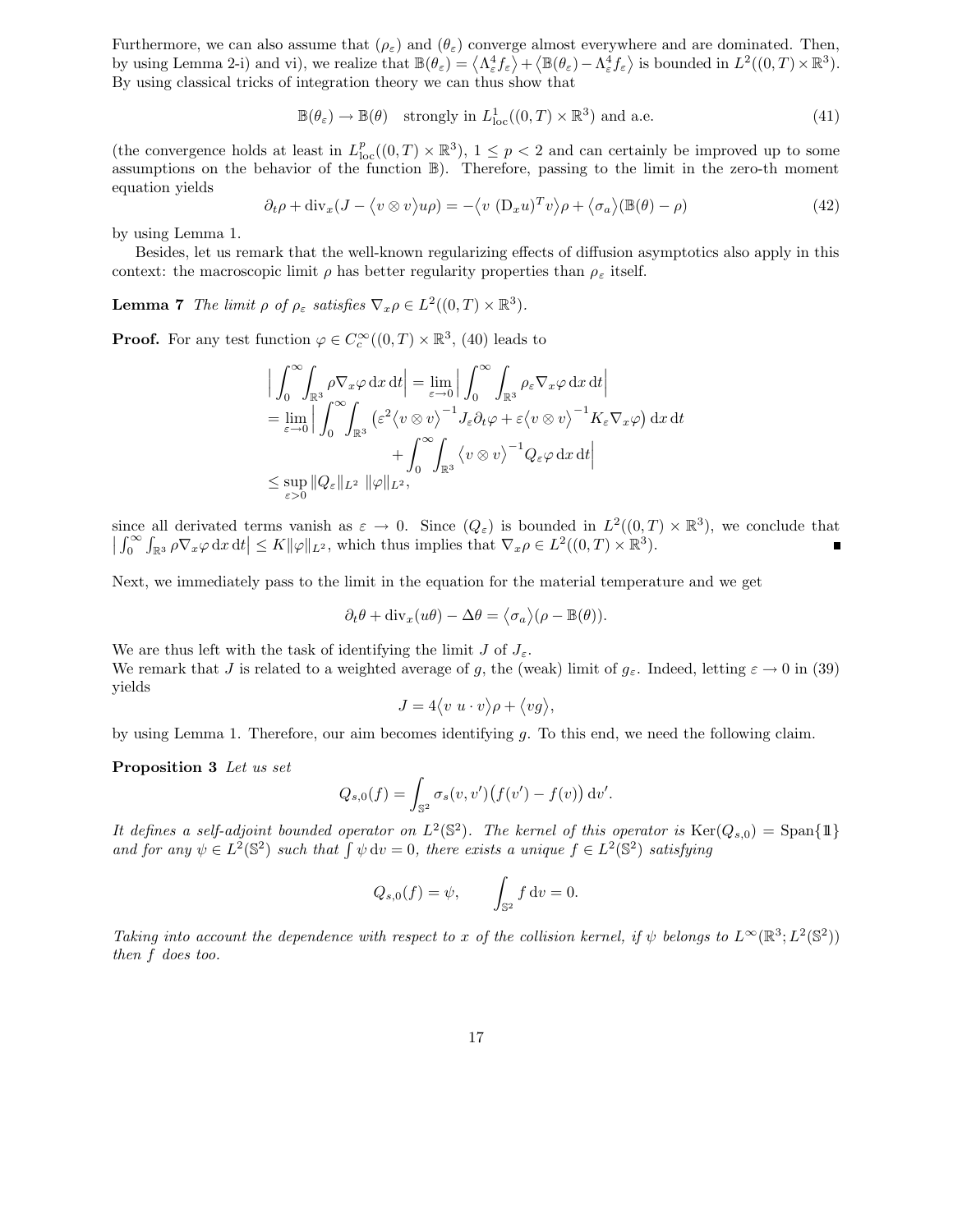Furthermore, we can also assume that $(\rho_\varepsilon)$ and $(\theta_\varepsilon)$ converge almost everywhere and are dominated. Then, by using Lemma 2-i) and vi), we realize that $\mathbb{B}(\theta_\varepsilon) = \langle \Lambda_\varepsilon^4 f_\varepsilon \rangle + \langle \mathbb{B}(\theta_\varepsilon) - \Lambda_\varepsilon^4 f_\varepsilon \rangle$ is bounded in $L^2((0,T)\times\mathbb{R}^3)$. By using classical tricks of integration theory we can thus show that

$$\mathbb{B}(\theta_\varepsilon) \to \mathbb{B}(\theta) \quad \text{strongly in } L^1_{\rm loc}((0,T)\times\mathbb{R}^3) \text{ and a.e.} \tag{41}$$

(the convergence holds at least in $L^p_{\rm loc}((0,T)\times\mathbb{R}^3)$, $1 \le p < 2$ and can certainly be improved up to some assumptions on the behavior of the function $\mathbb{B}$). Therefore, passing to the limit in the zero-th moment equation yields

$$\partial_t \rho + \mathrm{div}_x (J - \langle v \otimes v \rangle u \rho) = -\langle v\ (\mathrm{D}_x u)^T v \rangle \rho + \langle \sigma_a \rangle (\mathbb{B}(\theta) - \rho) \tag{42}$$

by using Lemma 1.

Besides, let us remark that the well-known regularizing effects of diffusion asymptotics also apply in this context: the macroscopic limit $\rho$ has better regularity properties than $\rho_\varepsilon$ itself.

**Lemma 7** *The limit $\rho$ of $\rho_\varepsilon$ satisfies $\nabla_x \rho \in L^2((0,T)\times\mathbb{R}^3)$.*

**Proof.** For any test function $\varphi \in C_c^\infty((0,T)\times\mathbb{R}^3)$, (40) leads to

$$\begin{aligned}
&\Big| \int_0^\infty \int_{\mathbb{R}^3} \rho \nabla_x \varphi \,\mathrm{d}x\,\mathrm{d}t \Big| = \lim_{\varepsilon\to 0} \Big| \int_0^\infty \int_{\mathbb{R}^3} \rho_\varepsilon \nabla_x \varphi \,\mathrm{d}x\,\mathrm{d}t \Big| \\
&= \lim_{\varepsilon\to 0} \Big| \int_0^\infty \int_{\mathbb{R}^3} \big( \varepsilon^2 \langle v \otimes v \rangle^{-1} J_\varepsilon \partial_t \varphi + \varepsilon \langle v \otimes v \rangle^{-1} K_\varepsilon \nabla_x \varphi \big) \,\mathrm{d}x\,\mathrm{d}t \\
&\qquad\qquad + \int_0^\infty \int_{\mathbb{R}^3} \langle v \otimes v \rangle^{-1} Q_\varepsilon \varphi \,\mathrm{d}x\,\mathrm{d}t \Big| \\
&\le \sup_{\varepsilon>0} \|Q_\varepsilon\|_{L^2}\ \|\varphi\|_{L^2},
\end{aligned}$$

since all derivated terms vanish as $\varepsilon \to 0$. Since $(Q_\varepsilon)$ is bounded in $L^2((0,T)\times\mathbb{R}^3)$, we conclude that $\big| \int_0^\infty \int_{\mathbb{R}^3} \rho \nabla_x \varphi \,\mathrm{d}x\,\mathrm{d}t \big| \le K \|\varphi\|_{L^2}$, which thus implies that $\nabla_x \rho \in L^2((0,T)\times\mathbb{R}^3)$. ∎

Next, we immediately pass to the limit in the equation for the material temperature and we get

$$\partial_t \theta + \mathrm{div}_x(u\theta) - \Delta\theta = \langle \sigma_a \rangle (\rho - \mathbb{B}(\theta)).$$

We are thus left with the task of identifying the limit $J$ of $J_\varepsilon$.
We remark that $J$ is related to a weighted average of $g$, the (weak) limit of $g_\varepsilon$. Indeed, letting $\varepsilon \to 0$ in (39) yields

$$J = 4\langle v\ u \cdot v \rangle \rho + \langle v g \rangle,$$

by using Lemma 1. Therefore, our aim becomes identifying $g$. To this end, we need the following claim.

**Proposition 3** *Let us set*

$$Q_{s,0}(f) = \int_{\mathbb{S}^2} \sigma_s(v,v') \big( f(v') - f(v) \big) \,\mathrm{d}v'.$$

*It defines a self-adjoint bounded operator on $L^2(\mathbb{S}^2)$. The kernel of this operator is $\mathrm{Ker}(Q_{s,0}) = \mathrm{Span}\{\mathbb{1}\}$ and for any $\psi \in L^2(\mathbb{S}^2)$ such that $\int \psi \,\mathrm{d}v = 0$, there exists a unique $f \in L^2(\mathbb{S}^2)$ satisfying*

$$Q_{s,0}(f) = \psi, \qquad \int_{\mathbb{S}^2} f \,\mathrm{d}v = 0.$$

*Taking into account the dependence with respect to $x$ of the collision kernel, if $\psi$ belongs to $L^\infty(\mathbb{R}^3; L^2(\mathbb{S}^2))$ then $f$ does too.*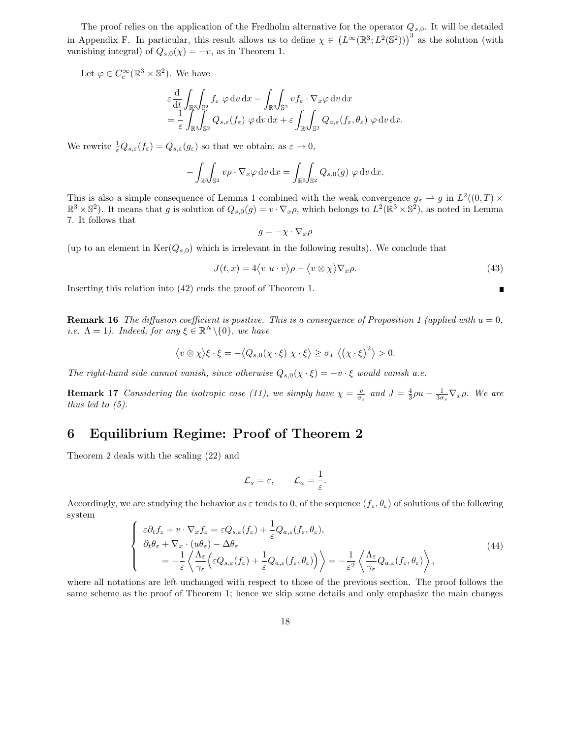The proof relies on the application of the Fredholm alternative for the operator $Q_{s,0}$. It will be detailed in Appendix F. In particular, this result allows us to define $\chi \in \left(L^\infty(\mathbb{R}^3; L^2(\mathbb{S}^2))\right)^3$ as the solution (with vanishing integral) of $Q_{s,0}(\chi) = -v$, as in Theorem 1.

Let $\varphi \in C_c^\infty(\mathbb{R}^3 \times \mathbb{S}^2)$. We have

$$
\begin{aligned}
&\varepsilon \frac{\mathrm{d}}{\mathrm{d}t} \int_{\mathbb{R}^3}\!\!\int_{\mathbb{S}^2} f_\varepsilon \;\varphi \,\mathrm{d}v\,\mathrm{d}x - \int_{\mathbb{R}^3}\!\!\int_{\mathbb{S}^2} v f_\varepsilon \cdot \nabla_x \varphi \,\mathrm{d}v\,\mathrm{d}x \\
&= \frac{1}{\varepsilon} \int_{\mathbb{R}^3}\!\!\int_{\mathbb{S}^2} Q_{s,\varepsilon}(f_\varepsilon)\;\varphi \,\mathrm{d}v\,\mathrm{d}x + \varepsilon \int_{\mathbb{R}^3}\!\!\int_{\mathbb{S}^2} Q_{a,\varepsilon}(f_\varepsilon, \theta_\varepsilon)\;\varphi \,\mathrm{d}v\,\mathrm{d}x.
\end{aligned}
$$

We rewrite $\frac{1}{\varepsilon} Q_{s,\varepsilon}(f_\varepsilon) = Q_{s,\varepsilon}(g_\varepsilon)$ so that we obtain, as $\varepsilon \to 0$,

$$
-\int_{\mathbb{R}^3}\!\!\int_{\mathbb{S}^2} v\rho \cdot \nabla_x \varphi \,\mathrm{d}v\,\mathrm{d}x = \int_{\mathbb{R}^3}\!\!\int_{\mathbb{S}^2} Q_{s,0}(g)\;\varphi \,\mathrm{d}v\,\mathrm{d}x.
$$

This is also a simple consequence of Lemma 1 combined with the weak convergence $g_\varepsilon \rightharpoonup g$ in $L^2((0,T) \times \mathbb{R}^3 \times \mathbb{S}^2)$. It means that $g$ is solution of $Q_{s,0}(g) = v \cdot \nabla_x \rho$, which belongs to $L^2(\mathbb{R}^3 \times \mathbb{S}^2)$, as noted in Lemma 7. It follows that

$$
g = -\chi \cdot \nabla_x \rho
$$

(up to an element in $\mathrm{Ker}(Q_{s,0})$ which is irrelevant in the following results). We conclude that

$$
J(t,x) = 4\langle v \; u \cdot v \rangle \rho - \langle v \otimes \chi \rangle \nabla_x \rho. \tag{43}
$$

Inserting this relation into (42) ends the proof of Theorem 1. ∎

**Remark 16** *The diffusion coefficient is positive. This is a consequence of Proposition 1 (applied with $u = 0$, i.e. $\Lambda = 1$). Indeed, for any $\xi \in \mathbb{R}^N \setminus \{0\}$, we have*

$$
\langle v \otimes \chi \rangle \xi \cdot \xi = -\langle Q_{s,0}(\chi \cdot \xi)\; \chi \cdot \xi \rangle \geq \sigma_* \left\langle (\chi \cdot \xi)^2 \right\rangle > 0.
$$

*The right-hand side cannot vanish, since otherwise $Q_{s,0}(\chi \cdot \xi) = -v \cdot \xi$ would vanish a.e.*

**Remark 17** *Considering the isotropic case (11), we simply have $\chi = \frac{v}{\sigma_s}$ and $J = \frac{4}{3}\rho u - \frac{1}{3\sigma_s}\nabla_x \rho$. We are thus led to (5).*

## 6 Equilibrium Regime: Proof of Theorem 2

Theorem 2 deals with the scaling (22) and

$$
\mathcal{L}_s = \varepsilon, \qquad \mathcal{L}_a = \frac{1}{\varepsilon}.
$$

Accordingly, we are studying the behavior as $\varepsilon$ tends to 0, of the sequence $(f_\varepsilon, \theta_\varepsilon)$ of solutions of the following system

$$
\left\{
\begin{aligned}
&\varepsilon \partial_t f_\varepsilon + v \cdot \nabla_x f_\varepsilon = \varepsilon Q_{s,\varepsilon}(f_\varepsilon) + \frac{1}{\varepsilon} Q_{a,\varepsilon}(f_\varepsilon, \theta_\varepsilon), \\
&\partial_t \theta_\varepsilon + \nabla_x \cdot (u\theta_\varepsilon) - \Delta \theta_\varepsilon \\
&\qquad = -\frac{1}{\varepsilon} \left\langle \frac{\Lambda_\varepsilon}{\gamma_\varepsilon} \Big( \varepsilon Q_{s,\varepsilon}(f_\varepsilon) + \frac{1}{\varepsilon} Q_{a,\varepsilon}(f_\varepsilon, \theta_\varepsilon) \Big) \right\rangle = -\frac{1}{\varepsilon^2} \left\langle \frac{\Lambda_\varepsilon}{\gamma_\varepsilon} Q_{a,\varepsilon}(f_\varepsilon, \theta_\varepsilon) \right\rangle,
\end{aligned}
\right. \tag{44}
$$

where all notations are left unchanged with respect to those of the previous section. The proof follows the same scheme as the proof of Theorem 1; hence we skip some details and only emphasize the main changes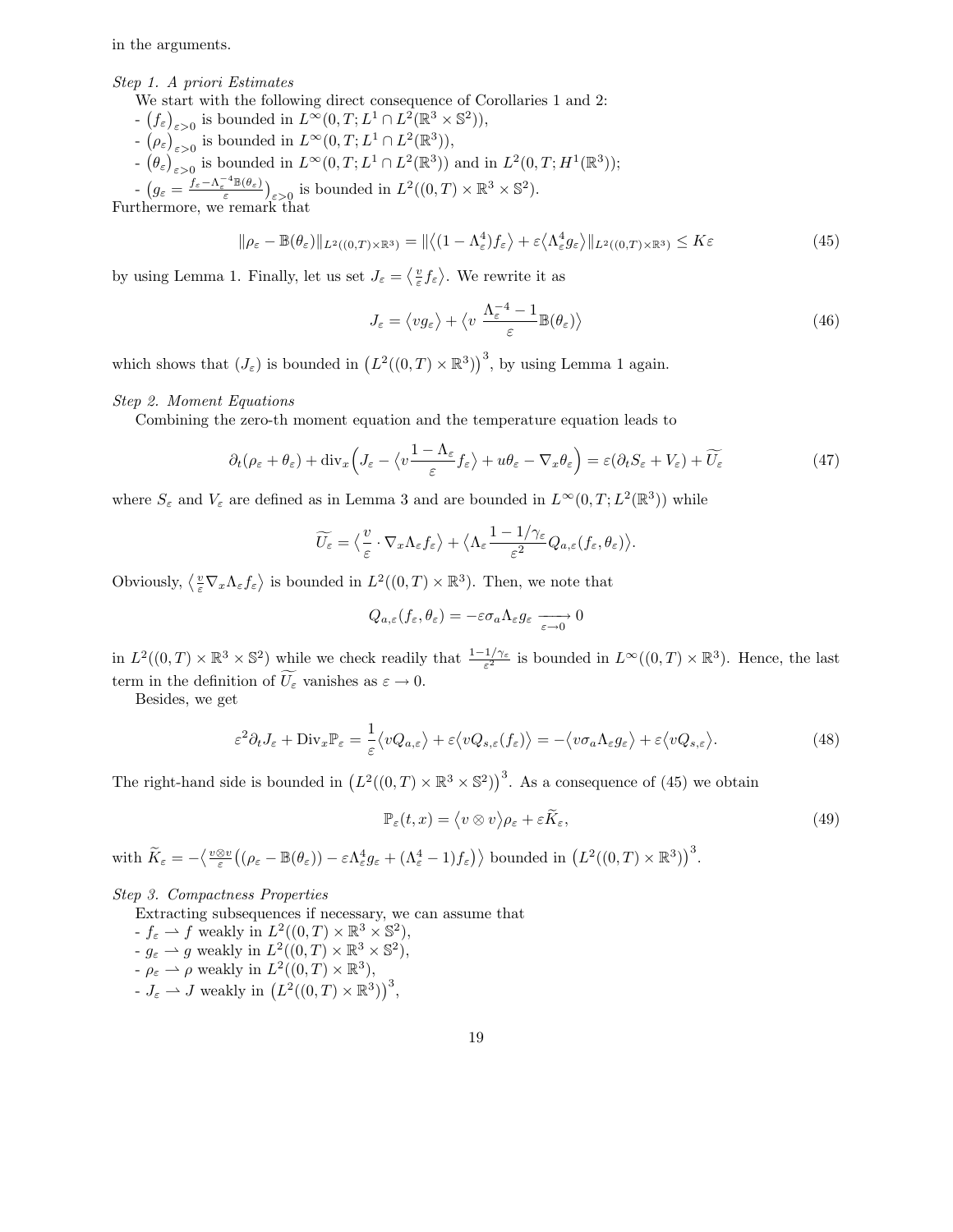in the arguments.

*Step 1. A priori Estimates*

We start with the following direct consequence of Corollaries 1 and 2:

- $\big(f_\varepsilon\big)_{\varepsilon>0}$ is bounded in $L^\infty(0,T;L^1\cap L^2(\mathbb{R}^3\times\mathbb{S}^2))$,
- $\big(\rho_\varepsilon\big)_{\varepsilon>0}$ is bounded in $L^\infty(0,T;L^1\cap L^2(\mathbb{R}^3))$,
- $\big(\theta_\varepsilon\big)_{\varepsilon>0}$ is bounded in $L^\infty(0,T;L^1\cap L^2(\mathbb{R}^3))$ and in $L^2(0,T;H^1(\mathbb{R}^3))$;
- $\big(g_\varepsilon = \frac{f_\varepsilon - \Lambda_\varepsilon^{-4}\mathbb{B}(\theta_\varepsilon)}{\varepsilon}\big)_{\varepsilon>0}$ is bounded in $L^2((0,T)\times\mathbb{R}^3\times\mathbb{S}^2)$.

Furthermore, we remark that

$$\|\rho_\varepsilon - \mathbb{B}(\theta_\varepsilon)\|_{L^2((0,T)\times\mathbb{R}^3)} = \|\big\langle(1-\Lambda_\varepsilon^4)f_\varepsilon\big\rangle + \varepsilon\big\langle\Lambda_\varepsilon^4 g_\varepsilon\big\rangle\|_{L^2((0,T)\times\mathbb{R}^3)} \le K\varepsilon \tag{45}$$

by using Lemma 1. Finally, let us set $J_\varepsilon = \big\langle \frac{v}{\varepsilon} f_\varepsilon\big\rangle$. We rewrite it as

$$J_\varepsilon = \big\langle v g_\varepsilon\big\rangle + \big\langle v\ \frac{\Lambda_\varepsilon^{-4}-1}{\varepsilon}\mathbb{B}(\theta_\varepsilon)\big\rangle \tag{46}$$

which shows that $(J_\varepsilon)$ is bounded in $\big(L^2((0,T)\times\mathbb{R}^3)\big)^3$, by using Lemma 1 again.

*Step 2. Moment Equations*

Combining the zero-th moment equation and the temperature equation leads to

$$\partial_t(\rho_\varepsilon+\theta_\varepsilon) + \mathrm{div}_x\Big(J_\varepsilon - \big\langle v\frac{1-\Lambda_\varepsilon}{\varepsilon}f_\varepsilon\big\rangle + u\theta_\varepsilon - \nabla_x\theta_\varepsilon\Big) = \varepsilon(\partial_t S_\varepsilon + V_\varepsilon) + \widetilde{U_\varepsilon} \tag{47}$$

where $S_\varepsilon$ and $V_\varepsilon$ are defined as in Lemma 3 and are bounded in $L^\infty(0,T;L^2(\mathbb{R}^3))$ while

$$\widetilde{U_\varepsilon} = \big\langle \frac{v}{\varepsilon}\cdot\nabla_x\Lambda_\varepsilon f_\varepsilon\big\rangle + \big\langle\Lambda_\varepsilon\frac{1-1/\gamma_\varepsilon}{\varepsilon^2}Q_{a,\varepsilon}(f_\varepsilon,\theta_\varepsilon)\big\rangle.$$

Obviously, $\big\langle\frac{v}{\varepsilon}\nabla_x\Lambda_\varepsilon f_\varepsilon\big\rangle$ is bounded in $L^2((0,T)\times\mathbb{R}^3)$. Then, we note that

$$Q_{a,\varepsilon}(f_\varepsilon,\theta_\varepsilon) = -\varepsilon\sigma_a\Lambda_\varepsilon g_\varepsilon \xrightarrow[\varepsilon\to 0]{} 0$$

in $L^2((0,T)\times\mathbb{R}^3\times\mathbb{S}^2)$ while we check readily that $\frac{1-1/\gamma_\varepsilon}{\varepsilon^2}$ is bounded in $L^\infty((0,T)\times\mathbb{R}^3)$. Hence, the last term in the definition of $\widetilde{U_\varepsilon}$ vanishes as $\varepsilon\to 0$.

Besides, we get

$$\varepsilon^2\partial_t J_\varepsilon + \mathrm{Div}_x\mathbb{P}_\varepsilon = \frac{1}{\varepsilon}\big\langle vQ_{a,\varepsilon}\big\rangle + \varepsilon\big\langle vQ_{s,\varepsilon}(f_\varepsilon)\big\rangle = -\big\langle v\sigma_a\Lambda_\varepsilon g_\varepsilon\big\rangle + \varepsilon\big\langle vQ_{s,\varepsilon}\big\rangle. \tag{48}$$

The right-hand side is bounded in $\big(L^2((0,T)\times\mathbb{R}^3\times\mathbb{S}^2)\big)^3$. As a consequence of (45) we obtain

$$\mathbb{P}_\varepsilon(t,x) = \big\langle v\otimes v\big\rangle\rho_\varepsilon + \varepsilon\widetilde{K}_\varepsilon, \tag{49}$$

with $\widetilde{K}_\varepsilon = -\big\langle\frac{v\otimes v}{\varepsilon}\big((\rho_\varepsilon-\mathbb{B}(\theta_\varepsilon)) - \varepsilon\Lambda_\varepsilon^4 g_\varepsilon + (\Lambda_\varepsilon^4-1)f_\varepsilon\big)\big\rangle$ bounded in $\big(L^2((0,T)\times\mathbb{R}^3)\big)^3$.

*Step 3. Compactness Properties*

Extracting subsequences if necessary, we can assume that

- $f_\varepsilon \rightharpoonup f$ weakly in $L^2((0,T)\times\mathbb{R}^3\times\mathbb{S}^2)$,
- $g_\varepsilon \rightharpoonup g$ weakly in $L^2((0,T)\times\mathbb{R}^3\times\mathbb{S}^2)$,
- $\rho_\varepsilon \rightharpoonup \rho$ weakly in $L^2((0,T)\times\mathbb{R}^3)$,
- $J_\varepsilon \rightharpoonup J$ weakly in $\big(L^2((0,T)\times\mathbb{R}^3)\big)^3$,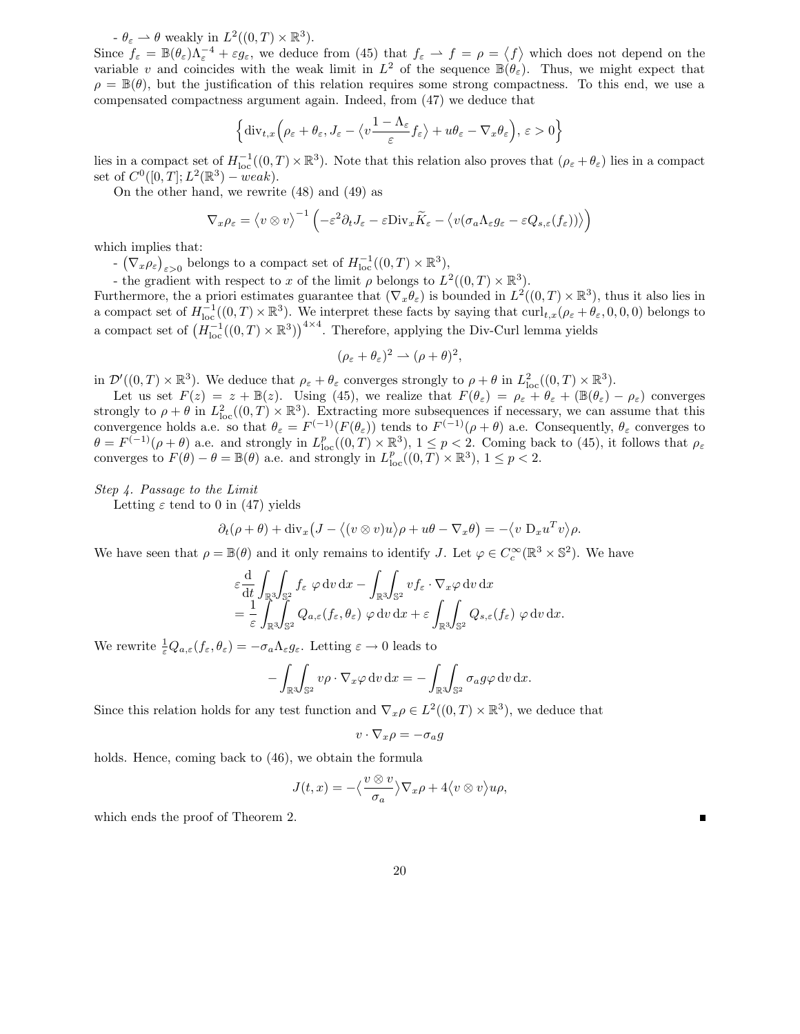- $\theta_\varepsilon \rightharpoonup \theta$ weakly in $L^2((0,T)\times\mathbb{R}^3)$.

Since $f_\varepsilon = \mathbb{B}(\theta_\varepsilon)\Lambda_\varepsilon^{-4} + \varepsilon g_\varepsilon$, we deduce from (45) that $f_\varepsilon \rightharpoonup f = \rho = \langle f\rangle$ which does not depend on the variable $v$ and coincides with the weak limit in $L^2$ of the sequence $\mathbb{B}(\theta_\varepsilon)$. Thus, we might expect that $\rho = \mathbb{B}(\theta)$, but the justification of this relation requires some strong compactness. To this end, we use a compensated compactness argument again. Indeed, from (47) we deduce that

$$\Big\{ \mathrm{div}_{t,x}\Big(\rho_\varepsilon + \theta_\varepsilon, J_\varepsilon - \big\langle v\frac{1-\Lambda_\varepsilon}{\varepsilon} f_\varepsilon\big\rangle + u\theta_\varepsilon - \nabla_x\theta_\varepsilon\Big),\ \varepsilon>0\Big\}$$

lies in a compact set of $H^{-1}_{\mathrm{loc}}((0,T)\times\mathbb{R}^3)$. Note that this relation also proves that $(\rho_\varepsilon+\theta_\varepsilon)$ lies in a compact set of $C^0([0,T];L^2(\mathbb{R}^3)-weak)$.

On the other hand, we rewrite (48) and (49) as

$$\nabla_x \rho_\varepsilon = \big\langle v\otimes v\big\rangle^{-1}\Big(-\varepsilon^2\partial_t J_\varepsilon - \varepsilon \mathrm{Div}_x \widetilde{K}_\varepsilon - \big\langle v(\sigma_a\Lambda_\varepsilon g_\varepsilon - \varepsilon Q_{s,\varepsilon}(f_\varepsilon))\big\rangle\Big)$$

which implies that:

- $\big(\nabla_x\rho_\varepsilon\big)_{\varepsilon>0}$ belongs to a compact set of $H^{-1}_{\mathrm{loc}}((0,T)\times\mathbb{R}^3)$,
- the gradient with respect to $x$ of the limit $\rho$ belongs to $L^2((0,T)\times\mathbb{R}^3)$.

Furthermore, the a priori estimates guarantee that $(\nabla_x\theta_\varepsilon)$ is bounded in $L^2((0,T)\times\mathbb{R}^3)$, thus it also lies in a compact set of $H^{-1}_{\mathrm{loc}}((0,T)\times\mathbb{R}^3)$. We interpret these facts by saying that $\mathrm{curl}_{t,x}(\rho_\varepsilon+\theta_\varepsilon,0,0,0)$ belongs to a compact set of $\big(H^{-1}_{\mathrm{loc}}((0,T)\times\mathbb{R}^3)\big)^{4\times 4}$. Therefore, applying the Div-Curl lemma yields

$$(\rho_\varepsilon+\theta_\varepsilon)^2 \rightharpoonup (\rho+\theta)^2,$$

in $\mathcal{D}'((0,T)\times\mathbb{R}^3)$. We deduce that $\rho_\varepsilon+\theta_\varepsilon$ converges strongly to $\rho+\theta$ in $L^2_{\mathrm{loc}}((0,T)\times\mathbb{R}^3)$.

Let us set $F(z) = z + \mathbb{B}(z)$. Using (45), we realize that $F(\theta_\varepsilon) = \rho_\varepsilon + \theta_\varepsilon + (\mathbb{B}(\theta_\varepsilon)-\rho_\varepsilon)$ converges strongly to $\rho+\theta$ in $L^2_{\mathrm{loc}}((0,T)\times\mathbb{R}^3)$. Extracting more subsequences if necessary, we can assume that this convergence holds a.e. so that $\theta_\varepsilon = F^{(-1)}(F(\theta_\varepsilon))$ tends to $F^{(-1)}(\rho+\theta)$ a.e. Consequently, $\theta_\varepsilon$ converges to $\theta = F^{(-1)}(\rho+\theta)$ a.e. and strongly in $L^p_{\mathrm{loc}}((0,T)\times\mathbb{R}^3)$, $1\le p<2$. Coming back to (45), it follows that $\rho_\varepsilon$ converges to $F(\theta)-\theta = \mathbb{B}(\theta)$ a.e. and strongly in $L^p_{\mathrm{loc}}((0,T)\times\mathbb{R}^3)$, $1\le p<2$.

*Step 4. Passage to the Limit*

Letting $\varepsilon$ tend to 0 in (47) yields

$$\partial_t(\rho+\theta) + \mathrm{div}_x\big(J - \big\langle (v\otimes v)u\big\rangle\rho + u\theta - \nabla_x\theta\big) = -\big\langle v\ \mathrm{D}_x u^T v\big\rangle\rho.$$

We have seen that $\rho = \mathbb{B}(\theta)$ and it only remains to identify $J$. Let $\varphi\in C_c^\infty(\mathbb{R}^3\times\mathbb{S}^2)$. We have

$$\begin{aligned}
&\varepsilon\frac{\mathrm{d}}{\mathrm{d}t}\int_{\mathbb{R}^3}\!\!\int_{\mathbb{S}^2} f_\varepsilon\ \varphi\,\mathrm{d}v\,\mathrm{d}x - \int_{\mathbb{R}^3}\!\!\int_{\mathbb{S}^2} v f_\varepsilon\cdot\nabla_x\varphi\,\mathrm{d}v\,\mathrm{d}x\\
&= \frac{1}{\varepsilon}\int_{\mathbb{R}^3}\!\!\int_{\mathbb{S}^2} Q_{a,\varepsilon}(f_\varepsilon,\theta_\varepsilon)\ \varphi\,\mathrm{d}v\,\mathrm{d}x + \varepsilon\int_{\mathbb{R}^3}\!\!\int_{\mathbb{S}^2} Q_{s,\varepsilon}(f_\varepsilon)\ \varphi\,\mathrm{d}v\,\mathrm{d}x.
\end{aligned}$$

We rewrite $\frac{1}{\varepsilon}Q_{a,\varepsilon}(f_\varepsilon,\theta_\varepsilon) = -\sigma_a\Lambda_\varepsilon g_\varepsilon$. Letting $\varepsilon\to 0$ leads to

$$-\int_{\mathbb{R}^3}\!\!\int_{\mathbb{S}^2} v\rho\cdot\nabla_x\varphi\,\mathrm{d}v\,\mathrm{d}x = -\int_{\mathbb{R}^3}\!\!\int_{\mathbb{S}^2}\sigma_a g\varphi\,\mathrm{d}v\,\mathrm{d}x.$$

Since this relation holds for any test function and $\nabla_x\rho\in L^2((0,T)\times\mathbb{R}^3)$, we deduce that

$$v\cdot\nabla_x\rho = -\sigma_a g$$

holds. Hence, coming back to (46), we obtain the formula

$$J(t,x) = -\Big\langle\frac{v\otimes v}{\sigma_a}\Big\rangle\nabla_x\rho + 4\big\langle v\otimes v\big\rangle u\rho,$$

which ends the proof of Theorem 2. ∎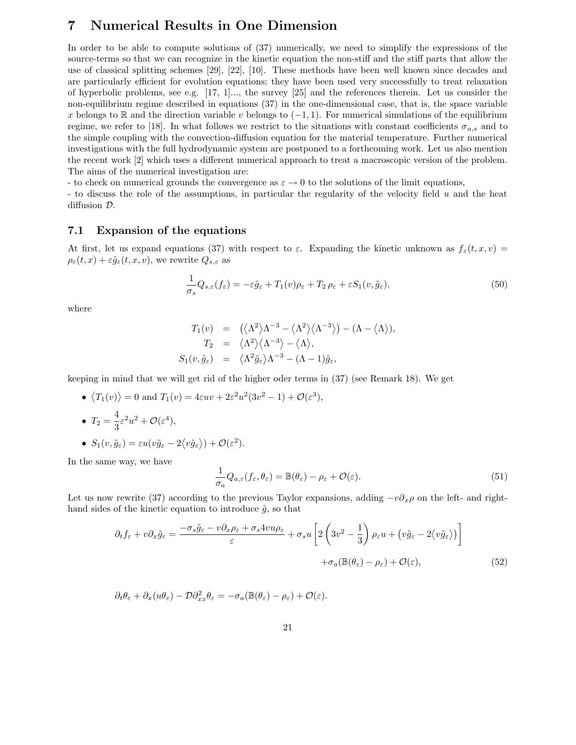# 7 Numerical Results in One Dimension

In order to be able to compute solutions of (37) numerically, we need to simplify the expressions of the source-terms so that we can recognize in the kinetic equation the non-stiff and the stiff parts that allow the use of classical splitting schemes [29], [22], [10]. These methods have been well known since decades and are particularly efficient for evolution equations; they have been used very successfully to treat relaxation of hyperbolic problems, see e.g. [17, 1]..., the survey [25] and the references therein. Let us consider the non-equilibrium regime described in equations (37) in the one-dimensional case, that is, the space variable $x$ belongs to $\mathbb{R}$ and the direction variable $v$ belongs to $(-1, 1)$. For numerical simulations of the equilibrium regime, we refer to [18]. In what follows we restrict to the situations with constant coefficients $\sigma_{a,s}$ and to the simple coupling with the convection-diffusion equation for the material temperature. Further numerical investigations with the full hydrodynamic system are postponed to a forthcoming work. Let us also mention the recent work [2] which uses a different numerical approach to treat a macroscopic version of the problem. The aims of the numerical investigation are:

- to check on numerical grounds the convergence as $\varepsilon \to 0$ to the solutions of the limit equations,
- to discuss the role of the assumptions, in particular the regularity of the velocity field $u$ and the heat diffusion $\mathcal{D}$.

## 7.1 Expansion of the equations

At first, let us expand equations (37) with respect to $\varepsilon$. Expanding the kinetic unknown as $f_\varepsilon(t, x, v) = \rho_\varepsilon(t, x) + \varepsilon \tilde{g}_\varepsilon(t, x, v)$, we rewrite $Q_{s,\varepsilon}$ as

$$\frac{1}{\sigma_s} Q_{s,\varepsilon}(f_\varepsilon) = -\varepsilon \tilde{g}_\varepsilon + T_1(v)\rho_\varepsilon + T_2\,\rho_\varepsilon + \varepsilon S_1(v, \tilde{g}_\varepsilon), \tag{50}$$

where

$$\begin{aligned}
T_1(v) &= \left(\langle \Lambda^2 \rangle \Lambda^{-3} - \langle \Lambda^2 \rangle \langle \Lambda^{-3} \rangle\right) - (\Lambda - \langle \Lambda \rangle), \\
T_2 &= \langle \Lambda^2 \rangle \langle \Lambda^{-3} \rangle - \langle \Lambda \rangle, \\
S_1(v, \tilde{g}_\varepsilon) &= \langle \Lambda^2 \tilde{g}_\varepsilon \rangle \Lambda^{-3} - (\Lambda - 1)\tilde{g}_\varepsilon,
\end{aligned}$$

keeping in mind that we will get rid of the higher oder terms in (37) (see Remark 18). We get

- $\langle T_1(v) \rangle = 0$ and $T_1(v) = 4\varepsilon u v + 2\varepsilon^2 u^2 (3v^2 - 1) + \mathcal{O}(\varepsilon^3)$,
- $T_2 = \dfrac{4}{3}\varepsilon^2 u^2 + \mathcal{O}(\varepsilon^4)$,
- $S_1(v, \tilde{g}_\varepsilon) = \varepsilon u (v \tilde{g}_\varepsilon - 2\langle v \tilde{g}_\varepsilon \rangle) + \mathcal{O}(\varepsilon^2)$.

In the same way, we have

$$\frac{1}{\sigma_a} Q_{a,\varepsilon}(f_\varepsilon, \theta_\varepsilon) = \mathbb{B}(\theta_\varepsilon) - \rho_\varepsilon + \mathcal{O}(\varepsilon). \tag{51}$$

Let us now rewrite (37) according to the previous Taylor expansions, adding $-v\partial_x \rho$ on the left- and right-hand sides of the kinetic equation to introduce $\tilde{g}$, so that

$$\begin{aligned}
\partial_t f_\varepsilon + v \partial_x \tilde{g}_\varepsilon = \frac{-\sigma_s \tilde{g}_\varepsilon - v\partial_x \rho_\varepsilon + \sigma_s 4 v u \rho_\varepsilon}{\varepsilon} + \sigma_s u \left[ 2\left(3v^2 - \frac{1}{3}\right)\rho_\varepsilon u + \left(v \tilde{g}_\varepsilon - 2\langle v \tilde{g}_\varepsilon \rangle\right) \right] \\
+ \sigma_a (\mathbb{B}(\theta_\varepsilon) - \rho_\varepsilon) + \mathcal{O}(\varepsilon),
\end{aligned} \tag{52}$$

$$\partial_t \theta_\varepsilon + \partial_x (u \theta_\varepsilon) - \mathcal{D} \partial^2_{xx} \theta_\varepsilon = -\sigma_a (\mathbb{B}(\theta_\varepsilon) - \rho_\varepsilon) + \mathcal{O}(\varepsilon).$$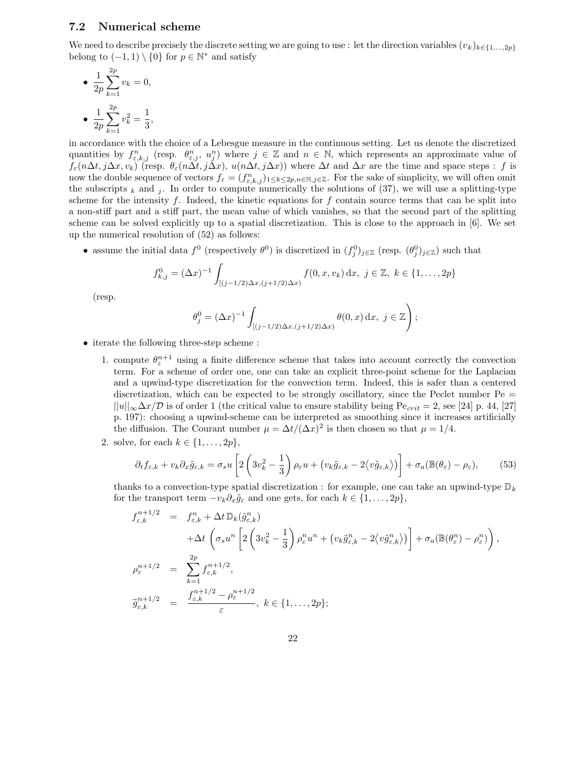### 7.2 Numerical scheme

We need to describe precisely the discrete setting we are going to use : let the direction variables $(v_k)_{k\in\{1,\dots,2p\}}$ belong to $(-1,1)\setminus\{0\}$ for $p\in\mathbb{N}^*$ and satisfy

- $\displaystyle \frac{1}{2p}\sum_{k=1}^{2p} v_k = 0,$
- $\displaystyle \frac{1}{2p}\sum_{k=1}^{2p} v_k^2 = \frac{1}{3},$

in accordance with the choice of a Lebesgue measure in the continuous setting. Let us denote the discretized quantities by $f^n_{\varepsilon,k,j}$ (resp. $\theta^n_{\varepsilon,j}$, $u^n_j$) where $j\in\mathbb{Z}$ and $n\in\mathbb{N}$, which represents an approximate value of $f_\varepsilon(n\Delta t, j\Delta x, v_k)$ (resp. $\theta_\varepsilon(n\Delta t, j\Delta x)$, $u(n\Delta t, j\Delta x)$) where $\Delta t$ and $\Delta x$ are the time and space steps : $f$ is now the double sequence of vectors $f_\varepsilon = (f^n_{\varepsilon,k,j})_{1\le k\le 2p, n\in\mathbb{N}, j\in\mathbb{Z}}$. For the sake of simplicity, we will often omit the subscripts $_k$ and $_j$. In order to compute numerically the solutions of (37), we will use a splitting-type scheme for the intensity $f$. Indeed, the kinetic equations for $f$ contain source terms that can be split into a non-stiff part and a stiff part, the mean value of which vanishes, so that the second part of the splitting scheme can be solved explicitly up to a spatial discretization. This is close to the approach in [6]. We set up the numerical resolution of (52) as follows:

- assume the initial data $f^0$ (respectively $\theta^0$) is discretized in $(f^0_j)_{j\in\mathbb{Z}}$ (resp. $(\theta^0_j)_{j\in\mathbb{Z}}$) such that

$$f^0_{k,j} = (\Delta x)^{-1}\int_{[(j-1/2)\Delta x,(j+1/2)\Delta x)} f(0,x,v_k)\,\mathrm{d}x,\ j\in\mathbb{Z},\ k\in\{1,\dots,2p\}$$

(resp.

$$\left.\theta^0_j = (\Delta x)^{-1}\int_{[(j-1/2)\Delta x,(j+1/2)\Delta x)} \theta(0,x)\,\mathrm{d}x,\ j\in\mathbb{Z}\right);$$

- iterate the following three-step scheme :

1. compute $\theta^{n+1}_\varepsilon$ using a finite difference scheme that takes into account correctly the convection term. For a scheme of order one, one can take an explicit three-point scheme for the Laplacian and a upwind-type discretization for the convection term. Indeed, this is safer than a centered discretization, which can be expected to be strongly oscillatory, since the Peclet number $\mathrm{Pe} = ||u||_\infty\Delta x/\mathcal{D}$ is of order 1 (the critical value to ensure stability being $\mathrm{Pe}_{crit}=2$, see [24] p. 44, [27] p. 197): choosing a upwind-scheme can be interpreted as smoothing since it increases artificially the diffusion. The Courant number $\mu = \Delta t/(\Delta x)^2$ is then chosen so that $\mu = 1/4$.
2. solve, for each $k\in\{1,\dots,2p\}$,

$$\partial_t f_{\varepsilon,k} + v_k\partial_x\tilde{g}_{\varepsilon,k} = \sigma_s u\left[2\left(3v_k^2-\frac{1}{3}\right)\rho_\varepsilon u + \left(v_k\tilde{g}_{\varepsilon,k} - 2\langle v\tilde{g}_{\varepsilon,k}\rangle\right)\right] + \sigma_a(\mathbb{B}(\theta_\varepsilon)-\rho_\varepsilon), \tag{53}$$

thanks to a convection-type spatial discretization : for example, one can take an upwind-type $\mathbb{D}_k$ for the transport term $-v_k\partial_x\tilde{g}_\varepsilon$ and one gets, for each $k\in\{1,\dots,2p\}$,

$$\begin{aligned}
f^{n+1/2}_{\varepsilon,k} &= f^n_{\varepsilon,k} + \Delta t\,\mathbb{D}_k(\tilde{g}^n_{\varepsilon,k}) \\
&\quad + \Delta t\left(\sigma_s u^n\left[2\left(3v_k^2-\frac{1}{3}\right)\rho^n_\varepsilon u^n + \left(v_k\tilde{g}^n_{\varepsilon,k} - 2\langle v\tilde{g}^n_{\varepsilon,k}\rangle\right)\right] + \sigma_a(\mathbb{B}(\theta^n_\varepsilon)-\rho^n_\varepsilon)\right), \\
\rho^{n+1/2}_\varepsilon &= \sum_{k=1}^{2p} f^{n+1/2}_{\varepsilon,k}, \\
\tilde{g}^{n+1/2}_{\varepsilon,k} &= \frac{f^{n+1/2}_{\varepsilon,k} - \rho^{n+1/2}_\varepsilon}{\varepsilon},\ k\in\{1,\dots,2p\};
\end{aligned}$$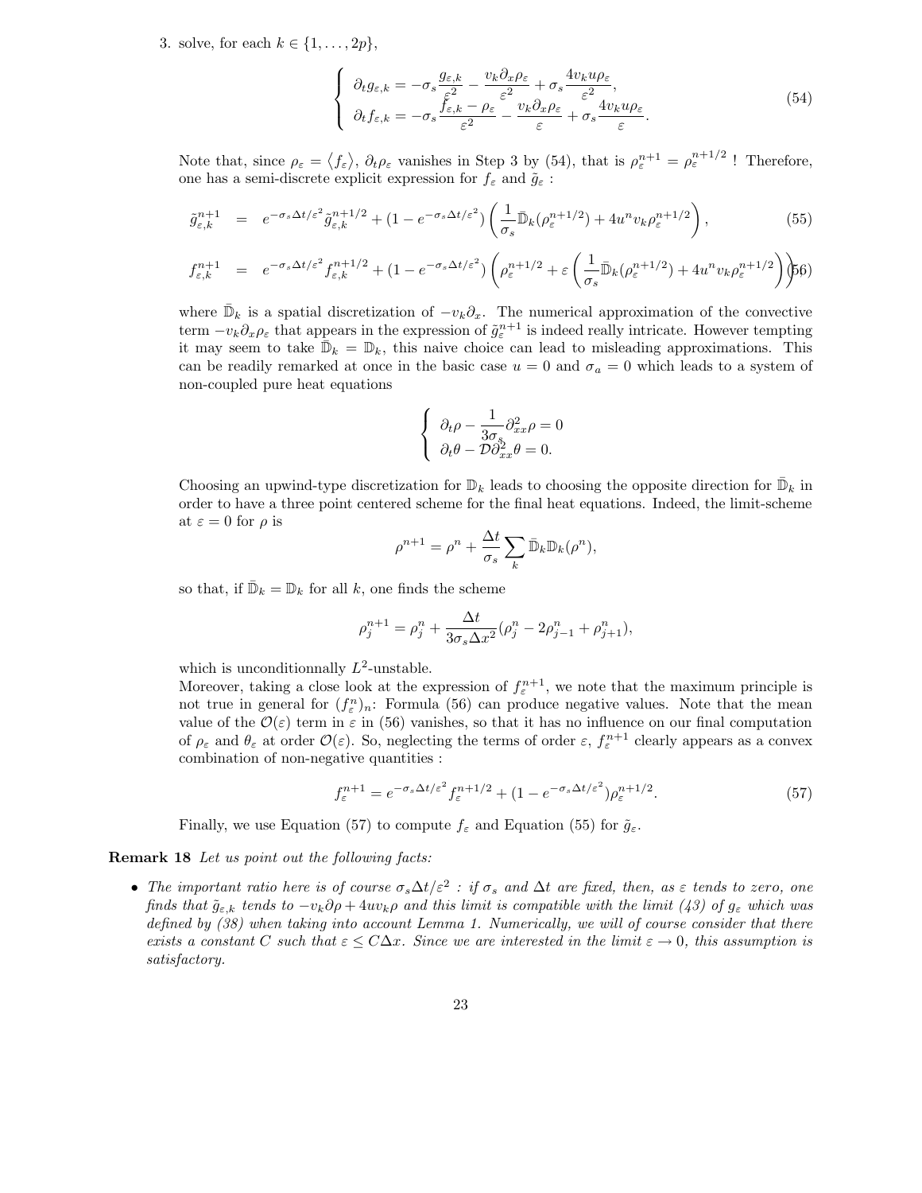3. solve, for each $k \in \{1, \ldots, 2p\}$,

$$
\left\{
\begin{array}{l}
\partial_t g_{\varepsilon,k} = -\sigma_s \dfrac{g_{\varepsilon,k}}{\varepsilon^2} - \dfrac{v_k \partial_x \rho_\varepsilon}{\varepsilon^2} + \sigma_s \dfrac{4 v_k u \rho_\varepsilon}{\varepsilon^2}, \\
\partial_t f_{\varepsilon,k} = -\sigma_s \dfrac{f_{\varepsilon,k} - \rho_\varepsilon}{\varepsilon^2} - \dfrac{v_k \partial_x \rho_\varepsilon}{\varepsilon} + \sigma_s \dfrac{4 v_k u \rho_\varepsilon}{\varepsilon}.
\end{array}
\right.
\tag{54}
$$

Note that, since $\rho_\varepsilon = \langle f_\varepsilon \rangle$, $\partial_t \rho_\varepsilon$ vanishes in Step 3 by (54), that is $\rho_\varepsilon^{n+1} = \rho_\varepsilon^{n+1/2}$ ! Therefore, one has a semi-discrete explicit expression for $f_\varepsilon$ and $\tilde{g}_\varepsilon$ :

$$
\tilde{g}_{\varepsilon,k}^{n+1} = e^{-\sigma_s \Delta t/\varepsilon^2} \tilde{g}_{\varepsilon,k}^{n+1/2} + (1 - e^{-\sigma_s \Delta t/\varepsilon^2}) \left( \frac{1}{\sigma_s} \bar{\mathbb{D}}_k(\rho_\varepsilon^{n+1/2}) + 4 u^n v_k \rho_\varepsilon^{n+1/2} \right), \tag{55}
$$

$$
f_{\varepsilon,k}^{n+1} = e^{-\sigma_s \Delta t/\varepsilon^2} f_{\varepsilon,k}^{n+1/2} + (1 - e^{-\sigma_s \Delta t/\varepsilon^2}) \left( \rho_\varepsilon^{n+1/2} + \varepsilon \left( \frac{1}{\sigma_s} \bar{\mathbb{D}}_k(\rho_\varepsilon^{n+1/2}) + 4 u^n v_k \rho_\varepsilon^{n+1/2} \right) \right) \tag{56}
$$

where $\bar{\mathbb{D}}_k$ is a spatial discretization of $-v_k \partial_x$. The numerical approximation of the convective term $-v_k \partial_x \rho_\varepsilon$ that appears in the expression of $\tilde{g}_\varepsilon^{n+1}$ is indeed really intricate. However tempting it may seem to take $\bar{\mathbb{D}}_k = \mathbb{D}_k$, this naive choice can lead to misleading approximations. This can be readily remarked at once in the basic case $u = 0$ and $\sigma_a = 0$ which leads to a system of non-coupled pure heat equations

$$
\left\{
\begin{array}{l}
\partial_t \rho - \dfrac{1}{3\sigma_s} \partial_{xx}^2 \rho = 0 \\
\partial_t \theta - \mathcal{D} \partial_{xx}^2 \theta = 0.
\end{array}
\right.
$$

Choosing an upwind-type discretization for $\mathbb{D}_k$ leads to choosing the opposite direction for $\bar{\mathbb{D}}_k$ in order to have a three point centered scheme for the final heat equations. Indeed, the limit-scheme at $\varepsilon = 0$ for $\rho$ is

$$
\rho^{n+1} = \rho^n + \frac{\Delta t}{\sigma_s} \sum_k \bar{\mathbb{D}}_k \mathbb{D}_k(\rho^n),
$$

so that, if $\bar{\mathbb{D}}_k = \mathbb{D}_k$ for all $k$, one finds the scheme

$$
\rho_j^{n+1} = \rho_j^n + \frac{\Delta t}{3\sigma_s \Delta x^2} (\rho_j^n - 2\rho_{j-1}^n + \rho_{j+1}^n),
$$

which is unconditionnally $L^2$-unstable.

Moreover, taking a close look at the expression of $f_\varepsilon^{n+1}$, we note that the maximum principle is not true in general for $(f_\varepsilon^n)_n$: Formula (56) can produce negative values. Note that the mean value of the $\mathcal{O}(\varepsilon)$ term in $\varepsilon$ in (56) vanishes, so that it has no influence on our final computation of $\rho_\varepsilon$ and $\theta_\varepsilon$ at order $\mathcal{O}(\varepsilon)$. So, neglecting the terms of order $\varepsilon$, $f_\varepsilon^{n+1}$ clearly appears as a convex combination of non-negative quantities :

$$
f_\varepsilon^{n+1} = e^{-\sigma_s \Delta t/\varepsilon^2} f_\varepsilon^{n+1/2} + (1 - e^{-\sigma_s \Delta t/\varepsilon^2}) \rho_\varepsilon^{n+1/2}. \tag{57}
$$

Finally, we use Equation (57) to compute $f_\varepsilon$ and Equation (55) for $\tilde{g}_\varepsilon$.

**Remark 18** *Let us point out the following facts:*

- *The important ratio here is of course $\sigma_s \Delta t/\varepsilon^2$ : if $\sigma_s$ and $\Delta t$ are fixed, then, as $\varepsilon$ tends to zero, one finds that $\tilde{g}_{\varepsilon,k}$ tends to $-v_k \partial \rho + 4 u v_k \rho$ and this limit is compatible with the limit (43) of $g_\varepsilon$ which was defined by (38) when taking into account Lemma 1. Numerically, we will of course consider that there exists a constant $C$ such that $\varepsilon \leq C \Delta x$. Since we are interested in the limit $\varepsilon \to 0$, this assumption is satisfactory.*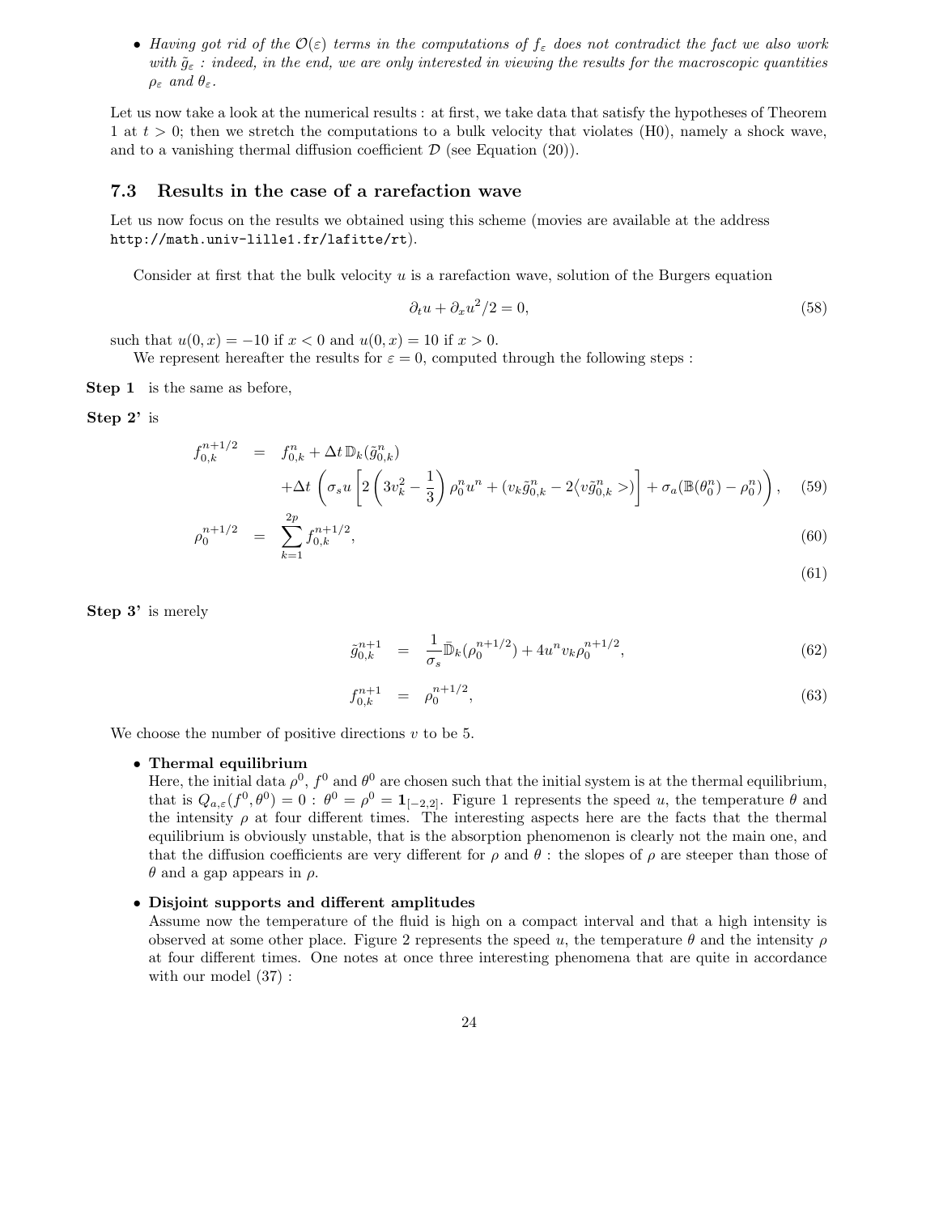- *Having got rid of the $\mathcal{O}(\varepsilon)$ terms in the computations of $f_\varepsilon$ does not contradict the fact we also work with $\tilde{g}_\varepsilon$ : indeed, in the end, we are only interested in viewing the results for the macroscopic quantities $\rho_\varepsilon$ and $\theta_\varepsilon$.*

Let us now take a look at the numerical results : at first, we take data that satisfy the hypotheses of Theorem 1 at $t > 0$; then we stretch the computations to a bulk velocity that violates (H0), namely a shock wave, and to a vanishing thermal diffusion coefficient $\mathcal{D}$ (see Equation (20)).

### 7.3 Results in the case of a rarefaction wave

Let us now focus on the results we obtained using this scheme (movies are available at the address http://math.univ-lille1.fr/lafitte/rt).

Consider at first that the bulk velocity $u$ is a rarefaction wave, solution of the Burgers equation

$$\partial_t u + \partial_x u^2/2 = 0, \tag{58}$$

such that $u(0,x) = -10$ if $x < 0$ and $u(0,x) = 10$ if $x > 0$.

We represent hereafter the results for $\varepsilon = 0$, computed through the following steps :

**Step 1** is the same as before,

**Step 2'** is

$$\begin{aligned}
f_{0,k}^{n+1/2} &= f_{0,k}^n + \Delta t\, \mathbb{D}_k(\tilde{g}_{0,k}^n) \\
&\quad + \Delta t \left( \sigma_s u \left[ 2\left(3v_k^2 - \frac{1}{3}\right)\rho_0^n u^n + (v_k \tilde{g}_{0,k}^n - 2\langle v\tilde{g}_{0,k}^n >) \right] + \sigma_a(\mathbb{B}(\theta_0^n) - \rho_0^n) \right), \quad (59) \\
\rho_0^{n+1/2} &= \sum_{k=1}^{2p} f_{0,k}^{n+1/2}, \quad (60) \\
& \quad (61)
\end{aligned}$$

**Step 3'** is merely

$$\tilde{g}_{0,k}^{n+1} = \frac{1}{\sigma_s}\bar{\mathbb{D}}_k(\rho_0^{n+1/2}) + 4u^n v_k \rho_0^{n+1/2}, \tag{62}$$

$$f_{0,k}^{n+1} = \rho_0^{n+1/2}, \tag{63}$$

We choose the number of positive directions $v$ to be 5.

- **Thermal equilibrium**
  Here, the initial data $\rho^0$, $f^0$ and $\theta^0$ are chosen such that the initial system is at the thermal equilibrium, that is $Q_{a,\varepsilon}(f^0, \theta^0) = 0$ : $\theta^0 = \rho^0 = \mathbf{1}_{[-2,2]}$. Figure 1 represents the speed $u$, the temperature $\theta$ and the intensity $\rho$ at four different times. The interesting aspects here are the facts that the thermal equilibrium is obviously unstable, that is the absorption phenomenon is clearly not the main one, and that the diffusion coefficients are very different for $\rho$ and $\theta$ : the slopes of $\rho$ are steeper than those of $\theta$ and a gap appears in $\rho$.

- **Disjoint supports and different amplitudes**
  Assume now the temperature of the fluid is high on a compact interval and that a high intensity is observed at some other place. Figure 2 represents the speed $u$, the temperature $\theta$ and the intensity $\rho$ at four different times. One notes at once three interesting phenomena that are quite in accordance with our model (37) :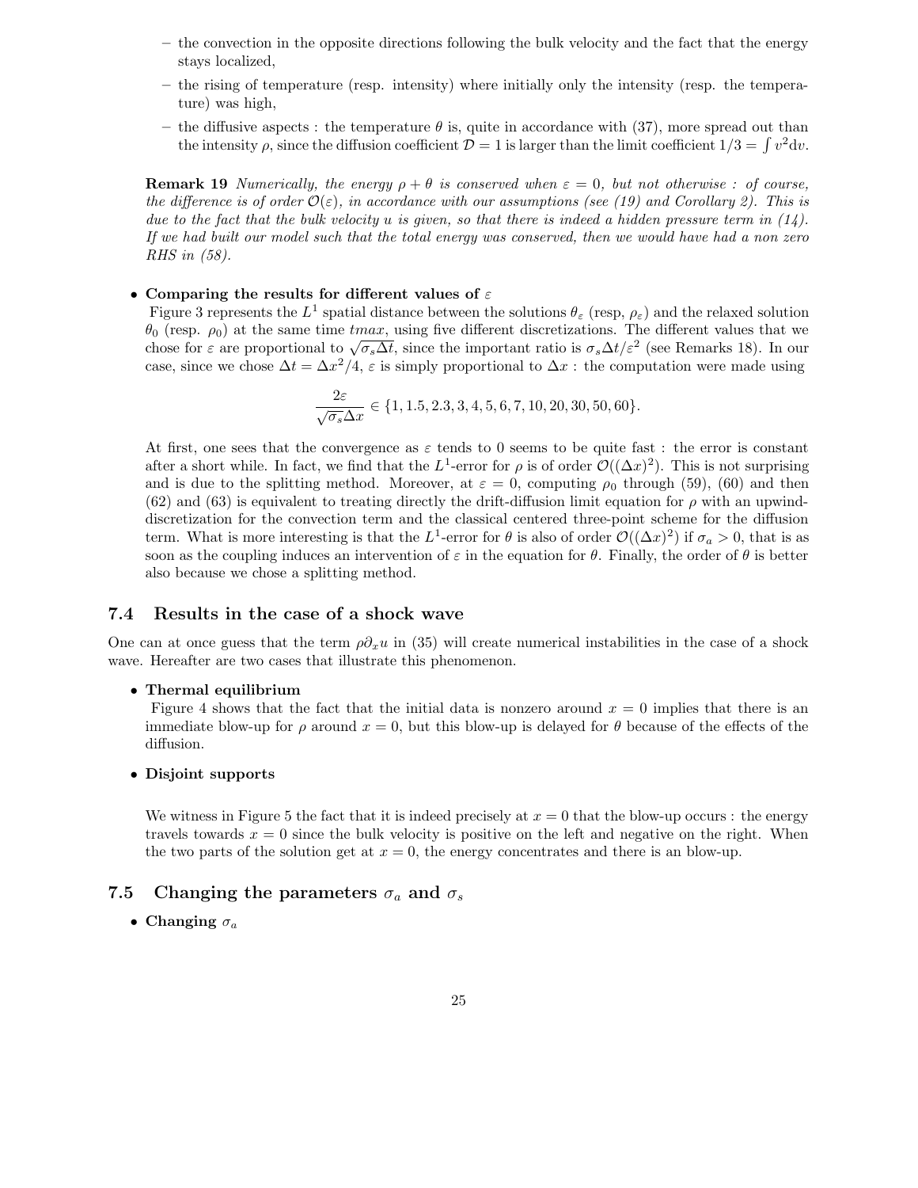- the convection in the opposite directions following the bulk velocity and the fact that the energy stays localized,
- the rising of temperature (resp. intensity) where initially only the intensity (resp. the temperature) was high,
- the diffusive aspects : the temperature $\theta$ is, quite in accordance with (37), more spread out than the intensity $\rho$, since the diffusion coefficient $\mathcal{D} = 1$ is larger than the limit coefficient $1/3 = \int v^2 \mathrm{d}v$.

**Remark 19** *Numerically, the energy $\rho + \theta$ is conserved when $\varepsilon = 0$, but not otherwise : of course, the difference is of order $\mathcal{O}(\varepsilon)$, in accordance with our assumptions (see (19) and Corollary 2). This is due to the fact that the bulk velocity $u$ is given, so that there is indeed a hidden pressure term in (14). If we had built our model such that the total energy was conserved, then we would have had a non zero RHS in (58).*

- **Comparing the results for different values of $\varepsilon$**

  Figure 3 represents the $L^1$ spatial distance between the solutions $\theta_\varepsilon$ (resp, $\rho_\varepsilon$) and the relaxed solution $\theta_0$ (resp. $\rho_0$) at the same time $tmax$, using five different discretizations. The different values that we chose for $\varepsilon$ are proportional to $\sqrt{\sigma_s \Delta t}$, since the important ratio is $\sigma_s \Delta t / \varepsilon^2$ (see Remarks 18). In our case, since we chose $\Delta t = \Delta x^2/4$, $\varepsilon$ is simply proportional to $\Delta x$ : the computation were made using

$$\frac{2\varepsilon}{\sqrt{\sigma_s}\Delta x} \in \{1, 1.5, 2.3, 3, 4, 5, 6, 7, 10, 20, 30, 50, 60\}.$$

  At first, one sees that the convergence as $\varepsilon$ tends to 0 seems to be quite fast : the error is constant after a short while. In fact, we find that the $L^1$-error for $\rho$ is of order $\mathcal{O}((\Delta x)^2)$. This is not surprising and is due to the splitting method. Moreover, at $\varepsilon = 0$, computing $\rho_0$ through (59), (60) and then (62) and (63) is equivalent to treating directly the drift-diffusion limit equation for $\rho$ with an upwind-discretization for the convection term and the classical centered three-point scheme for the diffusion term. What is more interesting is that the $L^1$-error for $\theta$ is also of order $\mathcal{O}((\Delta x)^2)$ if $\sigma_a > 0$, that is as soon as the coupling induces an intervention of $\varepsilon$ in the equation for $\theta$. Finally, the order of $\theta$ is better also because we chose a splitting method.

## 7.4 Results in the case of a shock wave

One can at once guess that the term $\rho \partial_x u$ in (35) will create numerical instabilities in the case of a shock wave. Hereafter are two cases that illustrate this phenomenon.

- **Thermal equilibrium**

  Figure 4 shows that the fact that the initial data is nonzero around $x = 0$ implies that there is an immediate blow-up for $\rho$ around $x = 0$, but this blow-up is delayed for $\theta$ because of the effects of the diffusion.

- **Disjoint supports**

  We witness in Figure 5 the fact that it is indeed precisely at $x = 0$ that the blow-up occurs : the energy travels towards $x = 0$ since the bulk velocity is positive on the left and negative on the right. When the two parts of the solution get at $x = 0$, the energy concentrates and there is an blow-up.

## 7.5 Changing the parameters $\sigma_a$ and $\sigma_s$

- **Changing $\sigma_a$**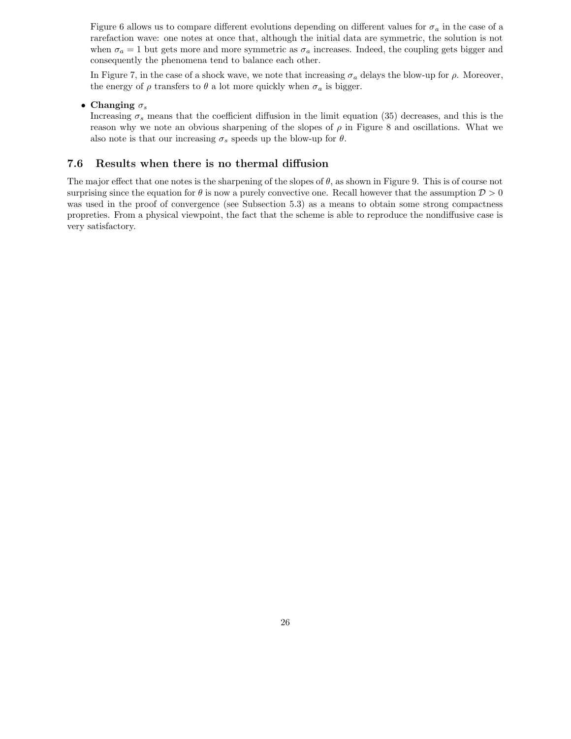Figure 6 allows us to compare different evolutions depending on different values for $\sigma_a$ in the case of a rarefaction wave: one notes at once that, although the initial data are symmetric, the solution is not when $\sigma_a = 1$ but gets more and more symmetric as $\sigma_a$ increases. Indeed, the coupling gets bigger and consequently the phenomena tend to balance each other.

In Figure 7, in the case of a shock wave, we note that increasing $\sigma_a$ delays the blow-up for $\rho$. Moreover, the energy of $\rho$ transfers to $\theta$ a lot more quickly when $\sigma_a$ is bigger.

- **Changing $\sigma_s$**
  Increasing $\sigma_s$ means that the coefficient diffusion in the limit equation (35) decreases, and this is the reason why we note an obvious sharpening of the slopes of $\rho$ in Figure 8 and oscillations. What we also note is that our increasing $\sigma_s$ speeds up the blow-up for $\theta$.

## 7.6 Results when there is no thermal diffusion

The major effect that one notes is the sharpening of the slopes of $\theta$, as shown in Figure 9. This is of course not surprising since the equation for $\theta$ is now a purely convective one. Recall however that the assumption $\mathcal{D} > 0$ was used in the proof of convergence (see Subsection 5.3) as a means to obtain some strong compactness propreties. From a physical viewpoint, the fact that the scheme is able to reproduce the nondiffusive case is very satisfactory.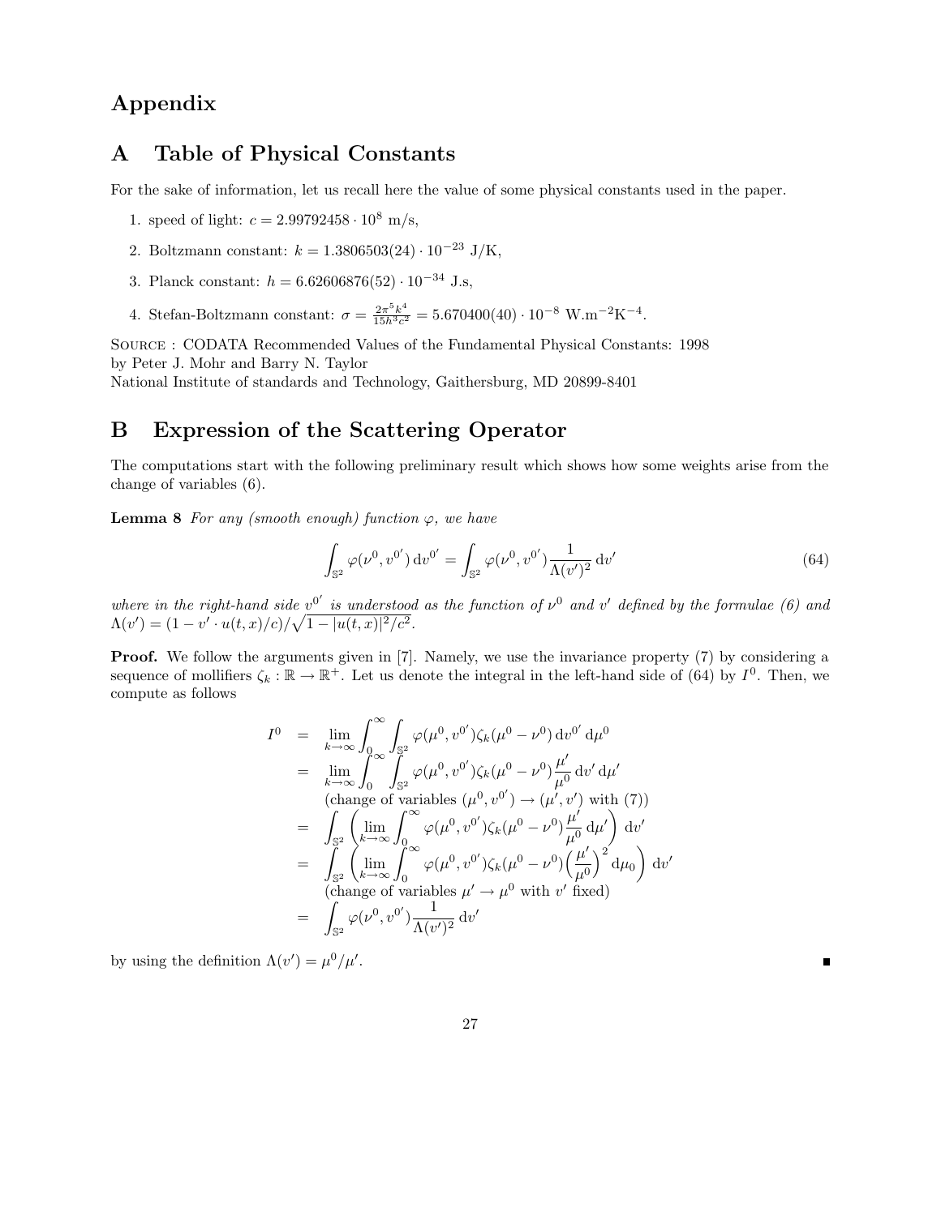# Appendix

## A Table of Physical Constants

For the sake of information, let us recall here the value of some physical constants used in the paper.

1. speed of light: $c = 2.99792458 \cdot 10^8$ m/s,
2. Boltzmann constant: $k = 1.3806503(24) \cdot 10^{-23}$ J/K,
3. Planck constant: $h = 6.62606876(52) \cdot 10^{-34}$ J.s,
4. Stefan-Boltzmann constant: $\sigma = \frac{2\pi^5 k^4}{15 h^3 c^2} = 5.670400(40) \cdot 10^{-8}$ W.m$^{-2}$K$^{-4}$.

Source : CODATA Recommended Values of the Fundamental Physical Constants: 1998
by Peter J. Mohr and Barry N. Taylor
National Institute of standards and Technology, Gaithersburg, MD 20899-8401

## B Expression of the Scattering Operator

The computations start with the following preliminary result which shows how some weights arise from the change of variables (6).

**Lemma 8** *For any (smooth enough) function $\varphi$, we have*

$$\int_{\mathbb{S}^2} \varphi(\nu^0, v^{0'})\, \mathrm{d}v^{0'} = \int_{\mathbb{S}^2} \varphi(\nu^0, v^{0'}) \frac{1}{\Lambda(v')^2}\, \mathrm{d}v' \tag{64}$$

*where in the right-hand side $v^{0'}$ is understood as the function of $\nu^0$ and $v'$ defined by the formulae (6) and* $\Lambda(v') = (1 - v' \cdot u(t,x)/c)/\sqrt{1 - |u(t,x)|^2/c^2}$.

**Proof.** We follow the arguments given in [7]. Namely, we use the invariance property (7) by considering a sequence of mollifiers $\zeta_k : \mathbb{R} \to \mathbb{R}^+$. Let us denote the integral in the left-hand side of (64) by $I^0$. Then, we compute as follows

$$\begin{aligned}
I^0 &= \lim_{k\to\infty} \int_0^\infty \int_{\mathbb{S}^2} \varphi(\mu^0, v^{0'}) \zeta_k(\mu^0 - \nu^0)\, \mathrm{d}v^{0'}\, \mathrm{d}\mu^0 \\
&= \lim_{k\to\infty} \int_0^\infty \int_{\mathbb{S}^2} \varphi(\mu^0, v^{0'}) \zeta_k(\mu^0 - \nu^0) \frac{\mu'}{\mu^0}\, \mathrm{d}v'\, \mathrm{d}\mu' \\
&\quad \text{(change of variables } (\mu^0, v^{0'}) \to (\mu', v') \text{ with (7))} \\
&= \int_{\mathbb{S}^2} \left( \lim_{k\to\infty} \int_0^\infty \varphi(\mu^0, v^{0'}) \zeta_k(\mu^0 - \nu^0) \frac{\mu'}{\mu^0}\, \mathrm{d}\mu' \right) \mathrm{d}v' \\
&= \int_{\mathbb{S}^2} \left( \lim_{k\to\infty} \int_0^\infty \varphi(\mu^0, v^{0'}) \zeta_k(\mu^0 - \nu^0) \Big(\frac{\mu'}{\mu^0}\Big)^2 \mathrm{d}\mu_0 \right) \mathrm{d}v' \\
&\quad \text{(change of variables } \mu' \to \mu^0 \text{ with } v' \text{ fixed)} \\
&= \int_{\mathbb{S}^2} \varphi(\nu^0, v^{0'}) \frac{1}{\Lambda(v')^2}\, \mathrm{d}v'
\end{aligned}$$

by using the definition $\Lambda(v') = \mu^0/\mu'$. ∎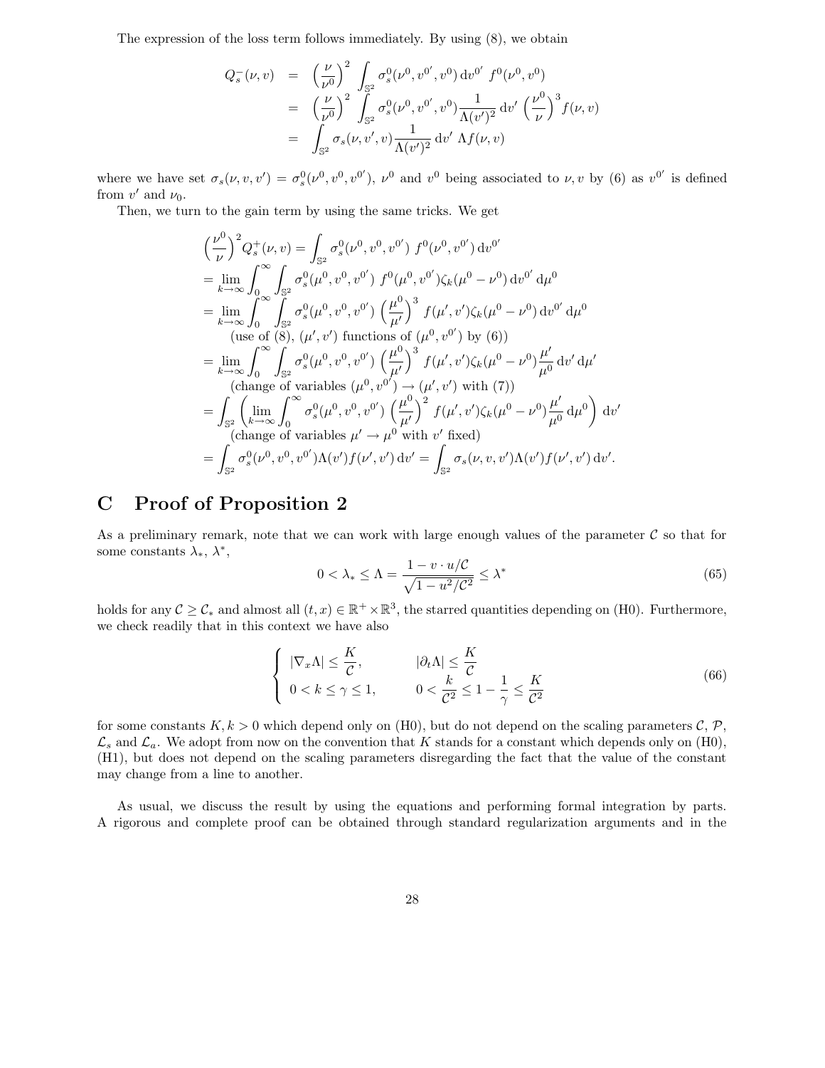The expression of the loss term follows immediately. By using (8), we obtain

$$
\begin{aligned}
Q_s^-(\nu, v) &= \left(\frac{\nu}{\nu^0}\right)^2 \int_{\mathbb{S}^2} \sigma_s^0(\nu^0, v^{0'}, v^0)\, \mathrm{d}v^{0'}\; f^0(\nu^0, v^0) \\
&= \left(\frac{\nu}{\nu^0}\right)^2 \int_{\mathbb{S}^2} \sigma_s^0(\nu^0, v^{0'}, v^0) \frac{1}{\Lambda(v')^2}\, \mathrm{d}v' \left(\frac{\nu^0}{\nu}\right)^3 f(\nu, v) \\
&= \int_{\mathbb{S}^2} \sigma_s(\nu, v', v) \frac{1}{\Lambda(v')^2}\, \mathrm{d}v'\; \Lambda f(\nu, v)
\end{aligned}
$$

where we have set $\sigma_s(\nu, v, v') = \sigma_s^0(\nu^0, v^0, v^{0'})$, $\nu^0$ and $v^0$ being associated to $\nu, v$ by (6) as $v^{0'}$ is defined from $v'$ and $\nu_0$.

Then, we turn to the gain term by using the same tricks. We get

$$
\begin{aligned}
&\left(\frac{\nu^0}{\nu}\right)^2 Q_s^+(\nu, v) = \int_{\mathbb{S}^2} \sigma_s^0(\nu^0, v^0, v^{0'})\; f^0(\nu^0, v^{0'})\, \mathrm{d}v^{0'} \\
&= \lim_{k\to\infty} \int_0^\infty \int_{\mathbb{S}^2} \sigma_s^0(\mu^0, v^0, v^{0'})\; f^0(\mu^0, v^{0'}) \zeta_k(\mu^0 - \nu^0)\, \mathrm{d}v^{0'}\, \mathrm{d}\mu^0 \\
&= \lim_{k\to\infty} \int_0^\infty \int_{\mathbb{S}^2} \sigma_s^0(\mu^0, v^0, v^{0'}) \left(\frac{\mu^0}{\mu'}\right)^3 f(\mu', v') \zeta_k(\mu^0 - \nu^0)\, \mathrm{d}v^{0'}\, \mathrm{d}\mu^0 \\
&\qquad \text{(use of (8), } (\mu', v') \text{ functions of } (\mu^0, v^{0'}) \text{ by (6))} \\
&= \lim_{k\to\infty} \int_0^\infty \int_{\mathbb{S}^2} \sigma_s^0(\mu^0, v^0, v^{0'}) \left(\frac{\mu^0}{\mu'}\right)^3 f(\mu', v') \zeta_k(\mu^0 - \nu^0) \frac{\mu'}{\mu^0}\, \mathrm{d}v'\, \mathrm{d}\mu' \\
&\qquad \text{(change of variables } (\mu^0, v^{0'}) \to (\mu', v') \text{ with (7))} \\
&= \int_{\mathbb{S}^2} \left( \lim_{k\to\infty} \int_0^\infty \sigma_s^0(\mu^0, v^0, v^{0'}) \left(\frac{\mu^0}{\mu'}\right)^2 f(\mu', v') \zeta_k(\mu^0 - \nu^0) \frac{\mu'}{\mu^0}\, \mathrm{d}\mu^0 \right) \mathrm{d}v' \\
&\qquad \text{(change of variables } \mu' \to \mu^0 \text{ with } v' \text{ fixed)} \\
&= \int_{\mathbb{S}^2} \sigma_s^0(\nu^0, v^0, v^{0'}) \Lambda(v') f(\nu', v')\, \mathrm{d}v' = \int_{\mathbb{S}^2} \sigma_s(\nu, v, v') \Lambda(v') f(\nu', v')\, \mathrm{d}v'.
\end{aligned}
$$

# C Proof of Proposition 2

As a preliminary remark, note that we can work with large enough values of the parameter $\mathcal{C}$ so that for some constants $\lambda_*$, $\lambda^*$,

$$
0 < \lambda_* \leq \Lambda = \frac{1 - v \cdot u/\mathcal{C}}{\sqrt{1 - u^2/\mathcal{C}^2}} \leq \lambda^* \tag{65}
$$

holds for any $\mathcal{C} \geq \mathcal{C}_*$ and almost all $(t, x) \in \mathbb{R}^+ \times \mathbb{R}^3$, the starred quantities depending on (H0). Furthermore, we check readily that in this context we have also

$$
\left\{
\begin{array}{ll}
|\nabla_x \Lambda| \leq \dfrac{K}{\mathcal{C}}, & |\partial_t \Lambda| \leq \dfrac{K}{\mathcal{C}} \\[2mm]
0 < k \leq \gamma \leq 1, & 0 < \dfrac{k}{\mathcal{C}^2} \leq 1 - \dfrac{1}{\gamma} \leq \dfrac{K}{\mathcal{C}^2}
\end{array}
\right. \tag{66}
$$

for some constants $K, k > 0$ which depend only on (H0), but do not depend on the scaling parameters $\mathcal{C}$, $\mathcal{P}$, $\mathcal{L}_s$ and $\mathcal{L}_a$. We adopt from now on the convention that $K$ stands for a constant which depends only on (H0), (H1), but does not depend on the scaling parameters disregarding the fact that the value of the constant may change from a line to another.

As usual, we discuss the result by using the equations and performing formal integration by parts. A rigorous and complete proof can be obtained through standard regularization arguments and in the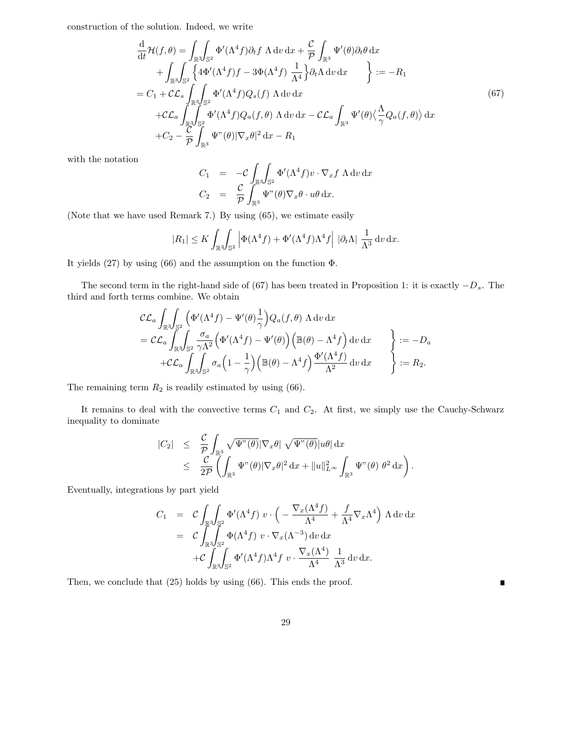construction of the solution. Indeed, we write

$$
\begin{aligned}
\frac{\mathrm{d}}{\mathrm{d}t}\mathcal{H}(f,\theta) &= \int_{\mathbb{R}^3}\int_{\mathbb{S}^2} \Phi'(\Lambda^4 f)\partial_t f \;\Lambda \,\mathrm{d}v\,\mathrm{d}x + \frac{\mathcal{C}}{\mathcal{P}}\int_{\mathbb{R}^3} \Psi'(\theta)\partial_t\theta \,\mathrm{d}x \\
&\quad + \left.\int_{\mathbb{R}^3}\int_{\mathbb{S}^2} \Big\{ 4\Phi'(\Lambda^4 f) f - 3\Phi(\Lambda^4 f)\;\frac{1}{\Lambda^4}\Big\}\partial_t \Lambda \,\mathrm{d}v\,\mathrm{d}x \qquad \right\} := -R_1 \\
&= C_1 + \mathcal{C}\mathcal{L}_s \int_{\mathbb{R}^3}\int_{\mathbb{S}^2} \Phi'(\Lambda^4 f) Q_s(f)\;\Lambda\,\mathrm{d}v\,\mathrm{d}x \\
&\quad + \mathcal{C}\mathcal{L}_a \int_{\mathbb{R}^3}\int_{\mathbb{S}^2} \Phi'(\Lambda^4 f) Q_a(f,\theta)\;\Lambda\,\mathrm{d}v\,\mathrm{d}x - \mathcal{C}\mathcal{L}_a\int_{\mathbb{R}^3}\Psi'(\theta)\Big\langle \frac{\Lambda}{\gamma} Q_a(f,\theta)\Big\rangle\,\mathrm{d}x \\
&\quad + C_2 - \frac{\mathcal{C}}{\mathcal{P}}\int_{\mathbb{R}^3} \Psi''(\theta)|\nabla_x\theta|^2\,\mathrm{d}x - R_1
\end{aligned}
\tag{67}
$$

with the notation

$$
\begin{aligned}
C_1 &= -\mathcal{C}\int_{\mathbb{R}^3}\int_{\mathbb{S}^2} \Phi'(\Lambda^4 f) v\cdot\nabla_x f\;\Lambda\,\mathrm{d}v\,\mathrm{d}x \\
C_2 &= \frac{\mathcal{C}}{\mathcal{P}}\int_{\mathbb{R}^3} \Psi''(\theta)\nabla_x\theta\cdot u\theta\,\mathrm{d}x.
\end{aligned}
$$

(Note that we have used Remark 7.) By using (65), we estimate easily

$$
|R_1| \le K\int_{\mathbb{R}^3}\int_{\mathbb{S}^2} \Big|\Phi(\Lambda^4 f) + \Phi'(\Lambda^4 f)\Lambda^4 f\Big|\;|\partial_t\Lambda|\;\frac{1}{\Lambda^3}\,\mathrm{d}v\,\mathrm{d}x.
$$

It yields (27) by using (66) and the assumption on the function $\Phi$.

The second term in the right-hand side of (67) has been treated in Proposition 1: it is exactly $-D_s$. The third and forth terms combine. We obtain

$$
\begin{aligned}
&\mathcal{C}\mathcal{L}_a \int_{\mathbb{R}^3}\int_{\mathbb{S}^2}\Big(\Phi'(\Lambda^4 f) - \Psi'(\theta)\frac{1}{\gamma}\Big) Q_a(f,\theta)\;\Lambda\,\mathrm{d}v\,\mathrm{d}x \\
&= \left.\mathcal{C}\mathcal{L}_a \int_{\mathbb{R}^3}\int_{\mathbb{S}^2} \frac{\sigma_a}{\gamma\Lambda^2}\Big(\Phi'(\Lambda^4 f) - \Psi'(\theta)\Big)\Big(\mathbb{B}(\theta) - \Lambda^4 f\Big)\,\mathrm{d}v\,\mathrm{d}x \qquad \right\} := -D_a \\
&\quad \left. + \mathcal{C}\mathcal{L}_a \int_{\mathbb{R}^3}\int_{\mathbb{S}^2} \sigma_a\Big(1-\frac{1}{\gamma}\Big)\Big(\mathbb{B}(\theta) - \Lambda^4 f\Big)\frac{\Phi'(\Lambda^4 f)}{\Lambda^2}\,\mathrm{d}v\,\mathrm{d}x \qquad \right\} := R_2.
\end{aligned}
$$

The remaining term $R_2$ is readily estimated by using (66).

It remains to deal with the convective terms $C_1$ and $C_2$. At first, we simply use the Cauchy-Schwarz inequality to dominate

$$
\begin{aligned}
|C_2| &\le \frac{\mathcal{C}}{\mathcal{P}}\int_{\mathbb{R}^3}\sqrt{\Psi''(\theta)}|\nabla_x\theta|\;\sqrt{\Psi''(\theta)}|u\theta|\,\mathrm{d}x \\
&\le \frac{\mathcal{C}}{2\mathcal{P}}\left(\int_{\mathbb{R}^3}\Psi''(\theta)|\nabla_x\theta|^2\,\mathrm{d}x + \|u\|_{L^\infty}^2\int_{\mathbb{R}^3}\Psi''(\theta)\;\theta^2\,\mathrm{d}x\right).
\end{aligned}
$$

Eventually, integrations by part yield

$$
\begin{aligned}
C_1 &= \mathcal{C}\int_{\mathbb{R}^3}\int_{\mathbb{S}^2}\Phi'(\Lambda^4 f)\;v\cdot\Big(-\frac{\nabla_x(\Lambda^4 f)}{\Lambda^4} + \frac{f}{\Lambda^4}\nabla_x\Lambda^4\Big)\;\Lambda\,\mathrm{d}v\,\mathrm{d}x \\
&= \mathcal{C}\int_{\mathbb{R}^3}\int_{\mathbb{S}^2}\Phi(\Lambda^4 f)\;v\cdot\nabla_x(\Lambda^{-3})\,\mathrm{d}v\,\mathrm{d}x \\
&\quad + \mathcal{C}\int_{\mathbb{R}^3}\int_{\mathbb{S}^2}\Phi'(\Lambda^4 f)\Lambda^4 f\;v\cdot\frac{\nabla_x(\Lambda^4)}{\Lambda^4}\;\frac{1}{\Lambda^3}\,\mathrm{d}v\,\mathrm{d}x.
\end{aligned}
$$

Then, we conclude that (25) holds by using (66). This ends the proof. ∎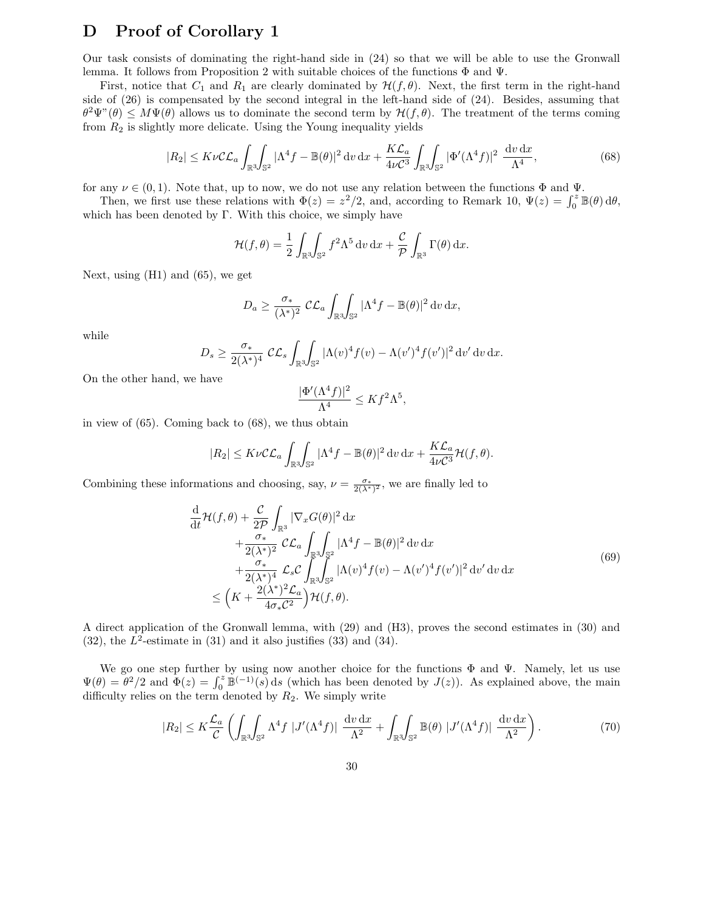# D Proof of Corollary 1

Our task consists of dominating the right-hand side in (24) so that we will be able to use the Gronwall lemma. It follows from Proposition 2 with suitable choices of the functions $\Phi$ and $\Psi$.

First, notice that $C_1$ and $R_1$ are clearly dominated by $\mathcal{H}(f,\theta)$. Next, the first term in the right-hand side of (26) is compensated by the second integral in the left-hand side of (24). Besides, assuming that $\theta^2\Psi"(\theta) \le M\Psi(\theta)$ allows us to dominate the second term by $\mathcal{H}(f,\theta)$. The treatment of the terms coming from $R_2$ is slightly more delicate. Using the Young inequality yields

$$|R_2| \le K\nu\mathcal{C}\mathcal{L}_a \int_{\mathbb{R}^3}\!\!\int_{\mathbb{S}^2} |\Lambda^4 f - \mathbb{B}(\theta)|^2 \,\mathrm{d}v\,\mathrm{d}x + \frac{K\mathcal{L}_a}{4\nu\mathcal{C}^3}\int_{\mathbb{R}^3}\!\!\int_{\mathbb{S}^2} |\Phi'(\Lambda^4 f)|^2 \,\frac{\mathrm{d}v\,\mathrm{d}x}{\Lambda^4}, \tag{68}$$

for any $\nu \in (0,1)$. Note that, up to now, we do not use any relation between the functions $\Phi$ and $\Psi$.

Then, we first use these relations with $\Phi(z) = z^2/2$, and, according to Remark 10, $\Psi(z) = \int_0^z \mathbb{B}(\theta)\,\mathrm{d}\theta$, which has been denoted by $\Gamma$. With this choice, we simply have

$$\mathcal{H}(f,\theta) = \frac{1}{2}\int_{\mathbb{R}^3}\!\!\int_{\mathbb{S}^2} f^2\Lambda^5 \,\mathrm{d}v\,\mathrm{d}x + \frac{\mathcal{C}}{\mathcal{P}}\int_{\mathbb{R}^3} \Gamma(\theta)\,\mathrm{d}x.$$

Next, using (H1) and (65), we get

$$D_a \ge \frac{\sigma_*}{(\lambda^*)^2}\,\mathcal{C}\mathcal{L}_a \int_{\mathbb{R}^3}\!\!\int_{\mathbb{S}^2} |\Lambda^4 f - \mathbb{B}(\theta)|^2 \,\mathrm{d}v\,\mathrm{d}x,$$

while

$$D_s \ge \frac{\sigma_*}{2(\lambda^*)^4}\,\mathcal{C}\mathcal{L}_s \int_{\mathbb{R}^3}\!\!\int_{\mathbb{S}^2} |\Lambda(v)^4 f(v) - \Lambda(v')^4 f(v')|^2 \,\mathrm{d}v'\,\mathrm{d}v\,\mathrm{d}x.$$

On the other hand, we have

$$\frac{|\Phi'(\Lambda^4 f)|^2}{\Lambda^4} \le K f^2 \Lambda^5,$$

in view of (65). Coming back to (68), we thus obtain

$$|R_2| \le K\nu\mathcal{C}\mathcal{L}_a \int_{\mathbb{R}^3}\!\!\int_{\mathbb{S}^2} |\Lambda^4 f - \mathbb{B}(\theta)|^2 \,\mathrm{d}v\,\mathrm{d}x + \frac{K\mathcal{L}_a}{4\nu\mathcal{C}^3}\mathcal{H}(f,\theta).$$

Combining these informations and choosing, say, $\nu = \frac{\sigma_*}{2(\lambda^*)^2}$, we are finally led to

$$\begin{aligned}
&\frac{\mathrm{d}}{\mathrm{d}t}\mathcal{H}(f,\theta) + \frac{\mathcal{C}}{2\mathcal{P}}\int_{\mathbb{R}^3} |\nabla_x G(\theta)|^2 \,\mathrm{d}x \\
&\quad + \frac{\sigma_*}{2(\lambda^*)^2}\,\mathcal{C}\mathcal{L}_a \int_{\mathbb{R}^3}\!\!\int_{\mathbb{S}^2} |\Lambda^4 f - \mathbb{B}(\theta)|^2 \,\mathrm{d}v\,\mathrm{d}x \\
&\quad + \frac{\sigma_*}{2(\lambda^*)^4}\,\mathcal{L}_s\mathcal{C} \int_{\mathbb{R}^3}\!\!\int_{\mathbb{S}^2} |\Lambda(v)^4 f(v) - \Lambda(v')^4 f(v')|^2 \,\mathrm{d}v'\,\mathrm{d}v\,\mathrm{d}x \\
&\le \Big(K + \frac{2(\lambda^*)^2\mathcal{L}_a}{4\sigma_*\mathcal{C}^2}\Big)\mathcal{H}(f,\theta).
\end{aligned} \tag{69}$$

A direct application of the Gronwall lemma, with (29) and (H3), proves the second estimates in (30) and (32), the $L^2$-estimate in (31) and it also justifies (33) and (34).

We go one step further by using now another choice for the functions $\Phi$ and $\Psi$. Namely, let us use $\Psi(\theta) = \theta^2/2$ and $\Phi(z) = \int_0^z \mathbb{B}^{(-1)}(s)\,\mathrm{d}s$ (which has been denoted by $J(z)$). As explained above, the main difficulty relies on the term denoted by $R_2$. We simply write

$$|R_2| \le K\frac{\mathcal{L}_a}{\mathcal{C}}\left(\int_{\mathbb{R}^3}\!\!\int_{\mathbb{S}^2} \Lambda^4 f\,|J'(\Lambda^4 f)|\,\frac{\mathrm{d}v\,\mathrm{d}x}{\Lambda^2} + \int_{\mathbb{R}^3}\!\!\int_{\mathbb{S}^2} \mathbb{B}(\theta)\,|J'(\Lambda^4 f)|\,\frac{\mathrm{d}v\,\mathrm{d}x}{\Lambda^2}\right). \tag{70}$$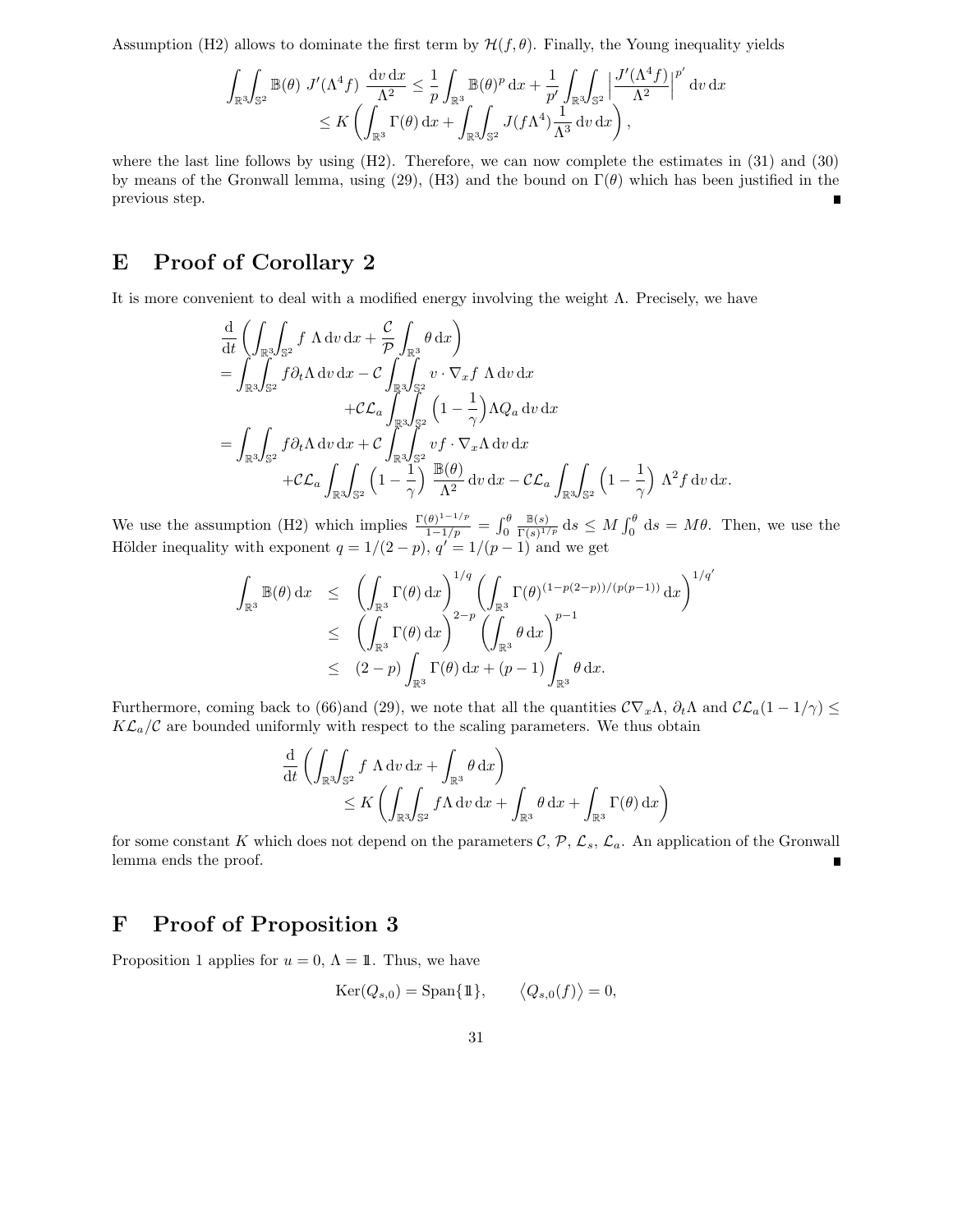Assumption (H2) allows to dominate the first term by $\mathcal{H}(f,\theta)$. Finally, the Young inequality yields

$$
\begin{aligned}
\int_{\mathbb{R}^3}\!\!\int_{\mathbb{S}^2} \mathbb{B}(\theta)\; J'(\Lambda^4 f)\;\frac{\mathrm{d}v\,\mathrm{d}x}{\Lambda^2} &\leq \frac{1}{p}\int_{\mathbb{R}^3} \mathbb{B}(\theta)^p\,\mathrm{d}x + \frac{1}{p'}\int_{\mathbb{R}^3}\!\!\int_{\mathbb{S}^2}\Big|\frac{J'(\Lambda^4 f)}{\Lambda^2}\Big|^{p'}\mathrm{d}v\,\mathrm{d}x\\
&\leq K\left(\int_{\mathbb{R}^3}\Gamma(\theta)\,\mathrm{d}x + \int_{\mathbb{R}^3}\!\!\int_{\mathbb{S}^2} J(f\Lambda^4)\frac{1}{\Lambda^3}\,\mathrm{d}v\,\mathrm{d}x\right),
\end{aligned}
$$

where the last line follows by using (H2). Therefore, we can now complete the estimates in (31) and (30) by means of the Gronwall lemma, using (29), (H3) and the bound on $\Gamma(\theta)$ which has been justified in the previous step. ∎

## E Proof of Corollary 2

It is more convenient to deal with a modified energy involving the weight $\Lambda$. Precisely, we have

$$
\begin{aligned}
&\frac{\mathrm{d}}{\mathrm{d}t}\left(\int_{\mathbb{R}^3}\!\!\int_{\mathbb{S}^2} f\;\Lambda\,\mathrm{d}v\,\mathrm{d}x + \frac{\mathcal{C}}{\mathcal{P}}\int_{\mathbb{R}^3}\theta\,\mathrm{d}x\right)\\
&= \int_{\mathbb{R}^3}\!\!\int_{\mathbb{S}^2} f\partial_t\Lambda\,\mathrm{d}v\,\mathrm{d}x - \mathcal{C}\int_{\mathbb{R}^3}\!\!\int_{\mathbb{S}^2} v\cdot\nabla_x f\;\Lambda\,\mathrm{d}v\,\mathrm{d}x\\
&\qquad + \mathcal{C}\mathcal{L}_a\int_{\mathbb{R}^3}\!\!\int_{\mathbb{S}^2}\Big(1-\frac{1}{\gamma}\Big)\Lambda Q_a\,\mathrm{d}v\,\mathrm{d}x\\
&= \int_{\mathbb{R}^3}\!\!\int_{\mathbb{S}^2} f\partial_t\Lambda\,\mathrm{d}v\,\mathrm{d}x + \mathcal{C}\int_{\mathbb{R}^3}\!\!\int_{\mathbb{S}^2} vf\cdot\nabla_x\Lambda\,\mathrm{d}v\,\mathrm{d}x\\
&\qquad + \mathcal{C}\mathcal{L}_a\int_{\mathbb{R}^3}\!\!\int_{\mathbb{S}^2}\Big(1-\frac{1}{\gamma}\Big)\;\frac{\mathbb{B}(\theta)}{\Lambda^2}\,\mathrm{d}v\,\mathrm{d}x - \mathcal{C}\mathcal{L}_a\int_{\mathbb{R}^3}\!\!\int_{\mathbb{S}^2}\Big(1-\frac{1}{\gamma}\Big)\;\Lambda^2 f\,\mathrm{d}v\,\mathrm{d}x.
\end{aligned}
$$

We use the assumption (H2) which implies $\frac{\Gamma(\theta)^{1-1/p}}{1-1/p} = \int_0^\theta \frac{\mathbb{B}(s)}{\Gamma(s)^{1/p}}\,\mathrm{d}s \leq M\int_0^\theta \mathrm{d}s = M\theta$. Then, we use the Hölder inequality with exponent $q = 1/(2-p)$, $q' = 1/(p-1)$ and we get

$$
\begin{aligned}
\int_{\mathbb{R}^3}\mathbb{B}(\theta)\,\mathrm{d}x &\leq \left(\int_{\mathbb{R}^3}\Gamma(\theta)\,\mathrm{d}x\right)^{1/q}\left(\int_{\mathbb{R}^3}\Gamma(\theta)^{(1-p(2-p))/(p(p-1))}\,\mathrm{d}x\right)^{1/q'}\\
&\leq \left(\int_{\mathbb{R}^3}\Gamma(\theta)\,\mathrm{d}x\right)^{2-p}\left(\int_{\mathbb{R}^3}\theta\,\mathrm{d}x\right)^{p-1}\\
&\leq (2-p)\int_{\mathbb{R}^3}\Gamma(\theta)\,\mathrm{d}x + (p-1)\int_{\mathbb{R}^3}\theta\,\mathrm{d}x.
\end{aligned}
$$

Furthermore, coming back to (66)and (29), we note that all the quantities $\mathcal{C}\nabla_x\Lambda$, $\partial_t\Lambda$ and $\mathcal{C}\mathcal{L}_a(1-1/\gamma) \leq K\mathcal{L}_a/\mathcal{C}$ are bounded uniformly with respect to the scaling parameters. We thus obtain

$$
\begin{aligned}
&\frac{\mathrm{d}}{\mathrm{d}t}\left(\int_{\mathbb{R}^3}\!\!\int_{\mathbb{S}^2} f\;\Lambda\,\mathrm{d}v\,\mathrm{d}x + \int_{\mathbb{R}^3}\theta\,\mathrm{d}x\right)\\
&\qquad\leq K\left(\int_{\mathbb{R}^3}\!\!\int_{\mathbb{S}^2} f\Lambda\,\mathrm{d}v\,\mathrm{d}x + \int_{\mathbb{R}^3}\theta\,\mathrm{d}x + \int_{\mathbb{R}^3}\Gamma(\theta)\,\mathrm{d}x\right)
\end{aligned}
$$

for some constant $K$ which does not depend on the parameters $\mathcal{C}$, $\mathcal{P}$, $\mathcal{L}_s$, $\mathcal{L}_a$. An application of the Gronwall lemma ends the proof. ∎

## F Proof of Proposition 3

Proposition 1 applies for $u = 0$, $\Lambda = 1\!\!1$. Thus, we have

$$
\mathrm{Ker}(Q_{s,0}) = \mathrm{Span}\{1\!\!1\}, \qquad \big\langle Q_{s,0}(f)\big\rangle = 0,
$$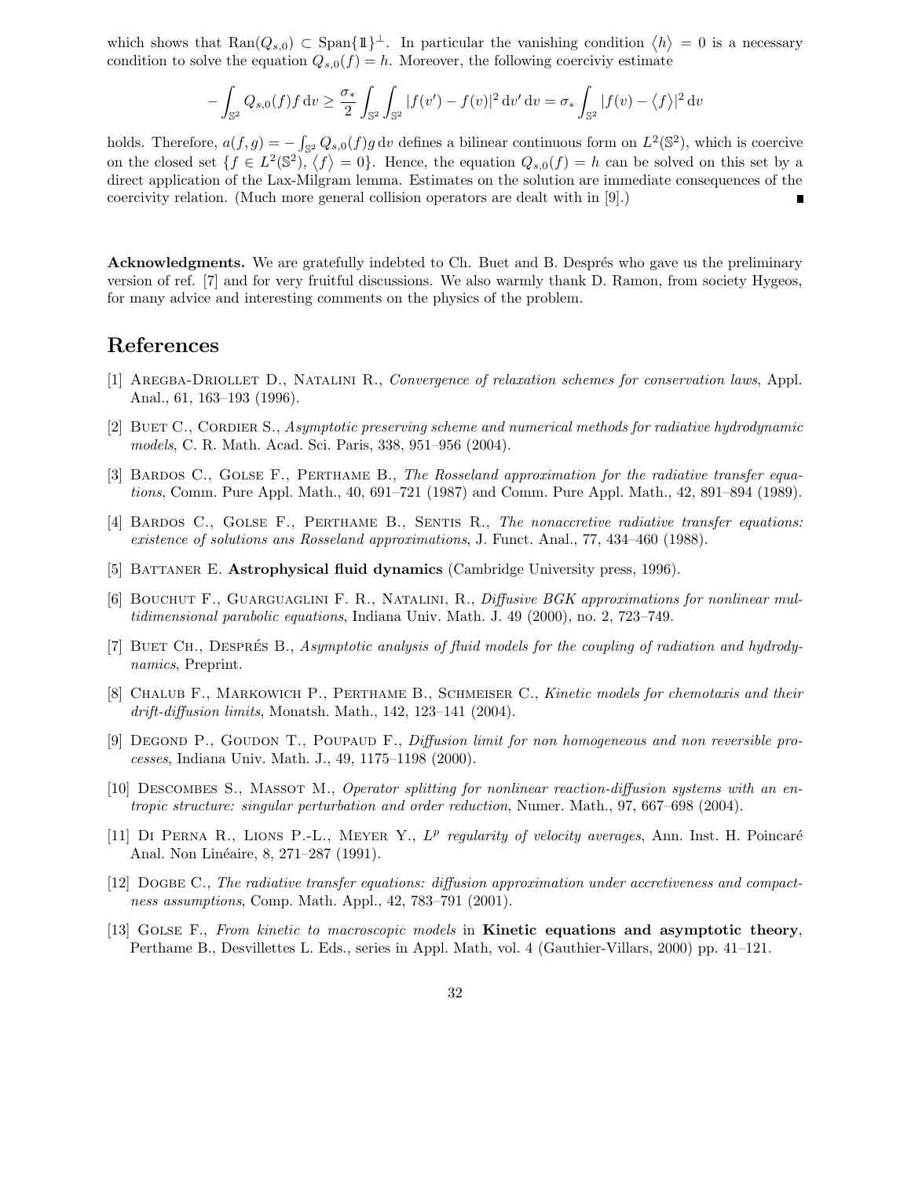which shows that $\mathrm{Ran}(Q_{s,0}) \subset \mathrm{Span}\{\mathbb{1}\}^{\perp}$. In particular the vanishing condition $\langle h \rangle = 0$ is a necessary condition to solve the equation $Q_{s,0}(f) = h$. Moreover, the following coerciviy estimate

$$-\int_{\mathbb{S}^2} Q_{s,0}(f) f \, \mathrm{d}v \geq \frac{\sigma_*}{2} \int_{\mathbb{S}^2} \int_{\mathbb{S}^2} |f(v') - f(v)|^2 \, \mathrm{d}v' \, \mathrm{d}v = \sigma_* \int_{\mathbb{S}^2} |f(v) - \langle f \rangle|^2 \, \mathrm{d}v$$

holds. Therefore, $a(f,g) = -\int_{\mathbb{S}^2} Q_{s,0}(f) g \, \mathrm{d}v$ defines a bilinear continuous form on $L^2(\mathbb{S}^2)$, which is coercive on the closed set $\{f \in L^2(\mathbb{S}^2), \langle f \rangle = 0\}$. Hence, the equation $Q_{s,0}(f) = h$ can be solved on this set by a direct application of the Lax-Milgram lemma. Estimates on the solution are immediate consequences of the coercivity relation. (Much more general collision operators are dealt with in [9].) ∎

**Acknowledgments.** We are gratefully indebted to Ch. Buet and B. Després who gave us the preliminary version of ref. [7] and for very fruitful discussions. We also warmly thank D. Ramon, from society Hygeos, for many advice and interesting comments on the physics of the problem.

# References

[1] Aregba-Driollet D., Natalini R., *Convergence of relaxation schemes for conservation laws*, Appl. Anal., 61, 163–193 (1996).

[2] Buet C., Cordier S., *Asymptotic preserving scheme and numerical methods for radiative hydrodynamic models*, C. R. Math. Acad. Sci. Paris, 338, 951–956 (2004).

[3] Bardos C., Golse F., Perthame B., *The Rosseland approximation for the radiative transfer equations*, Comm. Pure Appl. Math., 40, 691–721 (1987) and Comm. Pure Appl. Math., 42, 891–894 (1989).

[4] Bardos C., Golse F., Perthame B., Sentis R., *The nonaccretive radiative transfer equations: existence of solutions ans Rosseland approximations*, J. Funct. Anal., 77, 434–460 (1988).

[5] Battaner E. **Astrophysical fluid dynamics** (Cambridge University press, 1996).

[6] Bouchut F., Guarguaglini F. R., Natalini, R., *Diffusive BGK approximations for nonlinear multidimensional parabolic equations*, Indiana Univ. Math. J. 49 (2000), no. 2, 723–749.

[7] Buet Ch., Després B., *Asymptotic analysis of fluid models for the coupling of radiation and hydrodynamics*, Preprint.

[8] Chalub F., Markowich P., Perthame B., Schmeiser C., *Kinetic models for chemotaxis and their drift-diffusion limits*, Monatsh. Math., 142, 123–141 (2004).

[9] Degond P., Goudon T., Poupaud F., *Diffusion limit for non homogeneous and non reversible processes*, Indiana Univ. Math. J., 49, 1175–1198 (2000).

[10] Descombes S., Massot M., *Operator splitting for nonlinear reaction-diffusion systems with an entropic structure: singular perturbation and order reduction*, Numer. Math., 97, 667–698 (2004).

[11] Di Perna R., Lions P.-L., Meyer Y., *$L^p$ regularity of velocity averages*, Ann. Inst. H. Poincaré Anal. Non Linéaire, 8, 271–287 (1991).

[12] Dogbe C., *The radiative transfer equations: diffusion approximation under accretiveness and compactness assumptions*, Comp. Math. Appl., 42, 783–791 (2001).

[13] Golse F., *From kinetic to macroscopic models* in **Kinetic equations and asymptotic theory**, Perthame B., Desvillettes L. Eds., series in Appl. Math, vol. 4 (Gauthier-Villars, 2000) pp. 41–121.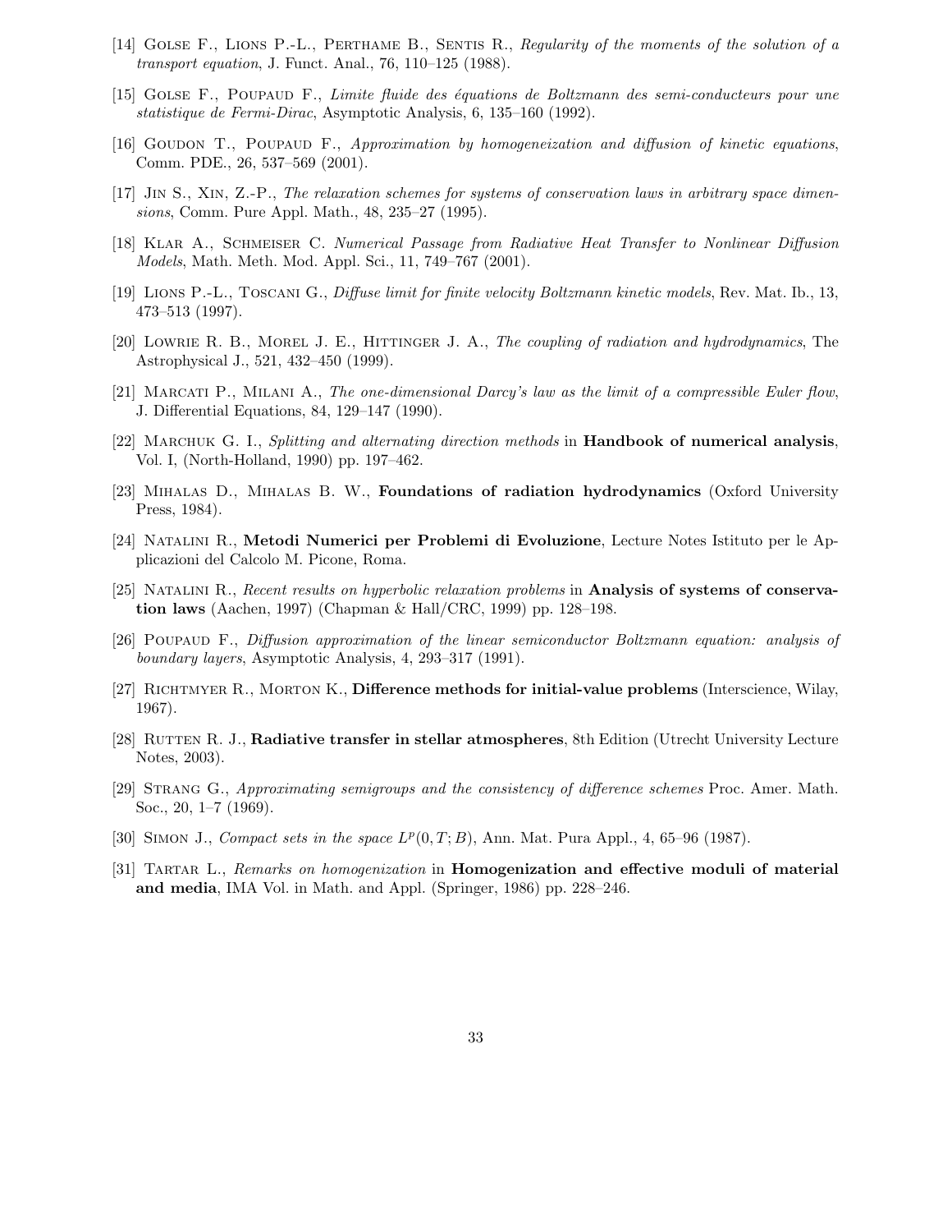[14] Golse F., Lions P.-L., Perthame B., Sentis R., *Regularity of the moments of the solution of a transport equation*, J. Funct. Anal., 76, 110–125 (1988).

[15] Golse F., Poupaud F., *Limite fluide des équations de Boltzmann des semi-conducteurs pour une statistique de Fermi-Dirac*, Asymptotic Analysis, 6, 135–160 (1992).

[16] Goudon T., Poupaud F., *Approximation by homogeneization and diffusion of kinetic equations*, Comm. PDE., 26, 537–569 (2001).

[17] Jin S., Xin, Z.-P., *The relaxation schemes for systems of conservation laws in arbitrary space dimensions*, Comm. Pure Appl. Math., 48, 235–27 (1995).

[18] Klar A., Schmeiser C. *Numerical Passage from Radiative Heat Transfer to Nonlinear Diffusion Models*, Math. Meth. Mod. Appl. Sci., 11, 749–767 (2001).

[19] Lions P.-L., Toscani G., *Diffuse limit for finite velocity Boltzmann kinetic models*, Rev. Mat. Ib., 13, 473–513 (1997).

[20] Lowrie R. B., Morel J. E., Hittinger J. A., *The coupling of radiation and hydrodynamics*, The Astrophysical J., 521, 432–450 (1999).

[21] Marcati P., Milani A., *The one-dimensional Darcy's law as the limit of a compressible Euler flow*, J. Differential Equations, 84, 129–147 (1990).

[22] Marchuk G. I., *Splitting and alternating direction methods* in **Handbook of numerical analysis**, Vol. I, (North-Holland, 1990) pp. 197–462.

[23] Mihalas D., Mihalas B. W., **Foundations of radiation hydrodynamics** (Oxford University Press, 1984).

[24] Natalini R., **Metodi Numerici per Problemi di Evoluzione**, Lecture Notes Istituto per le Applicazioni del Calcolo M. Picone, Roma.

[25] Natalini R., *Recent results on hyperbolic relaxation problems* in **Analysis of systems of conservation laws** (Aachen, 1997) (Chapman & Hall/CRC, 1999) pp. 128–198.

[26] Poupaud F., *Diffusion approximation of the linear semiconductor Boltzmann equation: analysis of boundary layers*, Asymptotic Analysis, 4, 293–317 (1991).

[27] Richtmyer R., Morton K., **Difference methods for initial-value problems** (Interscience, Wilay, 1967).

[28] Rutten R. J., **Radiative transfer in stellar atmospheres**, 8th Edition (Utrecht University Lecture Notes, 2003).

[29] Strang G., *Approximating semigroups and the consistency of difference schemes* Proc. Amer. Math. Soc., 20, 1–7 (1969).

[30] Simon J., *Compact sets in the space $L^p(0,T;B)$*, Ann. Mat. Pura Appl., 4, 65–96 (1987).

[31] Tartar L., *Remarks on homogenization* in **Homogenization and effective moduli of material and media**, IMA Vol. in Math. and Appl. (Springer, 1986) pp. 228–246.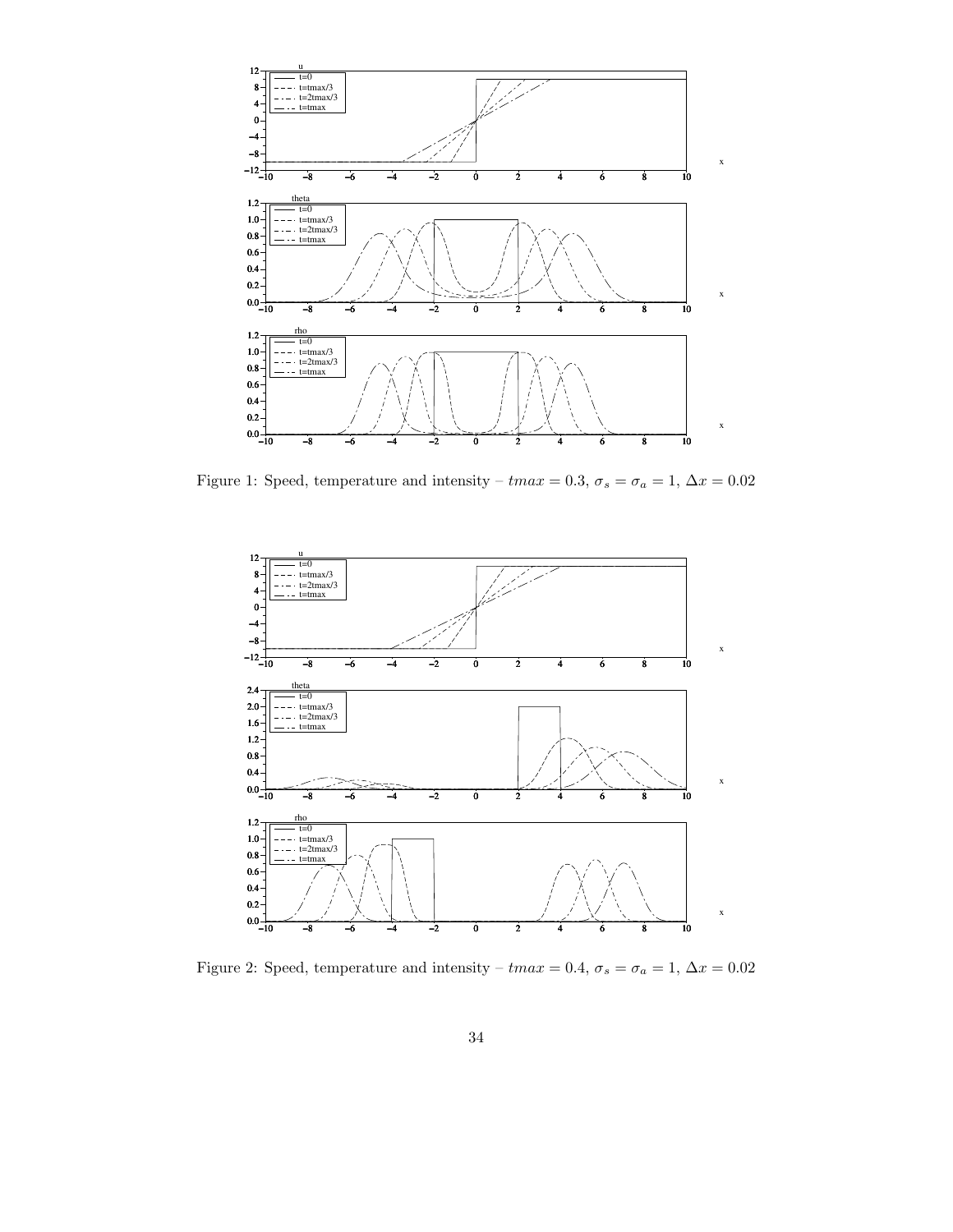Figure 1: Speed, temperature and intensity – $tmax = 0.3$, $\sigma_s = \sigma_a = 1$, $\Delta x = 0.02$

Figure 2: Speed, temperature and intensity – $tmax = 0.4$, $\sigma_s = \sigma_a = 1$, $\Delta x = 0.02$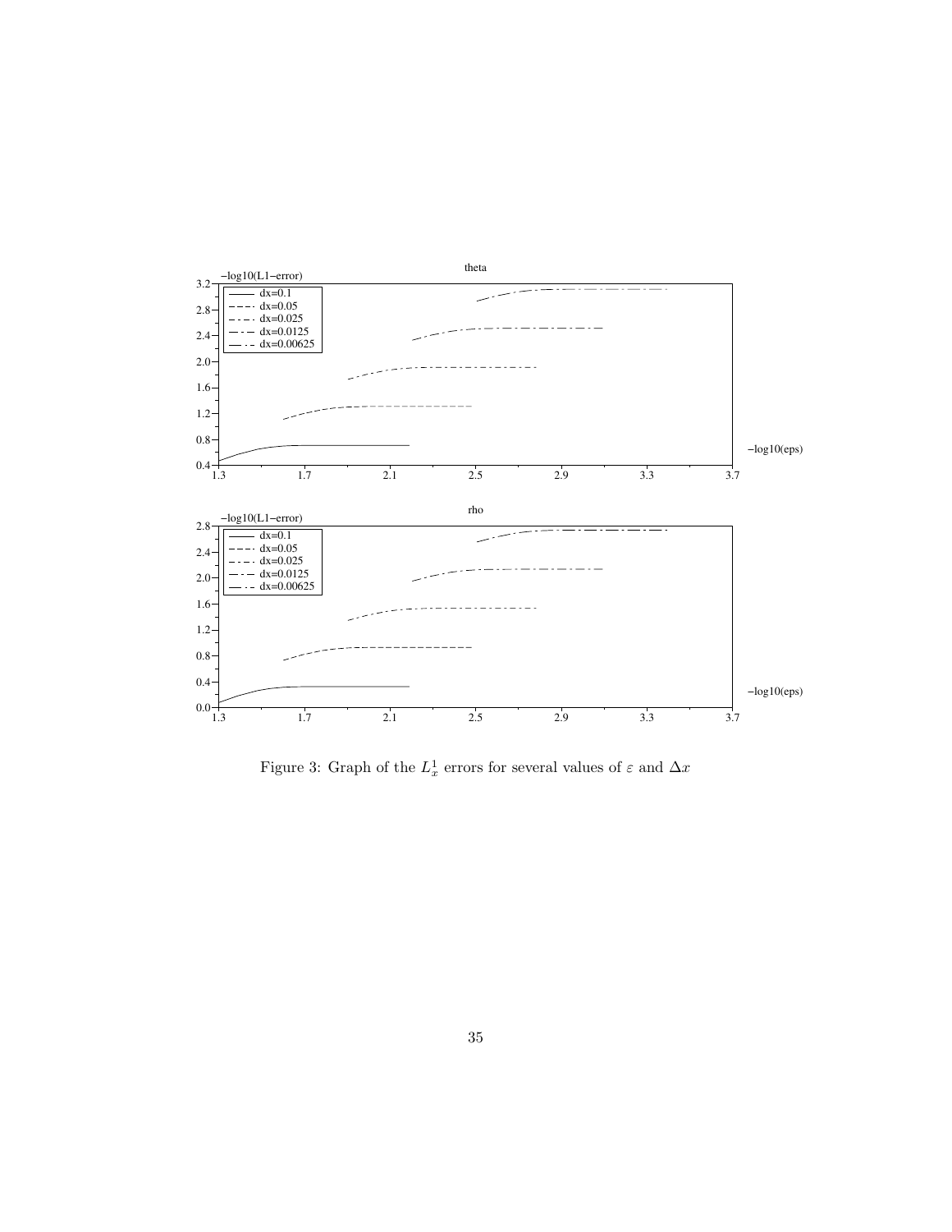Figure 3: Graph of the $L^1_x$ errors for several values of $\varepsilon$ and $\Delta x$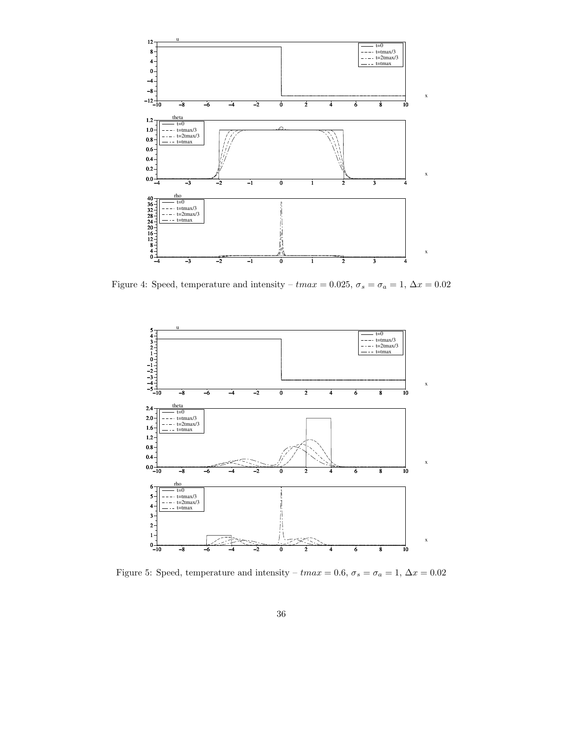Figure 4: Speed, temperature and intensity – $tmax = 0.025$, $\sigma_s = \sigma_a = 1$, $\Delta x = 0.02$

Figure 5: Speed, temperature and intensity – $tmax = 0.6$, $\sigma_s = \sigma_a = 1$, $\Delta x = 0.02$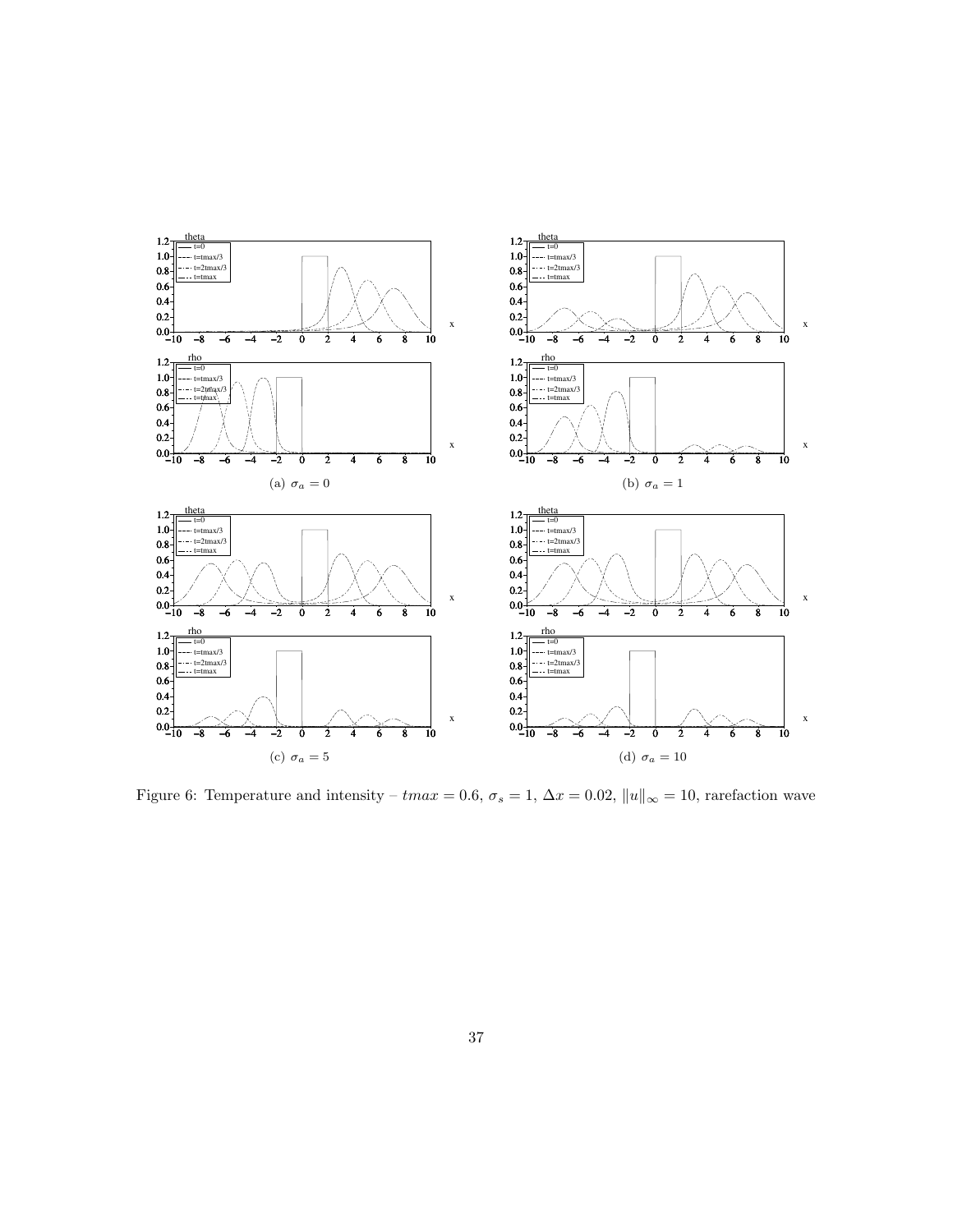(a) $\sigma_a = 0$

(b) $\sigma_a = 1$

(c) $\sigma_a = 5$

(d) $\sigma_a = 10$

Figure 6: Temperature and intensity – $tmax = 0.6$, $\sigma_s = 1$, $\Delta x = 0.02$, $\|u\|_\infty = 10$, rarefaction wave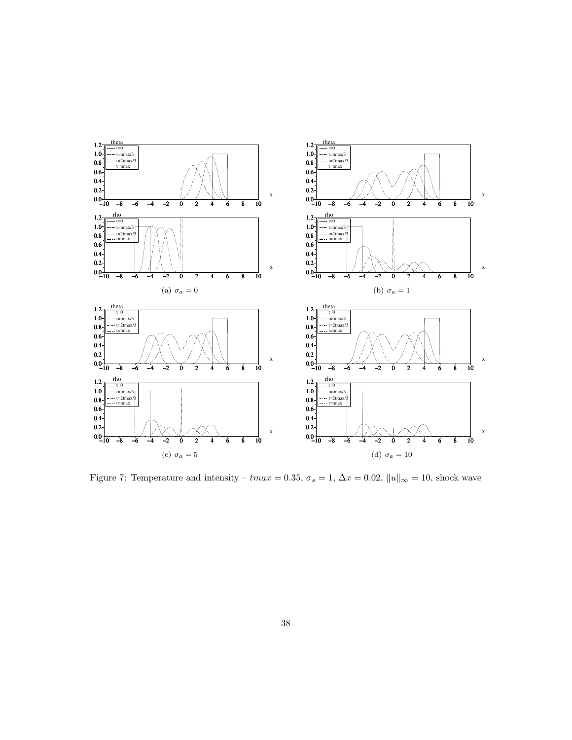(a) $\sigma_a = 0$

(b) $\sigma_a = 1$

(c) $\sigma_a = 5$

(d) $\sigma_a = 10$

Figure 7: Temperature and intensity – $tmax = 0.35$, $\sigma_s = 1$, $\Delta x = 0.02$, $\|u\|_\infty = 10$, shock wave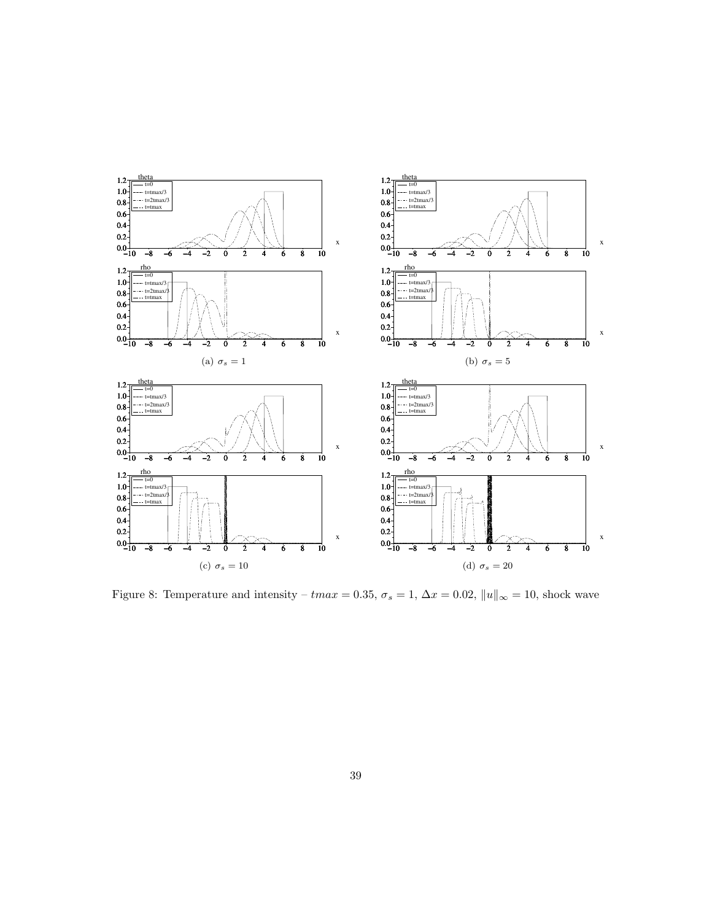(a) $\sigma_s = 1$

(b) $\sigma_s = 5$

(c) $\sigma_s = 10$

(d) $\sigma_s = 20$

Figure 8: Temperature and intensity – $tmax = 0.35$, $\sigma_s = 1$, $\Delta x = 0.02$, $\|u\|_\infty = 10$, shock wave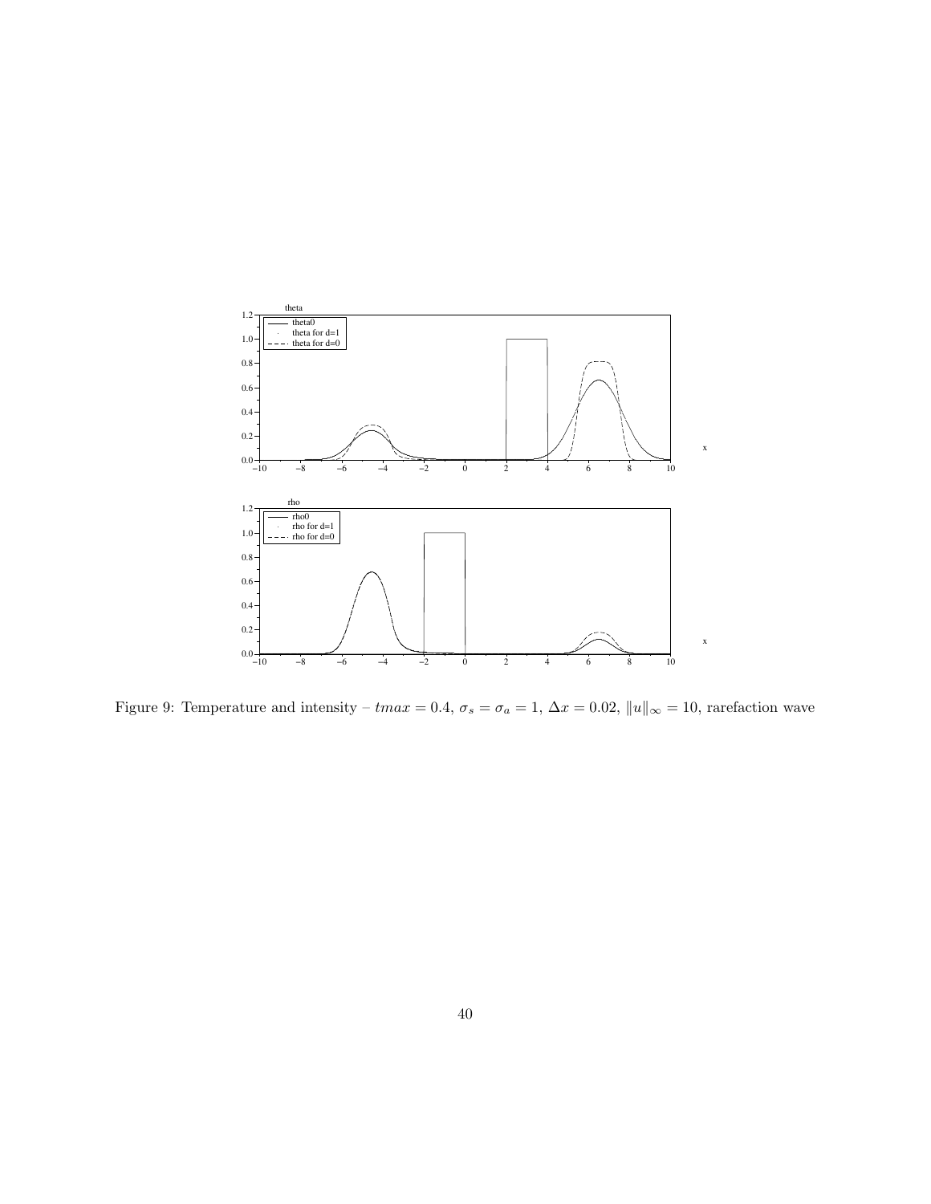theta

1.2
1.0
0.8
0.6
0.4
0.2
0.0

−10 −8 −6 −4 −2 0 2 4 6 8 10

x

theta0
theta for d=1
theta for d=0

rho

1.2
1.0
0.8
0.6
0.4
0.2
0.0

−10 −8 −6 −4 −2 0 2 4 6 8 10

x

rho0
rho for d=1
rho for d=0

Figure 9: Temperature and intensity – $tmax = 0.4$, $\sigma_s = \sigma_a = 1$, $\Delta x = 0.02$, $\|u\|_\infty = 10$, rarefaction wave